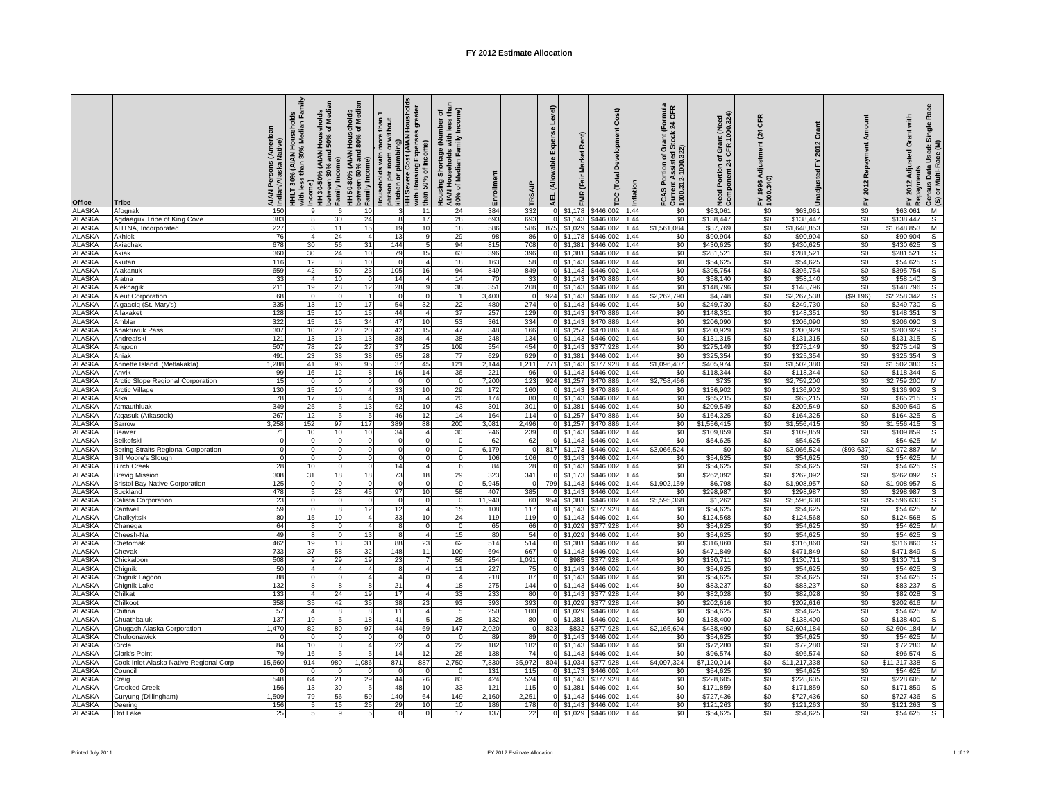# FY 2012 Estimate Allocation

| Office | Tribe | AIAN Persons (American Indian/Alaska Native) | HHLT 30% (AIAN Households with less than 30% Median Family Income) | HH 30-50% (AIAN Households between 30% and 50% of Median Family Income) | HH 50-80% (AIAN Households between 50% and 80% of Median Family Income) | Households with more than 1 person per room or without kitchen or plumbing) | HH Severe Cost (AIAN Housholds with Housing Expenses greater than 50% of Income) | Housing Shortage (Number of AIAN Households with less than 80% of Median Family Income) | Enrollment | TRSAIP | AEL (Allowable Expense Level) | FMR (Fair Market Rent) | TDC (Total Development Cost) | Inflation | FCAS Portion of Grant (Formula Current Assisted Stock 24 CFR 1000.312-1000.322) | Need Portion of Grant (Need Component 24 CFR 1000.324) | FY 1996 Adjustment (24 CFR 1000.340) | Unadjusted FY 2012 Grant | FY 2012 Repayment Amount | FY 2012 Adjusted Grant with Repayments | Census Data Used: Single Race (S) or Multi-Race (M) |
|---|---|---|---|---|---|---|---|---|---|---|---|---|---|---|---|---|---|---|---|---|---|
| ALASKA | Afognak | 150 | 9 | 6 | 10 | 3 | 11 | 24 | 384 | 332 | 0 | $1,178 | $446,002 | 1.44 | $0 | $63,061 | $0 | $63,061 | $0 | $63,061 | M |
| ALASKA | Agdaagux Tribe of King Cove | 383 | 8 | 30 | 24 | 8 | 17 | 28 | 693 | 693 | 0 | $1,143 | $446,002 | 1.44 | $0 | $138,447 | $0 | $138,447 | $0 | $138,447 | S |
| ALASKA | AHTNA, Incorporated | 227 | 3 | 11 | 15 | 19 | 10 | 18 | 586 | 586 | 875 | $1,029 | $446,002 | 1.44 | $1,561,084 | $87,769 | $0 | $1,648,853 | $0 | $1,648,853 | M |
| ALASKA | Akhiok | 76 | 4 | 24 | 4 | 13 | 9 | 29 | 98 | 86 | 0 | $1,178 | $446,002 | 1.44 | $0 | $90,904 | $0 | $90,904 | $0 | $90,904 | S |
| ALASKA | Akiachak | 678 | 30 | 56 | 31 | 144 | 5 | 94 | 815 | 708 | 0 | $1,381 | $446,002 | 1.44 | $0 | $430,625 | $0 | $430,625 | $0 | $430,625 | S |
| ALASKA | Akiak | 360 | 30 | 24 | 10 | 79 | 15 | 63 | 396 | 396 | 0 | $1,381 | $446,002 | 1.44 | $0 | $281,521 | $0 | $281,521 | $0 | $281,521 | S |
| ALASKA | Akutan | 116 | 12 | 8 | 10 | 0 | 4 | 18 | 163 | 58 | 0 | $1,143 | $446,002 | 1.44 | $0 | $54,625 | $0 | $54,625 | $0 | $54,625 | S |
| ALASKA | Alakanuk | 659 | 42 | 50 | 23 | 105 | 16 | 94 | 849 | 849 | 0 | $1,143 | $446,002 | 1.44 | $0 | $395,754 | $0 | $395,754 | $0 | $395,754 | S |
| ALASKA | Alatna | 33 | 4 | 10 | 0 | 14 | 4 | 14 | 70 | 33 | 0 | $1,143 | $470,886 | 1.44 | $0 | $58,140 | $0 | $58,140 | $0 | $58,140 | S |
| ALASKA | Aleknagik | 211 | 19 | 28 | 12 | 28 | 9 | 38 | 351 | 208 | 0 | $1,143 | $446,002 | 1.44 | $0 | $148,796 | $0 | $148,796 | $0 | $148,796 | S |
| ALASKA | Aleut Corporation | 68 | 0 | 0 | 1 | 0 | 0 | 1 | 3,400 | 0 | 924 | $1,143 | $446,002 | 1.44 | $2,262,790 | $4,748 | $0 | $2,267,538 | ($9,196) | $2,258,342 | S |
| ALASKA | Algaaciq (St. Mary's) | 335 | 13 | 19 | 17 | 54 | 32 | 22 | 480 | 274 | 0 | $1,143 | $446,002 | 1.44 | $0 | $249,730 | $0 | $249,730 | $0 | $249,730 | S |
| ALASKA | Allakaket | 128 | 15 | 10 | 15 | 44 | 4 | 37 | 257 | 129 | 0 | $1,143 | $470,886 | 1.44 | $0 | $148,351 | $0 | $148,351 | $0 | $148,351 | S |
| ALASKA | Ambler | 322 | 15 | 15 | 34 | 47 | 10 | 53 | 361 | 334 | 0 | $1,143 | $470,886 | 1.44 | $0 | $206,090 | $0 | $206,090 | $0 | $206,090 | S |
| ALASKA | Anaktuvuk Pass | 307 | 10 | 20 | 20 | 42 | 15 | 47 | 348 | 166 | 0 | $1,257 | $470,886 | 1.44 | $0 | $200,929 | $0 | $200,929 | $0 | $200,929 | S |
| ALASKA | Andreafski | 121 | 13 | 13 | 13 | 38 | 4 | 38 | 248 | 134 | 0 | $1,143 | $446,002 | 1.44 | $0 | $131,315 | $0 | $131,315 | $0 | $131,315 | S |
| ALASKA | Angoon | 507 | 78 | 29 | 27 | 37 | 25 | 109 | 554 | 454 | 0 | $1,143 | $377,928 | 1.44 | $0 | $275,149 | $0 | $275,149 | $0 | $275,149 | S |
| ALASKA | Aniak | 491 | 23 | 38 | 38 | 65 | 28 | 77 | 629 | 629 | 0 | $1,381 | $446,002 | 1.44 | $0 | $325,354 | $0 | $325,354 | $0 | $325,354 | S |
| ALASKA | Annette Island (Metlakakla) | 1,288 | 41 | 96 | 95 | 37 | 45 | 121 | 2,144 | 1,211 | 771 | $1,143 | $377,928 | 1.44 | $1,096,407 | $405,974 | $0 | $1,502,380 | $0 | $1,502,380 | S |
| ALASKA | Anvik | 99 | 16 | 12 | 8 | 16 | 14 | 36 | 221 | 96 | 0 | $1,143 | $446,002 | 1.44 | $0 | $118,344 | $0 | $118,344 | $0 | $118,344 | S |
| ALASKA | Arctic Slope Regional Corporation | 15 | 0 | 0 | 0 | 0 | 0 | 0 | 7,200 | 123 | 924 | $1,257 | $470,886 | 1.44 | $2,758,466 | $735 | $0 | $2,759,200 | $0 | $2,759,200 | M |
| ALASKA | Arctic Village | 130 | 15 | 10 | 4 | 33 | 10 | 29 | 172 | 160 | 0 | $1,143 | $470,886 | 1.44 | $0 | $136,902 | $0 | $136,902 | $0 | $136,902 | S |
| ALASKA | Atka | 78 | 17 | 8 | 4 | 8 | 4 | 20 | 174 | 80 | 0 | $1,143 | $446,002 | 1.44 | $0 | $65,215 | $0 | $65,215 | $0 | $65,215 | S |
| ALASKA | Atmauthluak | 349 | 25 | 5 | 13 | 62 | 10 | 43 | 301 | 301 | 0 | $1,381 | $446,002 | 1.44 | $0 | $209,549 | $0 | $209,549 | $0 | $209,549 | S |
| ALASKA | Atqasuk (Atkasook) | 267 | 12 | 5 | 5 | 46 | 12 | 14 | 164 | 114 | 0 | $1,257 | $470,886 | 1.44 | $0 | $164,325 | $0 | $164,325 | $0 | $164,325 | S |
| ALASKA | Barrow | 3,258 | 152 | 97 | 117 | 389 | 88 | 200 | 3,081 | 2,496 | 0 | $1,257 | $470,886 | 1.44 | $0 | $1,556,415 | $0 | $1,556,415 | $0 | $1,556,415 | S |
| ALASKA | Beaver | 71 | 10 | 10 | 10 | 34 | 4 | 30 | 246 | 239 | 0 | $1,143 | $446,002 | 1.44 | $0 | $109,859 | $0 | $109,859 | $0 | $109,859 | S |
| ALASKA | Belkofski | 0 | 0 | 0 | 0 | 0 | 0 | 0 | 62 | 62 | 0 | $1,143 | $446,002 | 1.44 | $0 | $54,625 | $0 | $54,625 | $0 | $54,625 | M |
| ALASKA | Bering Straits Regional Corporation | 0 | 0 | 0 | 0 | 0 | 0 | 0 | 6,179 | 0 | 817 | $1,173 | $446,002 | 1.44 | $3,066,524 | $0 | $0 | $3,066,524 | ($93,637) | $2,972,887 | M |
| ALASKA | Bill Moore's Slough | 0 | 0 | 0 | 0 | 0 | 0 | 0 | 106 | 106 | 0 | $1,143 | $446,002 | 1.44 | $0 | $54,625 | $0 | $54,625 | $0 | $54,625 | M |
| ALASKA | Birch Creek | 28 | 10 | 0 | 0 | 14 | 4 | 6 | 84 | 28 | 0 | $1,143 | $446,002 | 1.44 | $0 | $54,625 | $0 | $54,625 | $0 | $54,625 | S |
| ALASKA | Brevig Mission | 308 | 31 | 18 | 18 | 73 | 18 | 29 | 323 | 341 | 0 | $1,173 | $446,002 | 1.44 | $0 | $262,092 | $0 | $262,092 | $0 | $262,092 | S |
| ALASKA | Bristol Bay Native Corporation | 125 | 0 | 0 | 0 | 0 | 0 | 0 | 5,945 | 0 | 799 | $1,143 | $446,002 | 1.44 | $1,902,159 | $6,798 | $0 | $1,908,957 | $0 | $1,908,957 | S |
| ALASKA | Buckland | 478 | 5 | 28 | 45 | 97 | 10 | 58 | 407 | 385 | 0 | $1,143 | $446,002 | 1.44 | $0 | $298,987 | $0 | $298,987 | $0 | $298,987 | S |
| ALASKA | Calista Corporation | 23 | 0 | 0 | 0 | 0 | 0 | 0 | 11,940 | 60 | 954 | $1,381 | $446,002 | 1.44 | $5,595,368 | $1,262 | $0 | $5,596,630 | $0 | $5,596,630 | S |
| ALASKA | Cantwell | 59 | 0 | 8 | 12 | 12 | 4 | 15 | 108 | 117 | 0 | $1,143 | $377,928 | 1.44 | $0 | $54,625 | $0 | $54,625 | $0 | $54,625 | M |
| ALASKA | Chalkyitsik | 80 | 15 | 10 | 4 | 33 | 10 | 24 | 119 | 119 | 0 | $1,143 | $446,002 | 1.44 | $0 | $124,568 | $0 | $124,568 | $0 | $124,568 | S |
| ALASKA | Chanega | 64 | 8 | 0 | 4 | 8 | 0 | 0 | 65 | 66 | 0 | $1,029 | $377,928 | 1.44 | $0 | $54,625 | $0 | $54,625 | $0 | $54,625 | M |
| ALASKA | Cheesh-Na | 49 | 8 | 0 | 13 | 8 | 4 | 15 | 80 | 54 | 0 | $1,029 | $446,002 | 1.44 | $0 | $54,625 | $0 | $54,625 | $0 | $54,625 | S |
| ALASKA | Chefornak | 462 | 19 | 13 | 31 | 88 | 23 | 62 | 514 | 514 | 0 | $1,381 | $446,002 | 1.44 | $0 | $316,860 | $0 | $316,860 | $0 | $316,860 | S |
| ALASKA | Chevak | 733 | 37 | 58 | 32 | 148 | 11 | 109 | 694 | 667 | 0 | $1,143 | $446,002 | 1.44 | $0 | $471,849 | $0 | $471,849 | $0 | $471,849 | S |
| ALASKA | Chickaloon | 508 | 9 | 29 | 19 | 23 | 7 | 56 | 254 | 1,091 | 0 | $985 | $377,928 | 1.44 | $0 | $130,711 | $0 | $130,711 | $0 | $130,711 | S |
| ALASKA | Chignik | 50 | 4 | 4 | 4 | 8 | 4 | 11 | 227 | 75 | 0 | $1,143 | $446,002 | 1.44 | $0 | $54,625 | $0 | $54,625 | $0 | $54,625 | S |
| ALASKA | Chignik Lagoon | 88 | 0 | 0 | 4 | 4 | 0 | 4 | 218 | 87 | 0 | $1,143 | $446,002 | 1.44 | $0 | $54,625 | $0 | $54,625 | $0 | $54,625 | S |
| ALASKA | Chignik Lake | 132 | 8 | 8 | 8 | 21 | 4 | 18 | 275 | 144 | 0 | $1,143 | $446,002 | 1.44 | $0 | $83,237 | $0 | $83,237 | $0 | $83,237 | S |
| ALASKA | Chilkat | 133 | 4 | 24 | 19 | 17 | 4 | 33 | 233 | 80 | 0 | $1,143 | $377,928 | 1.44 | $0 | $82,028 | $0 | $82,028 | $0 | $82,028 | S |
| ALASKA | Chilkoot | 358 | 35 | 42 | 35 | 38 | 23 | 93 | 393 | 393 | 0 | $1,029 | $377,928 | 1.44 | $0 | $202,616 | $0 | $202,616 | $0 | $202,616 | M |
| ALASKA | Chitina | 57 | 4 | 8 | 8 | 11 | 4 | 5 | 250 | 100 | 0 | $1,029 | $446,002 | 1.44 | $0 | $54,625 | $0 | $54,625 | $0 | $54,625 | M |
| ALASKA | Chuathbaluk | 137 | 19 | 5 | 18 | 41 | 5 | 28 | 132 | 80 | 0 | $1,381 | $446,002 | 1.44 | $0 | $138,400 | $0 | $138,400 | $0 | $138,400 | S |
| ALASKA | Chugach Alaska Corporation | 1,470 | 82 | 80 | 97 | 44 | 69 | 147 | 2,020 | 0 | 823 | $832 | $377,928 | 1.44 | $2,165,694 | $438,490 | $0 | $2,604,184 | $0 | $2,604,184 | M |
| ALASKA | Chuloonawick | 0 | 0 | 0 | 0 | 0 | 0 | 0 | 89 | 89 | 0 | $1,143 | $446,002 | 1.44 | $0 | $54,625 | $0 | $54,625 | $0 | $54,625 | M |
| ALASKA | Circle | 84 | 10 | 8 | 4 | 22 | 4 | 22 | 182 | 182 | 0 | $1,143 | $446,002 | 1.44 | $0 | $72,280 | $0 | $72,280 | $0 | $72,280 | M |
| ALASKA | Clark's Point | 79 | 16 | 5 | 5 | 14 | 12 | 26 | 138 | 74 | 0 | $1,143 | $446,002 | 1.44 | $0 | $96,574 | $0 | $96,574 | $0 | $96,574 | S |
| ALASKA | Cook Inlet Alaska Native Regional Corp | 15,660 | 914 | 980 | 1,086 | 871 | 887 | 2,750 | 7,830 | 35,972 | 804 | $1,034 | $377,928 | 1.44 | $4,097,324 | $7,120,014 | $0 | $11,217,338 | $0 | $11,217,338 | S |
| ALASKA | Council | 0 | 0 | 0 | 0 | 0 | 0 | 0 | 131 | 115 | 0 | $1,173 | $446,002 | 1.44 | $0 | $54,625 | $0 | $54,625 | $0 | $54,625 | M |
| ALASKA | Craig | 548 | 64 | 21 | 29 | 44 | 26 | 83 | 424 | 524 | 0 | $1,143 | $377,928 | 1.44 | $0 | $228,605 | $0 | $228,605 | $0 | $228,605 | M |
| ALASKA | Crooked Creek | 156 | 13 | 30 | 5 | 48 | 10 | 33 | 121 | 115 | 0 | $1,381 | $446,002 | 1.44 | $0 | $171,859 | $0 | $171,859 | $0 | $171,859 | S |
| ALASKA | Curyung (Dillingham) | 1,509 | 79 | 56 | 59 | 140 | 64 | 149 | 2,160 | 2,251 | 0 | $1,143 | $446,002 | 1.44 | $0 | $727,436 | $0 | $727,436 | $0 | $727,436 | S |
| ALASKA | Deering | 156 | 5 | 15 | 25 | 29 | 10 | 10 | 186 | 178 | 0 | $1,143 | $446,002 | 1.44 | $0 | $121,263 | $0 | $121,263 | $0 | $121,263 | S |
| ALASKA | Dot Lake | 25 | 5 | 9 | 5 | 0 | 0 | 17 | 137 | 22 | 0 | $1,029 | $446,002 | 1.44 | $0 | $54,625 | $0 | $54,625 | $0 | $54,625 | S |

Printed July 2011

FY 2012 Estimate Allocation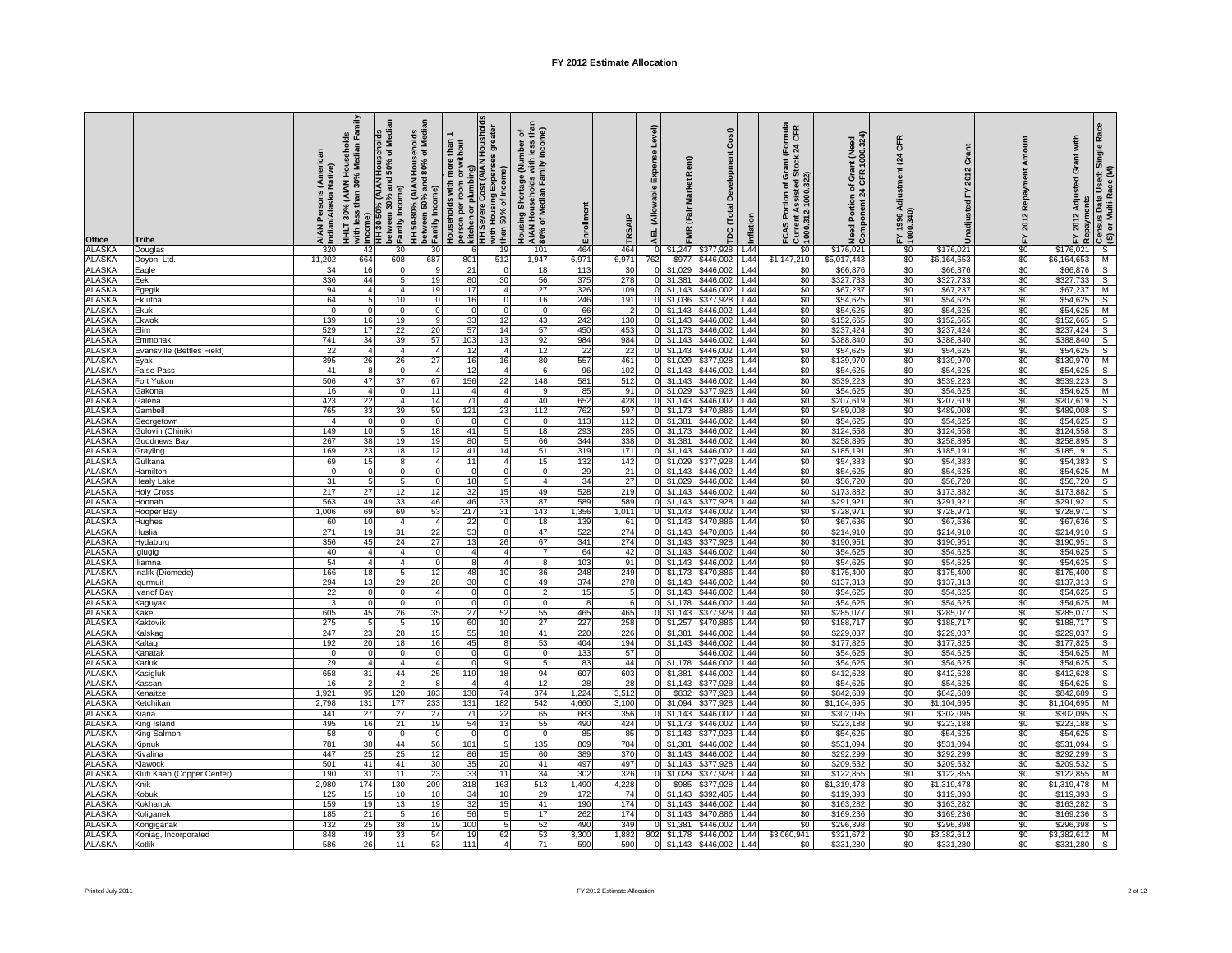# FY 2012 Estimate Allocation

| Office | Tribe | AIAN Persons (American Indian/Alaska Native) | HHLT 30% (AIAN Households with less than 30% Median Family Income) | HH 30-50% (AIAN Households between 30% and 50% of Median Family Income) | HH 50-80% (AIAN Households between 50% and 80% of Median Family Income) | Households with more than 1 person per room or without kitchen or plumbing) | HH Severe Cost (AIAN Housholds with Housing Expenses greater than 50% of Income) | Housing Shortage (Number of AIAN Households with less than 80% of Median Family Income) | Enrollment | TRSAIP | AEL (Allowable Expense Level) | FMR (Fair Market Rent) | TDC (Total Development Cost) | Inflation | FCAS Portion of Grant (Formula Current Assisted Stock 24 CFR 1000.312-1000.322) | Need Portion of Grant (Need Component 24 CFR 1000.324) | FY 1996 Adjustment (24 CFR 1000.340) | Unadjusted FY 2012 Grant | FY 2012 Repayment Amount | FY 2012 Adjusted Grant with Repayments | Census Data Used: Single Race (S) or Multi-Race (M) |
|---|---|---|---|---|---|---|---|---|---|---|---|---|---|---|---|---|---|---|---|---|---|
| ALASKA | Douglas | 320 | 42 | 30 | 30 | 6 | 19 | 101 | 464 | 464 | 0 | $1,247 | $377,928 | 1.44 | $0 | $176,021 | $0 | $176,021 | $0 | $176,021 | S |
| ALASKA | Doyon, Ltd. | 11,202 | 664 | 608 | 687 | 801 | 512 | 1,947 | 6,971 | 6,971 | 762 | $977 | $446,002 | 1.44 | $1,147,210 | $5,017,443 | $0 | $6,164,653 | $0 | $6,164,653 | M |
| ALASKA | Eagle | 34 | 16 | 0 | 9 | 21 | 0 | 18 | 113 | 30 | 0 | $1,029 | $446,002 | 1.44 | $0 | $66,876 | $0 | $66,876 | $0 | $66,876 | S |
| ALASKA | Eek | 336 | 44 | 5 | 19 | 80 | 30 | 56 | 375 | 278 | 0 | $1,381 | $446,002 | 1.44 | $0 | $327,733 | $0 | $327,733 | $0 | $327,733 | S |
| ALASKA | Egegik | 94 | 4 | 4 | 19 | 17 | 4 | 27 | 326 | 109 | 0 | $1,143 | $446,002 | 1.44 | $0 | $67,237 | $0 | $67,237 | $0 | $67,237 | M |
| ALASKA | Eklutna | 64 | 5 | 10 | 0 | 16 | 0 | 16 | 246 | 191 | 0 | $1,036 | $377,928 | 1.44 | $0 | $54,625 | $0 | $54,625 | $0 | $54,625 | S |
| ALASKA | Ekuk | 0 | 0 | 0 | 0 | 0 | 0 | 0 | 66 | 2 | 0 | $1,143 | $446,002 | 1.44 | $0 | $54,625 | $0 | $54,625 | $0 | $54,625 | M |
| ALASKA | Ekwok | 139 | 16 | 19 | 9 | 33 | 12 | 43 | 242 | 130 | 0 | $1,143 | $446,002 | 1.44 | $0 | $152,665 | $0 | $152,665 | $0 | $152,665 | S |
| ALASKA | Elim | 529 | 17 | 22 | 20 | 57 | 14 | 57 | 450 | 453 | 0 | $1,173 | $446,002 | 1.44 | $0 | $237,424 | $0 | $237,424 | $0 | $237,424 | S |
| ALASKA | Emmonak | 741 | 34 | 39 | 57 | 103 | 13 | 92 | 984 | 984 | 0 | $1,143 | $446,002 | 1.44 | $0 | $388,840 | $0 | $388,840 | $0 | $388,840 | S |
| ALASKA | Evansville (Bettles Field) | 22 | 4 | 4 | 4 | 12 | 4 | 12 | 22 | 22 | 0 | $1,143 | $446,002 | 1.44 | $0 | $54,625 | $0 | $54,625 | $0 | $54,625 | S |
| ALASKA | Eyak | 395 | 26 | 26 | 27 | 16 | 16 | 80 | 557 | 461 | 0 | $1,029 | $377,928 | 1.44 | $0 | $139,970 | $0 | $139,970 | $0 | $139,970 | M |
| ALASKA | False Pass | 41 | 8 | 0 | 4 | 12 | 4 | 6 | 96 | 102 | 0 | $1,143 | $446,002 | 1.44 | $0 | $54,625 | $0 | $54,625 | $0 | $54,625 | S |
| ALASKA | Fort Yukon | 506 | 47 | 37 | 67 | 156 | 22 | 148 | 581 | 512 | 0 | $1,143 | $446,002 | 1.44 | $0 | $539,223 | $0 | $539,223 | $0 | $539,223 | S |
| ALASKA | Gakona | 16 | 4 | 0 | 11 | 4 | 4 | 9 | 85 | 91 | 0 | $1,029 | $377,928 | 1.44 | $0 | $54,625 | $0 | $54,625 | $0 | $54,625 | M |
| ALASKA | Galena | 423 | 22 | 4 | 14 | 71 | 4 | 40 | 652 | 428 | 0 | $1,143 | $446,002 | 1.44 | $0 | $207,619 | $0 | $207,619 | $0 | $207,619 | S |
| ALASKA | Gambell | 765 | 33 | 39 | 59 | 121 | 23 | 112 | 762 | 597 | 0 | $1,173 | $470,886 | 1.44 | $0 | $489,008 | $0 | $489,008 | $0 | $489,008 | S |
| ALASKA | Georgetown | 4 | 0 | 0 | 0 | 0 | 0 | 0 | 113 | 112 | 0 | $1,381 | $446,002 | 1.44 | $0 | $54,625 | $0 | $54,625 | $0 | $54,625 | S |
| ALASKA | Golovin (Chinik) | 149 | 10 | 5 | 18 | 41 | 5 | 18 | 293 | 285 | 0 | $1,173 | $446,002 | 1.44 | $0 | $124,558 | $0 | $124,558 | $0 | $124,558 | S |
| ALASKA | Goodnews Bay | 267 | 38 | 19 | 19 | 80 | 5 | 66 | 344 | 338 | 0 | $1,381 | $446,002 | 1.44 | $0 | $258,895 | $0 | $258,895 | $0 | $258,895 | S |
| ALASKA | Grayling | 169 | 23 | 18 | 12 | 41 | 14 | 51 | 319 | 171 | 0 | $1,143 | $446,002 | 1.44 | $0 | $185,191 | $0 | $185,191 | $0 | $185,191 | S |
| ALASKA | Gulkana | 69 | 15 | 8 | 4 | 11 | 4 | 15 | 132 | 142 | 0 | $1,029 | $377,928 | 1.44 | $0 | $54,383 | $0 | $54,383 | $0 | $54,383 | S |
| ALASKA | Hamilton | 0 | 0 | 0 | 0 | 0 | 0 | 0 | 29 | 21 | 0 | $1,143 | $446,002 | 1.44 | $0 | $54,625 | $0 | $54,625 | $0 | $54,625 | M |
| ALASKA | Healy Lake | 31 | 5 | 5 | 0 | 18 | 5 | 4 | 34 | 27 | 0 | $1,029 | $446,002 | 1.44 | $0 | $56,720 | $0 | $56,720 | $0 | $56,720 | S |
| ALASKA | Holy Cross | 217 | 27 | 12 | 12 | 32 | 15 | 49 | 528 | 219 | 0 | $1,143 | $446,002 | 1.44 | $0 | $173,882 | $0 | $173,882 | $0 | $173,882 | S |
| ALASKA | Hoonah | 563 | 49 | 33 | 46 | 46 | 33 | 87 | 589 | 589 | 0 | $1,143 | $377,928 | 1.44 | $0 | $291,921 | $0 | $291,921 | $0 | $291,921 | S |
| ALASKA | Hooper Bay | 1,006 | 69 | 69 | 53 | 217 | 31 | 143 | 1,356 | 1,011 | 0 | $1,143 | $446,002 | 1.44 | $0 | $728,971 | $0 | $728,971 | $0 | $728,971 | S |
| ALASKA | Hughes | 60 | 10 | 4 | 4 | 22 | 0 | 18 | 139 | 61 | 0 | $1,143 | $470,886 | 1.44 | $0 | $67,636 | $0 | $67,636 | $0 | $67,636 | S |
| ALASKA | Huslia | 271 | 19 | 31 | 22 | 53 | 8 | 47 | 522 | 274 | 0 | $1,143 | $470,886 | 1.44 | $0 | $214,910 | $0 | $214,910 | $0 | $214,910 | S |
| ALASKA | Hydaburg | 356 | 45 | 24 | 27 | 13 | 26 | 67 | 341 | 274 | 0 | $1,143 | $377,928 | 1.44 | $0 | $190,951 | $0 | $190,951 | $0 | $190,951 | S |
| ALASKA | Igiugig | 40 | 4 | 4 | 0 | 4 | 4 | 7 | 64 | 42 | 0 | $1,143 | $446,002 | 1.44 | $0 | $54,625 | $0 | $54,625 | $0 | $54,625 | S |
| ALASKA | Iliamna | 54 | 4 | 4 | 0 | 8 | 4 | 8 | 103 | 91 | 0 | $1,143 | $446,002 | 1.44 | $0 | $54,625 | $0 | $54,625 | $0 | $54,625 | S |
| ALASKA | Inalik (Diomede) | 166 | 18 | 5 | 12 | 48 | 10 | 36 | 248 | 249 | 0 | $1,173 | $470,886 | 1.44 | $0 | $175,400 | $0 | $175,400 | $0 | $175,400 | S |
| ALASKA | Iqurmuit | 294 | 13 | 29 | 28 | 30 | 0 | 49 | 374 | 278 | 0 | $1,143 | $446,002 | 1.44 | $0 | $137,313 | $0 | $137,313 | $0 | $137,313 | S |
| ALASKA | Ivanof Bay | 22 | 0 | 0 | 4 | 0 | 0 | 2 | 15 | 5 | 0 | $1,143 | $446,002 | 1.44 | $0 | $54,625 | $0 | $54,625 | $0 | $54,625 | S |
| ALASKA | Kaguyak | 3 | 0 | 0 | 0 | 0 | 0 | 0 | 8 | 6 | 0 | $1,178 | $446,002 | 1.44 | $0 | $54,625 | $0 | $54,625 | $0 | $54,625 | M |
| ALASKA | Kake | 605 | 45 | 26 | 35 | 27 | 52 | 55 | 465 | 465 | 0 | $1,143 | $377,928 | 1.44 | $0 | $285,077 | $0 | $285,077 | $0 | $285,077 | S |
| ALASKA | Kaktovik | 275 | 5 | 5 | 19 | 60 | 10 | 27 | 227 | 258 | 0 | $1,257 | $470,886 | 1.44 | $0 | $188,717 | $0 | $188,717 | $0 | $188,717 | S |
| ALASKA | Kalskag | 247 | 23 | 28 | 15 | 55 | 18 | 41 | 220 | 226 | 0 | $1,381 | $446,002 | 1.44 | $0 | $229,037 | $0 | $229,037 | $0 | $229,037 | S |
| ALASKA | Kaltag | 192 | 20 | 18 | 16 | 45 | 8 | 53 | 404 | 194 | 0 | $1,143 | $446,002 | 1.44 | $0 | $177,825 | $0 | $177,825 | $0 | $177,825 | S |
| ALASKA | Kanatak | 0 | 0 | 0 | 0 | 0 | 0 | 0 | 133 | 57 | 0 | | $446,002 | 1.44 | $0 | $54,625 | $0 | $54,625 | $0 | $54,625 | M |
| ALASKA | Karluk | 29 | 4 | 4 | 4 | 0 | 9 | 5 | 83 | 44 | 0 | $1,178 | $446,002 | 1.44 | $0 | $54,625 | $0 | $54,625 | $0 | $54,625 | S |
| ALASKA | Kasigluk | 658 | 31 | 44 | 25 | 119 | 18 | 94 | 607 | 603 | 0 | $1,381 | $446,002 | 1.44 | $0 | $412,628 | $0 | $412,628 | $0 | $412,628 | S |
| ALASKA | Kassan | 16 | 2 | 2 | 8 | 4 | 4 | 12 | 28 | 28 | 0 | $1,143 | $377,928 | 1.44 | $0 | $54,625 | $0 | $54,625 | $0 | $54,625 | S |
| ALASKA | Kenaitze | 1,921 | 95 | 120 | 183 | 130 | 74 | 374 | 1,224 | 3,512 | 0 | $832 | $377,928 | 1.44 | $0 | $842,689 | $0 | $842,689 | $0 | $842,689 | S |
| ALASKA | Ketchikan | 2,798 | 131 | 177 | 233 | 131 | 182 | 542 | 4,660 | 3,100 | 0 | $1,094 | $377,928 | 1.44 | $0 | $1,104,695 | $0 | $1,104,695 | $0 | $1,104,695 | M |
| ALASKA | Kiana | 441 | 27 | 27 | 27 | 71 | 22 | 65 | 683 | 356 | 0 | $1,143 | $446,002 | 1.44 | $0 | $302,095 | $0 | $302,095 | $0 | $302,095 | S |
| ALASKA | King Island | 495 | 16 | 21 | 19 | 54 | 13 | 55 | 490 | 424 | 0 | $1,173 | $446,002 | 1.44 | $0 | $223,188 | $0 | $223,188 | $0 | $223,188 | S |
| ALASKA | King Salmon | 58 | 0 | 0 | 0 | 0 | 0 | 0 | 85 | 85 | 0 | $1,143 | $377,928 | 1.44 | $0 | $54,625 | $0 | $54,625 | $0 | $54,625 | S |
| ALASKA | Kipnuk | 781 | 38 | 44 | 56 | 181 | 5 | 135 | 809 | 784 | 0 | $1,381 | $446,002 | 1.44 | $0 | $531,094 | $0 | $531,094 | $0 | $531,094 | S |
| ALASKA | Kivalina | 447 | 25 | 25 | 12 | 86 | 15 | 60 | 389 | 370 | 0 | $1,143 | $446,002 | 1.44 | $0 | $292,299 | $0 | $292,299 | $0 | $292,299 | S |
| ALASKA | Klawock | 501 | 41 | 41 | 30 | 35 | 20 | 41 | 497 | 497 | 0 | $1,143 | $377,928 | 1.44 | $0 | $209,532 | $0 | $209,532 | $0 | $209,532 | S |
| ALASKA | Kluti Kaah (Copper Center) | 190 | 31 | 11 | 23 | 33 | 11 | 34 | 302 | 326 | 0 | $1,029 | $377,928 | 1.44 | $0 | $122,855 | $0 | $122,855 | $0 | $122,855 | M |
| ALASKA | Knik | 2,980 | 174 | 130 | 209 | 318 | 163 | 513 | 1,490 | 4,228 | 0 | $985 | $377,928 | 1.44 | $0 | $1,319,478 | $0 | $1,319,478 | $0 | $1,319,478 | M |
| ALASKA | Kobuk | 125 | 15 | 10 | 10 | 34 | 10 | 29 | 172 | 74 | 0 | $1,143 | $392,405 | 1.44 | $0 | $119,393 | $0 | $119,393 | $0 | $119,393 | S |
| ALASKA | Kokhanok | 159 | 19 | 13 | 19 | 32 | 15 | 41 | 190 | 174 | 0 | $1,143 | $446,002 | 1.44 | $0 | $163,282 | $0 | $163,282 | $0 | $163,282 | S |
| ALASKA | Koliganek | 185 | 21 | 5 | 16 | 56 | 5 | 17 | 262 | 174 | 0 | $1,143 | $470,886 | 1.44 | $0 | $169,236 | $0 | $169,236 | $0 | $169,236 | S |
| ALASKA | Kongiganak | 432 | 25 | 38 | 19 | 100 | 5 | 52 | 490 | 349 | 0 | $1,381 | $446,002 | 1.44 | $0 | $296,398 | $0 | $296,398 | $0 | $296,398 | S |
| ALASKA | Koniag, Incorporated | 848 | 49 | 33 | 54 | 19 | 62 | 53 | 3,300 | 1,882 | 802 | $1,178 | $446,002 | 1.44 | $3,060,941 | $321,672 | $0 | $3,382,612 | $0 | $3,382,612 | M |
| ALASKA | Kotlik | 586 | 26 | 11 | 53 | 111 | 4 | 71 | 590 | 590 | 0 | $1,143 | $446,002 | 1.44 | $0 | $331,280 | $0 | $331,280 | $0 | $331,280 | S |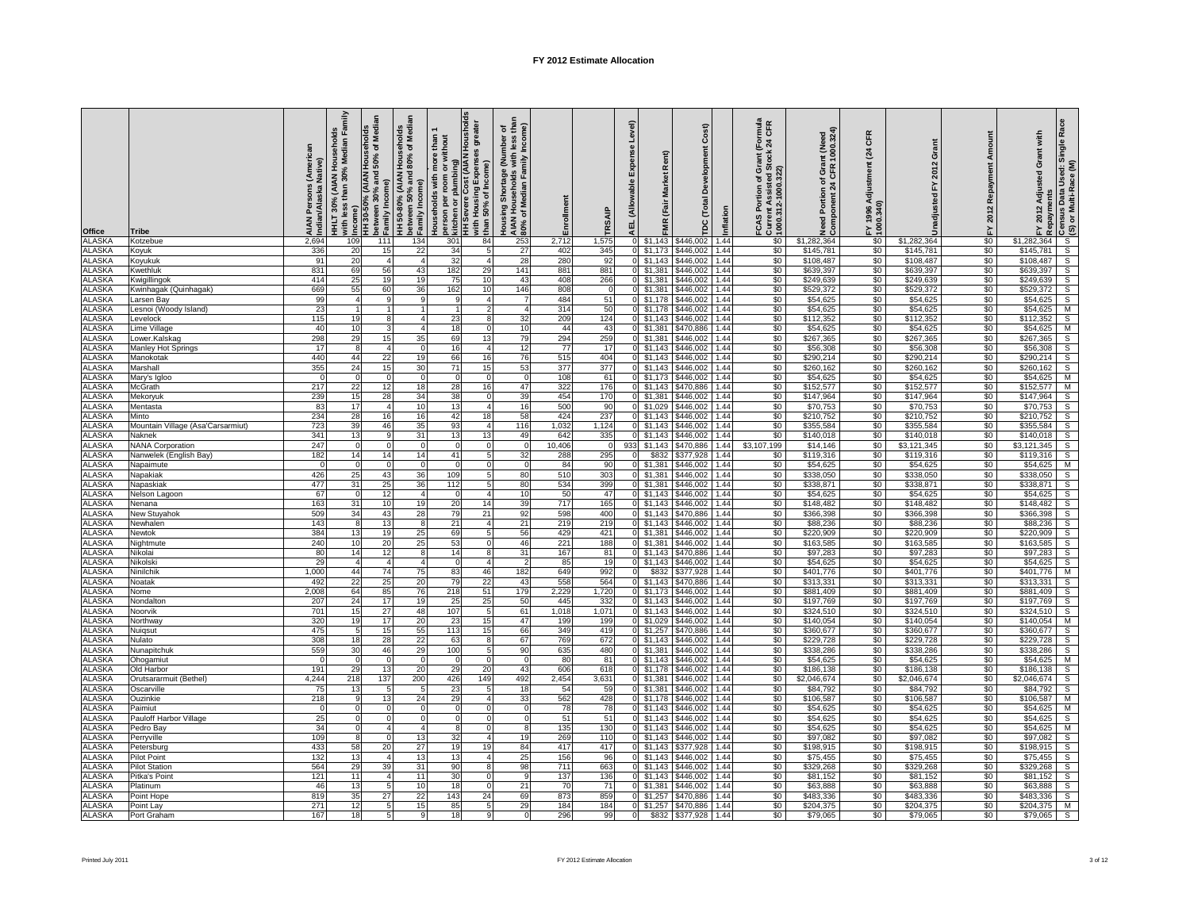# FY 2012 Estimate Allocation

| Office | Tribe | AIAN Persons (American Indian/Alaska Native) | HHLT 30% (AIAN Households with less than 30% Median Family Income) | HH 30-50% (AIAN Households between 30% and 50% of Median Family Income) | HH 50-80% (AIAN Households between 50% and 80% of Median Family Income) | Households with more than 1 person per room or without kitchen or plumbing) | HH Severe Cost (AIAN Housholds with Housing Expenses greater than 50% of Income) | Housing Shortage (Number of AIAN Households with less than 80% of Median Family Income) | Enrollment | TRSAIP | AEL (Allowable Expense Level) | FMR (Fair Market Rent) | TDC (Total Development Cost) | Inflation | FCAS Portion of Grant (Formula Current Assisted Stock 24 CFR 1000.312-1000.322) | Need Portion of Grant (Need Component 24 CFR 1000.324) | FY 1996 Adjustment (24 CFR 1000.340) | Unadjusted FY 2012 Grant | FY 2012 Repayment Amount | FY 2012 Adjusted Grant with Repayments | Census Data Used: Single Race (S) or Multi-Race (M) |
|---|---|---|---|---|---|---|---|---|---|---|---|---|---|---|---|---|---|---|---|---|---|
| ALASKA | Kotzebue | 2,694 | 109 | 111 | 134 | 301 | 84 | 253 | 2,712 | 1,575 | 0 | $1,143 | $446,002 | 1.44 | $0 | $1,282,364 | $0 | $1,282,364 | $0 | $1,282,364 | S |
| ALASKA | Koyuk | 336 | 20 | 15 | 22 | 34 | 5 | 27 | 402 | 345 | 0 | $1,173 | $446,002 | 1.44 | $0 | $145,781 | $0 | $145,781 | $0 | $145,781 | S |
| ALASKA | Koyukuk | 91 | 20 | 4 | 4 | 32 | 4 | 28 | 280 | 92 | 0 | $1,143 | $446,002 | 1.44 | $0 | $108,487 | $0 | $108,487 | $0 | $108,487 | S |
| ALASKA | Kwethluk | 831 | 69 | 56 | 43 | 182 | 29 | 141 | 881 | 881 | 0 | $1,381 | $446,002 | 1.44 | $0 | $639,397 | $0 | $639,397 | $0 | $639,397 | S |
| ALASKA | Kwigillingok | 414 | 25 | 19 | 19 | 75 | 10 | 43 | 408 | 266 | 0 | $1,381 | $446,002 | 1.44 | $0 | $249,639 | $0 | $249,639 | $0 | $249,639 | S |
| ALASKA | Kwinhagak (Quinhagak) | 669 | 55 | 60 | 36 | 162 | 10 | 146 | 808 | 0 | 0 | $1,381 | $446,002 | 1.44 | $0 | $529,372 | $0 | $529,372 | $0 | $529,372 | S |
| ALASKA | Larsen Bay | 99 | 4 | 9 | 9 | 9 | 4 | 7 | 484 | 51 | 0 | $1,178 | $446,002 | 1.44 | $0 | $54,625 | $0 | $54,625 | $0 | $54,625 | S |
| ALASKA | Lesnoi (Woody Island) | 23 | 1 | 1 | 1 | 1 | 2 | 4 | 314 | 50 | 0 | $1,178 | $446,002 | 1.44 | $0 | $54,625 | $0 | $54,625 | $0 | $54,625 | M |
| ALASKA | Levelock | 115 | 19 | 8 | 4 | 23 | 8 | 32 | 209 | 124 | 0 | $1,143 | $446,002 | 1.44 | $0 | $112,352 | $0 | $112,352 | $0 | $112,352 | S |
| ALASKA | Lime Village | 40 | 10 | 3 | 4 | 18 | 0 | 10 | 44 | 43 | 0 | $1,381 | $470,886 | 1.44 | $0 | $54,625 | $0 | $54,625 | $0 | $54,625 | M |
| ALASKA | Lower.Kalskag | 298 | 29 | 15 | 35 | 69 | 13 | 79 | 294 | 259 | 0 | $1,381 | $446,002 | 1.44 | $0 | $267,365 | $0 | $267,365 | $0 | $267,365 | S |
| ALASKA | Manley Hot Springs | 17 | 8 | 4 | 0 | 16 | 4 | 12 | 77 | 17 | 0 | $1,143 | $446,002 | 1.44 | $0 | $56,308 | $0 | $56,308 | $0 | $56,308 | S |
| ALASKA | Manokotak | 440 | 44 | 22 | 19 | 66 | 16 | 76 | 515 | 404 | 0 | $1,143 | $446,002 | 1.44 | $0 | $290,214 | $0 | $290,214 | $0 | $290,214 | S |
| ALASKA | Marshall | 355 | 24 | 15 | 30 | 71 | 15 | 53 | 377 | 377 | 0 | $1,143 | $446,002 | 1.44 | $0 | $260,162 | $0 | $260,162 | $0 | $260,162 | S |
| ALASKA | Mary's Igloo | 0 | 0 | 0 | 0 | 0 | 0 | 0 | 108 | 61 | 0 | $1,173 | $446,002 | 1.44 | $0 | $54,625 | $0 | $54,625 | $0 | $54,625 | M |
| ALASKA | McGrath | 217 | 22 | 12 | 18 | 28 | 16 | 47 | 322 | 176 | 0 | $1,143 | $470,886 | 1.44 | $0 | $152,577 | $0 | $152,577 | $0 | $152,577 | M |
| ALASKA | Mekoryuk | 239 | 15 | 28 | 34 | 38 | 0 | 39 | 454 | 170 | 0 | $1,381 | $446,002 | 1.44 | $0 | $147,964 | $0 | $147,964 | $0 | $147,964 | S |
| ALASKA | Mentasta | 83 | 17 | 4 | 10 | 13 | 4 | 16 | 500 | 90 | 0 | $1,029 | $446,002 | 1.44 | $0 | $70,753 | $0 | $70,753 | $0 | $70,753 | S |
| ALASKA | Minto | 234 | 28 | 16 | 16 | 42 | 18 | 58 | 424 | 237 | 0 | $1,143 | $446,002 | 1.44 | $0 | $210,752 | $0 | $210,752 | $0 | $210,752 | S |
| ALASKA | Mountain Village (Asa'Carsarmiut) | 723 | 39 | 46 | 35 | 93 | 4 | 116 | 1,032 | 1,124 | 0 | $1,143 | $446,002 | 1.44 | $0 | $355,584 | $0 | $355,584 | $0 | $355,584 | S |
| ALASKA | Naknek | 341 | 13 | 9 | 31 | 13 | 13 | 49 | 642 | 335 | 0 | $1,143 | $446,002 | 1.44 | $0 | $140,018 | $0 | $140,018 | $0 | $140,018 | S |
| ALASKA | NANA Corporation | 247 | 0 | 0 | 0 | 0 | 0 | 0 | 10,406 | 0 | 933 | $1,143 | $470,886 | 1.44 | $3,107,199 | $14,146 | $0 | $3,121,345 | $0 | $3,121,345 | S |
| ALASKA | Nanwelek (English Bay) | 182 | 14 | 14 | 14 | 41 | 5 | 32 | 288 | 295 | 0 | $832 | $377,928 | 1.44 | $0 | $119,316 | $0 | $119,316 | $0 | $119,316 | S |
| ALASKA | Napaimute | 0 | 0 | 0 | 0 | 0 | 0 | 0 | 84 | 90 | 0 | $1,381 | $446,002 | 1.44 | $0 | $54,625 | $0 | $54,625 | $0 | $54,625 | M |
| ALASKA | Napakiak | 426 | 25 | 43 | 36 | 109 | 5 | 80 | 510 | 303 | 0 | $1,381 | $446,002 | 1.44 | $0 | $338,050 | $0 | $338,050 | $0 | $338,050 | S |
| ALASKA | Napaskiak | 477 | 31 | 25 | 36 | 112 | 5 | 80 | 534 | 399 | 0 | $1,381 | $446,002 | 1.44 | $0 | $338,871 | $0 | $338,871 | $0 | $338,871 | S |
| ALASKA | Nelson Lagoon | 67 | 0 | 12 | 4 | 0 | 4 | 10 | 50 | 47 | 0 | $1,143 | $446,002 | 1.44 | $0 | $54,625 | $0 | $54,625 | $0 | $54,625 | S |
| ALASKA | Nenana | 163 | 31 | 10 | 19 | 20 | 14 | 39 | 717 | 165 | 0 | $1,143 | $446,002 | 1.44 | $0 | $148,482 | $0 | $148,482 | $0 | $148,482 | S |
| ALASKA | New Stuyahok | 509 | 34 | 43 | 28 | 79 | 21 | 92 | 598 | 400 | 0 | $1,143 | $470,886 | 1.44 | $0 | $366,398 | $0 | $366,398 | $0 | $366,398 | S |
| ALASKA | Newhalen | 143 | 8 | 13 | 8 | 21 | 4 | 21 | 219 | 219 | 0 | $1,143 | $446,002 | 1.44 | $0 | $88,236 | $0 | $88,236 | $0 | $88,236 | S |
| ALASKA | Newtok | 384 | 13 | 19 | 25 | 69 | 5 | 56 | 429 | 421 | 0 | $1,381 | $446,002 | 1.44 | $0 | $220,909 | $0 | $220,909 | $0 | $220,909 | S |
| ALASKA | Nightmute | 240 | 10 | 20 | 25 | 53 | 0 | 46 | 221 | 188 | 0 | $1,381 | $446,002 | 1.44 | $0 | $163,585 | $0 | $163,585 | $0 | $163,585 | S |
| ALASKA | Nikolai | 80 | 14 | 12 | 8 | 14 | 8 | 31 | 167 | 81 | 0 | $1,143 | $470,886 | 1.44 | $0 | $97,283 | $0 | $97,283 | $0 | $97,283 | S |
| ALASKA | Nikolski | 29 | 4 | 4 | 4 | 0 | 4 | 2 | 85 | 19 | 0 | $1,143 | $446,002 | 1.44 | $0 | $54,625 | $0 | $54,625 | $0 | $54,625 | S |
| ALASKA | Ninilchik | 1,000 | 44 | 74 | 75 | 83 | 46 | 182 | 649 | 992 | 0 | $832 | $377,928 | 1.44 | $0 | $401,776 | $0 | $401,776 | $0 | $401,776 | M |
| ALASKA | Noatak | 492 | 22 | 25 | 20 | 79 | 22 | 43 | 558 | 564 | 0 | $1,143 | $470,886 | 1.44 | $0 | $313,331 | $0 | $313,331 | $0 | $313,331 | S |
| ALASKA | Nome | 2,008 | 64 | 85 | 76 | 218 | 51 | 179 | 2,229 | 1,720 | 0 | $1,173 | $446,002 | 1.44 | $0 | $881,409 | $0 | $881,409 | $0 | $881,409 | S |
| ALASKA | Nondalton | 207 | 24 | 17 | 19 | 25 | 25 | 50 | 445 | 332 | 0 | $1,143 | $446,002 | 1.44 | $0 | $197,769 | $0 | $197,769 | $0 | $197,769 | S |
| ALASKA | Noorvik | 701 | 15 | 27 | 48 | 107 | 5 | 61 | 1,018 | 1,071 | 0 | $1,143 | $446,002 | 1.44 | $0 | $324,510 | $0 | $324,510 | $0 | $324,510 | S |
| ALASKA | Northway | 320 | 19 | 17 | 20 | 23 | 15 | 47 | 199 | 199 | 0 | $1,029 | $446,002 | 1.44 | $0 | $140,054 | $0 | $140,054 | $0 | $140,054 | M |
| ALASKA | Nuiqsut | 475 | 5 | 15 | 55 | 113 | 15 | 66 | 349 | 419 | 0 | $1,257 | $470,886 | 1.44 | $0 | $360,677 | $0 | $360,677 | $0 | $360,677 | S |
| ALASKA | Nulato | 308 | 18 | 28 | 22 | 63 | 8 | 67 | 769 | 672 | 0 | $1,143 | $446,002 | 1.44 | $0 | $229,728 | $0 | $229,728 | $0 | $229,728 | S |
| ALASKA | Nunapitchuk | 559 | 30 | 46 | 29 | 100 | 5 | 90 | 635 | 480 | 0 | $1,381 | $446,002 | 1.44 | $0 | $338,286 | $0 | $338,286 | $0 | $338,286 | S |
| ALASKA | Ohogamiut | 0 | 0 | 0 | 0 | 0 | 0 | 0 | 80 | 81 | 0 | $1,143 | $446,002 | 1.44 | $0 | $54,625 | $0 | $54,625 | $0 | $54,625 | M |
| ALASKA | Old Harbor | 191 | 29 | 13 | 20 | 29 | 20 | 43 | 606 | 618 | 0 | $1,178 | $446,002 | 1.44 | $0 | $186,138 | $0 | $186,138 | $0 | $186,138 | S |
| ALASKA | Orutsararmuit (Bethel) | 4,244 | 218 | 137 | 200 | 426 | 149 | 492 | 2,454 | 3,631 | 0 | $1,381 | $446,002 | 1.44 | $0 | $2,046,674 | $0 | $2,046,674 | $0 | $2,046,674 | S |
| ALASKA | Oscarville | 75 | 13 | 5 | 5 | 23 | 5 | 18 | 54 | 59 | 0 | $1,381 | $446,002 | 1.44 | $0 | $84,792 | $0 | $84,792 | $0 | $84,792 | S |
| ALASKA | Ouzinkie | 218 | 9 | 13 | 24 | 29 | 4 | 33 | 562 | 428 | 0 | $1,178 | $446,002 | 1.44 | $0 | $106,587 | $0 | $106,587 | $0 | $106,587 | M |
| ALASKA | Paimiut | 0 | 0 | 0 | 0 | 0 | 0 | 0 | 78 | 78 | 0 | $1,143 | $446,002 | 1.44 | $0 | $54,625 | $0 | $54,625 | $0 | $54,625 | M |
| ALASKA | Pauloff Harbor Village | 25 | 0 | 0 | 0 | 0 | 0 | 0 | 51 | 51 | 0 | $1,143 | $446,002 | 1.44 | $0 | $54,625 | $0 | $54,625 | $0 | $54,625 | S |
| ALASKA | Pedro Bay | 34 | 0 | 4 | 4 | 8 | 0 | 8 | 135 | 130 | 0 | $1,143 | $446,002 | 1.44 | $0 | $54,625 | $0 | $54,625 | $0 | $54,625 | M |
| ALASKA | Perryville | 109 | 8 | 0 | 13 | 32 | 4 | 19 | 269 | 110 | 0 | $1,143 | $446,002 | 1.44 | $0 | $97,082 | $0 | $97,082 | $0 | $97,082 | S |
| ALASKA | Petersburg | 433 | 58 | 20 | 27 | 19 | 19 | 84 | 417 | 417 | 0 | $1,143 | $377,928 | 1.44 | $0 | $198,915 | $0 | $198,915 | $0 | $198,915 | S |
| ALASKA | Pilot Point | 132 | 13 | 4 | 13 | 13 | 4 | 25 | 156 | 96 | 0 | $1,143 | $446,002 | 1.44 | $0 | $75,455 | $0 | $75,455 | $0 | $75,455 | S |
| ALASKA | Pilot Station | 564 | 29 | 39 | 31 | 90 | 8 | 98 | 711 | 663 | 0 | $1,143 | $446,002 | 1.44 | $0 | $329,268 | $0 | $329,268 | $0 | $329,268 | S |
| ALASKA | Pitka's Point | 121 | 11 | 4 | 11 | 30 | 0 | 9 | 137 | 136 | 0 | $1,143 | $446,002 | 1.44 | $0 | $81,152 | $0 | $81,152 | $0 | $81,152 | S |
| ALASKA | Platinum | 46 | 13 | 5 | 10 | 18 | 0 | 21 | 70 | 71 | 0 | $1,381 | $446,002 | 1.44 | $0 | $63,888 | $0 | $63,888 | $0 | $63,888 | S |
| ALASKA | Point Hope | 819 | 35 | 27 | 22 | 143 | 24 | 69 | 873 | 859 | 0 | $1,257 | $470,886 | 1.44 | $0 | $483,336 | $0 | $483,336 | $0 | $483,336 | S |
| ALASKA | Point Lay | 271 | 12 | 5 | 15 | 85 | 5 | 29 | 184 | 184 | 0 | $1,257 | $470,886 | 1.44 | $0 | $204,375 | $0 | $204,375 | $0 | $204,375 | M |
| ALASKA | Port Graham | 167 | 18 | 5 | 9 | 18 | 9 | 0 | 296 | 99 | 0 | $832 | $377,928 | 1.44 | $0 | $79,065 | $0 | $79,065 | $0 | $79,065 | S |

Printed July 2011

FY 2012 Estimate Allocation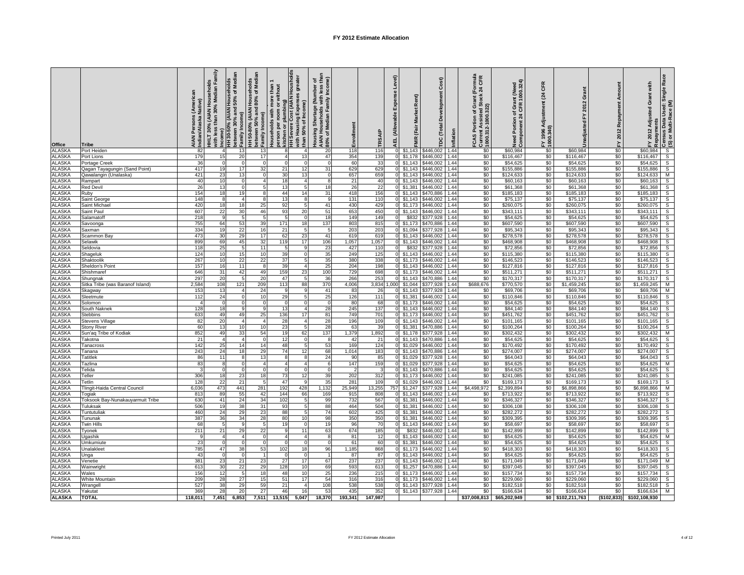# FY 2012 Estimate Allocation

| Office | Tribe | AIAN Persons (American Indian/Alaska Native) | HHLT 30% (AIAN Households with less than 30% Median Family Income) | HH 30-50% (AIAN Households between 30% and 50% of Median Family Income) | HH 50-80% (AIAN Households between 50% and 80% of Median Family Income) | Households with more than 1 person per room or without kitchen or plumbing | HH Severe Cost (AIAN Housholds with Housing Expenses greater than 50% of Income) | Housing Shortage (Number of AIAN Households with less than 80% of Median Family Income) | Enrollment | TRSAIP | AEL (Allowable Expense Level) | FMR (Fair Market Rent) | TDC (Total Development Cost) | Inflation | FCAS Portion of Grant (Formula Current Assisted Stock 24 CFR 1000.312-1000.322) | Need Portion of Grant (Need Component 24 CFR 1000.324) | FY 1996 Adjustment (24 CFR 1000.340) | Unadjusted FY 2012 Grant | FY 2012 Repayment Amount | FY 2012 Adjusted Grant with Repayments | Census Data Used: Single Race (S) or Multi-Race (M) |
|---|---|---|---|---|---|---|---|---|---|---|---|---|---|---|---|---|---|---|---|---|---|
| ALASKA | Port Heiden | 82 | 4 | 13 | 13 | 8 | 4 | 20 | 118 | 116 | 0 | $1,143 | $446,002 | 1.44 | $0 | $60,984 | $0 | $60,984 | $0 | $60,984 | S |
| ALASKA | Port Lions | 179 | 15 | 20 | 17 | 4 | 13 | 47 | 354 | 139 | 0 | $1,178 | $446,002 | 1.44 | $0 | $116,467 | $0 | $116,467 | $0 | $116,467 | S |
| ALASKA | Portage Creek | 36 | 0 | 0 | 0 | 0 | 0 | 0 | 60 | 33 | 0 | $1,143 | $446,002 | 1.44 | $0 | $54,625 | $0 | $54,625 | $0 | $54,625 | S |
| ALASKA | Qagan Tayagungin (Sand Point) | 417 | 19 | 17 | 32 | 21 | 12 | 31 | 629 | 629 | 0 | $1,143 | $446,002 | 1.44 | $0 | $155,886 | $0 | $155,886 | $0 | $155,886 | S |
| ALASKA | Qawalangin (Unalaska) | 421 | 23 | 13 | 0 | 30 | 13 | 0 | 657 | 659 | 0 | $1,143 | $446,002 | 1.44 | $0 | $124,633 | $0 | $124,633 | $0 | $124,633 | M |
| ALASKA | Rampart | 40 | 10 | 0 | 4 | 18 | 4 | 8 | 21 | 40 | 0 | $1,143 | $446,002 | 1.44 | $0 | $60,163 | $0 | $60,163 | $0 | $60,163 | S |
| ALASKA | Red Devil | 26 | 13 | 0 | 5 | 13 | 5 | 18 | 26 | 22 | 0 | $1,381 | $446,002 | 1.44 | $0 | $61,368 | $0 | $61,368 | $0 | $61,368 | S |
| ALASKA | Ruby | 154 | 18 | 19 | 8 | 44 | 14 | 31 | 418 | 156 | 0 | $1,143 | $470,886 | 1.44 | $0 | $185,183 | $0 | $185,183 | $0 | $185,183 | S |
| ALASKA | Saint George | 148 | 8 | 4 | 8 | 13 | 8 | 9 | 131 | 110 | 0 | $1,143 | $446,002 | 1.44 | $0 | $75,137 | $0 | $75,137 | $0 | $75,137 | S |
| ALASKA | Saint Michael | 420 | 18 | 18 | 25 | 92 | 5 | 41 | 430 | 429 | 0 | $1,173 | $446,002 | 1.44 | $0 | $260,075 | $0 | $260,075 | $0 | $260,075 | S |
| ALASKA | Saint Paul | 607 | 22 | 30 | 46 | 93 | 20 | 51 | 653 | 450 | 0 | $1,143 | $446,002 | 1.44 | $0 | $343,111 | $0 | $343,111 | $0 | $343,111 | S |
| ALASKA | Salamatoff | 218 | 9 | 5 | 5 | 5 | 0 | 18 | 149 | 149 | 0 | $832 | $377,928 | 1.44 | $0 | $54,625 | $0 | $54,625 | $0 | $54,625 | S |
| ALASKA | Savoonga | 755 | 64 | 53 | 39 | 171 | 18 | 137 | 803 | 815 | 0 | $1,173 | $470,886 | 1.44 | $0 | $607,590 | $0 | $607,590 | $0 | $607,590 | S |
| ALASKA | Saxman | 334 | 19 | 22 | 16 | 21 | 5 | 5 | 203 | 203 | 0 | $1,094 | $377,928 | 1.44 | $0 | $95,343 | $0 | $95,343 | $0 | $95,343 | S |
| ALASKA | Scammon Bay | 473 | 30 | 29 | 17 | 62 | 23 | 41 | 619 | 619 | 0 | $1,143 | $446,002 | 1.44 | $0 | $278,578 | $0 | $278,578 | $0 | $278,578 | S |
| ALASKA | Selawik | 899 | 69 | 45 | 32 | 119 | 17 | 106 | 1,057 | 1,057 | 0 | $1,143 | $446,002 | 1.44 | $0 | $468,908 | $0 | $468,908 | $0 | $468,908 | S |
| ALASKA | Seldovia | 118 | 25 | 5 | 11 | 5 | 9 | 23 | 427 | 110 | 0 | $832 | $377,928 | 1.44 | $0 | $72,856 | $0 | $72,856 | $0 | $72,856 | S |
| ALASKA | Shageluk | 124 | 10 | 15 | 10 | 39 | 0 | 35 | 249 | 125 | 0 | $1,143 | $446,002 | 1.44 | $0 | $115,380 | $0 | $115,380 | $0 | $115,380 | S |
| ALASKA | Shaktoolik | 267 | 10 | 22 | 22 | 37 | 5 | 35 | 380 | 338 | 0 | $1,173 | $446,002 | 1.44 | $0 | $146,523 | $0 | $146,523 | $0 | $146,523 | S |
| ALASKA | Sheldon's Point | 157 | 16 | 11 | 8 | 39 | 4 | 25 | 204 | 198 | 0 | $1,143 | $446,002 | 1.44 | $0 | $127,816 | $0 | $127,816 | $0 | $127,816 | S |
| ALASKA | Shishmaref | 646 | 31 | 42 | 49 | 159 | 23 | 100 | 729 | 698 | 0 | $1,173 | $446,002 | 1.44 | $0 | $511,271 | $0 | $511,271 | $0 | $511,271 | S |
| ALASKA | Shungnak | 297 | 20 | 5 | 20 | 47 | 5 | 36 | 266 | 253 | 0 | $1,143 | $470,886 | 1.44 | $0 | $170,317 | $0 | $170,317 | $0 | $170,317 | S |
| ALASKA | Sitka Tribe (was Baranof Island) | 2,584 | 108 | 121 | 209 | 113 | 88 | 370 | 4,006 | 3,834 | 1,000 | $1,044 | $377,928 | 1.44 | $688,676 | $770,570 | $0 | $1,459,245 | $0 | $1,459,245 | M |
| ALASKA | Skagway | 153 | 13 | 4 | 24 | 9 | 9 | 41 | 83 | 26 | 0 | $1,143 | $377,928 | 1.44 | $0 | $69,706 | $0 | $69,706 | $0 | $69,706 | M |
| ALASKA | Sleetmute | 112 | 24 | 0 | 10 | 29 | 5 | 25 | 126 | 111 | 0 | $1,143 | $446,002 | 1.44 | $0 | $110,846 | $0 | $110,846 | $0 | $110,846 | S |
| ALASKA | Solomon | 4 | 0 | 0 | 0 | 0 | 0 | 0 | 80 | 68 | 0 | $1,173 | $446,002 | 1.44 | $0 | $54,625 | $0 | $54,625 | $0 | $54,625 | S |
| ALASKA | South Naknek | 128 | 18 | 9 | 9 | 13 | 4 | 28 | 245 | 137 | 0 | $1,143 | $446,002 | 1.44 | $0 | $84,140 | $0 | $84,140 | $0 | $84,140 | S |
| ALASKA | Stebbins | 633 | 49 | 49 | 25 | 136 | 17 | 81 | 749 | 701 | 0 | $1,173 | $446,002 | 1.44 | $0 | $451,762 | $0 | $451,762 | $0 | $451,762 | S |
| ALASKA | Stevens Village | 82 | 20 | 4 | 4 | 28 | 4 | 28 | 196 | 109 | 0 | $1,143 | $446,002 | 1.44 | $0 | $101,165 | $0 | $101,165 | $0 | $101,165 | S |
| ALASKA | Stony River | 60 | 13 | 10 | 10 | 23 | 5 | 28 | 63 | 39 | 0 | $1,381 | $470,886 | 1.44 | $0 | $100,264 | $0 | $100,264 | $0 | $100,264 | S |
| ALASKA | Sun'aq Tribe of Kodiak | 852 | 49 | 33 | 54 | 19 | 62 | 137 | 1,379 | 1,892 | 0 | $1,178 | $377,928 | 1.44 | $0 | $302,432 | $0 | $302,432 | $0 | $302,432 | M |
| ALASKA | Takotna | 21 | 4 | 4 | 0 | 12 | 0 | 8 | 42 | 21 | 0 | $1,143 | $470,886 | 1.44 | $0 | $54,625 | $0 | $54,625 | $0 | $54,625 | S |
| ALASKA | Tanacross | 142 | 25 | 14 | 14 | 48 | 5 | 53 | 169 | 124 | 0 | $1,029 | $446,002 | 1.44 | $0 | $170,492 | $0 | $170,492 | $0 | $170,492 | S |
| ALASKA | Tanana | 243 | 24 | 18 | 29 | 74 | 12 | 68 | 1,014 | 183 | 0 | $1,143 | $470,886 | 1.44 | $0 | $274,007 | $0 | $274,007 | $0 | $274,007 | S |
| ALASKA | Tatitlek | 86 | 11 | 8 | 13 | 8 | 8 | 24 | 90 | 85 | 0 | $1,029 | $377,928 | 1.44 | $0 | $64,043 | $0 | $64,043 | $0 | $64,043 | S |
| ALASKA | Tazlina | 83 | 8 | 0 | 4 | 4 | 4 | 6 | 147 | 159 | 0 | $1,029 | $377,928 | 1.44 | $0 | $54,625 | $0 | $54,625 | $0 | $54,625 | M |
| ALASKA | Telida | 3 | 0 | 0 | 0 | 0 | 0 | 0 | 2 | 3 | 0 | $1,143 | $470,886 | 1.44 | $0 | $54,625 | $0 | $54,625 | $0 | $54,625 | S |
| ALASKA | Teller | 306 | 18 | 23 | 18 | 73 | 12 | 39 | 202 | 312 | 0 | $1,173 | $446,002 | 1.44 | $0 | $241,085 | $0 | $241,085 | $0 | $241,085 | S |
| ALASKA | Tetlin | 128 | 22 | 21 | 5 | 47 | 9 | 35 | 281 | 109 | 0 | $1,029 | $446,002 | 1.44 | $0 | $169,173 | $0 | $169,173 | $0 | $169,173 | S |
| ALASKA | Tlingit-Haida Central Council | 6,036 | 473 | 441 | 281 | 192 | 428 | 1,132 | 25,949 | 13,255 | 757 | $1,247 | $377,928 | 1.44 | $4,498,972 | $2,399,894 | $0 | $6,898,866 | $0 | $6,898,866 | M |
| ALASKA | Togiak | 813 | 89 | 55 | 42 | 144 | 66 | 169 | 915 | 808 | 0 | $1,143 | $446,002 | 1.44 | $0 | $713,922 | $0 | $713,922 | $0 | $713,922 | S |
| ALASKA | Toksook Bay-Nunakauyarmuit Tribe | 630 | 41 | 24 | 34 | 102 | 5 | 99 | 732 | 567 | 0 | $1,381 | $446,002 | 1.44 | $0 | $346,327 | $0 | $346,327 | $0 | $346,327 | S |
| ALASKA | Tuluksak | 506 | 19 | 38 | 31 | 93 | 5 | 88 | 464 | 504 | 0 | $1,381 | $446,002 | 1.44 | $0 | $306,108 | $0 | $306,108 | $0 | $306,108 | S |
| ALASKA | Tuntutuliak | 460 | 24 | 29 | 23 | 88 | 5 | 74 | 602 | 425 | 0 | $1,381 | $446,002 | 1.44 | $0 | $282,272 | $0 | $282,272 | $0 | $282,272 | S |
| ALASKA | Tununak | 387 | 36 | 34 | 28 | 80 | 10 | 98 | 350 | 350 | 0 | $1,381 | $446,002 | 1.44 | $0 | $309,395 | $0 | $309,395 | $0 | $309,395 | S |
| ALASKA | Twin Hills | 68 | 5 | 9 | 5 | 19 | 0 | 19 | 96 | 70 | 0 | $1,143 | $446,002 | 1.44 | $0 | $58,697 | $0 | $58,697 | $0 | $58,697 | S |
| ALASKA | Tyonek | 211 | 21 | 29 | 22 | 9 | 11 | 63 | 674 | 185 | 0 | $832 | $446,002 | 1.44 | $0 | $142,899 | $0 | $142,899 | $0 | $142,899 | S |
| ALASKA | Ugashik | 9 | 4 | 4 | 0 | 4 | 4 | 8 | 81 | 12 | 0 | $1,143 | $446,002 | 1.44 | $0 | $54,625 | $0 | $54,625 | $0 | $54,625 | M |
| ALASKA | Umkumiute | 23 | 0 | 0 | 0 | 0 | 0 | 0 | 61 | 60 | 0 | $1,381 | $446,002 | 1.44 | $0 | $54,625 | $0 | $54,625 | $0 | $54,625 | S |
| ALASKA | Unalakleet | 785 | 47 | 38 | 53 | 102 | 18 | 96 | 1,185 | 868 | 0 | $1,173 | $446,002 | 1.44 | $0 | $418,303 | $0 | $418,303 | $0 | $418,303 | S |
| ALASKA | Unga | 43 | 0 | 0 | 1 | 0 | 0 | 1 | 87 | 87 | 0 | $1,143 | $446,002 | 1.44 | $0 | $54,625 | $0 | $54,625 | $0 | $54,625 | S |
| ALASKA | Venetie | 381 | 23 | 21 | 23 | 27 | 17 | 67 | 237 | 237 | 0 | $1,143 | $446,002 | 1.44 | $0 | $171,049 | $0 | $171,049 | $0 | $171,049 | M |
| ALASKA | Wainwright | 613 | 30 | 22 | 29 | 128 | 10 | 69 | 593 | 613 | 0 | $1,257 | $470,886 | 1.44 | $0 | $397,045 | $0 | $397,045 | $0 | $397,045 | S |
| ALASKA | Wales | 156 | 12 | 5 | 18 | 48 | 10 | 25 | 236 | 215 | 0 | $1,173 | $446,002 | 1.44 | $0 | $157,734 | $0 | $157,734 | $0 | $157,734 | S |
| ALASKA | White Mountain | 209 | 28 | 27 | 15 | 51 | 17 | 54 | 316 | 316 | 0 | $1,173 | $446,002 | 1.44 | $0 | $229,060 | $0 | $229,060 | $0 | $229,060 | S |
| ALASKA | Wrangell | 527 | 38 | 29 | 59 | 21 | 4 | 108 | 538 | 538 | 0 | $1,143 | $377,928 | 1.44 | $0 | $182,518 | $0 | $182,518 | $0 | $182,518 | S |
| ALASKA | Yakutat | 369 | 28 | 20 | 27 | 46 | 16 | 53 | 435 | 352 | 0 | $1,143 | $377,928 | 1.44 | $0 | $166,634 | $0 | $166,634 | $0 | $166,634 | M |
| **ALASKA** | **TOTAL** | **118,011** | **7,451** | **6,853** | **7,511** | **13,515** | **5,047** | **18,370** | **193,341** | **147,987** | | | | | **$37,008,813** | **$65,202,949** | **$0** | **$102,211,763** | **($102,833)** | **$102,108,930** | |

Printed July 2011 FY 2012 Estimate Allocation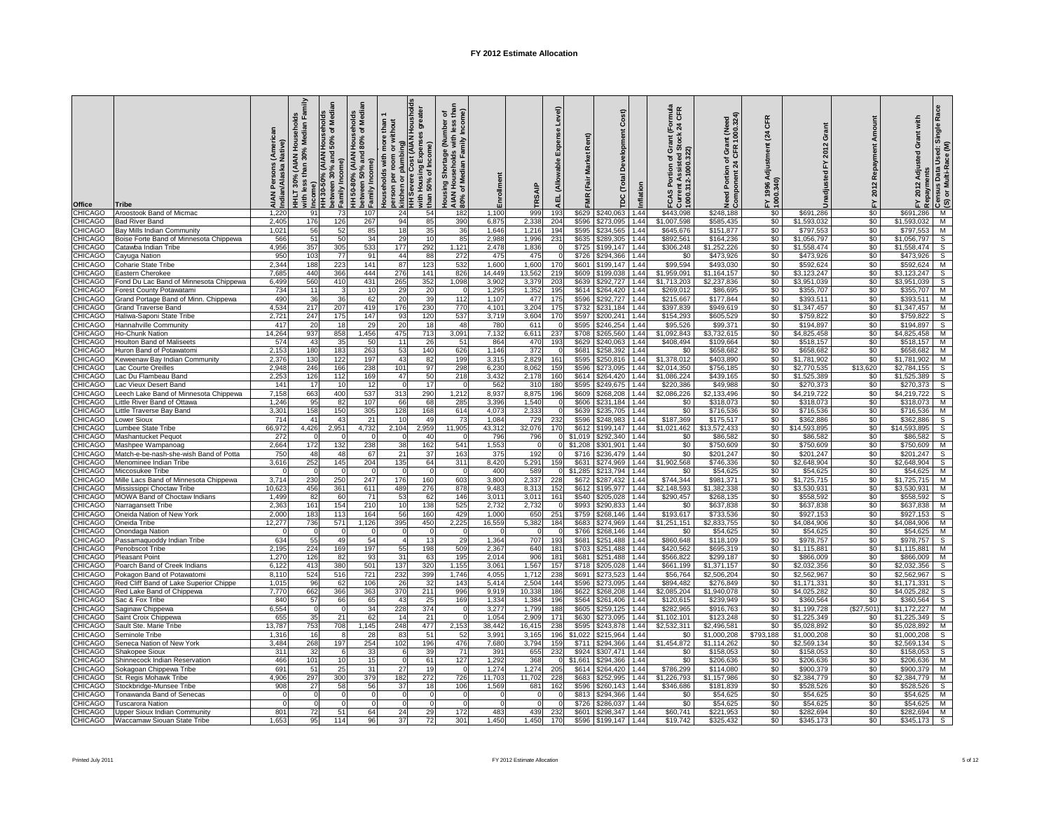# FY 2012 Estimate Allocation

| Office | Tribe | AIAN Persons (American Indian/Alaska Native) | HHLT 30% (AIAN Households with less than 30% Median Family Income) | HH 30-50% (AIAN Households between 30% and 50% of Median Family Income) | HH 50-80% (AIAN Households between 50% and 80% of Median Family Income) | Households with more than 1 person per room or without kitchen or plumbing) | HH Severe Cost (AIAN Housholds with Housing Expenses greater than 50% of Income) | Housing Shortage (Number of AIAN Households with less than 80% of Median Family Income) | Enrollment | TRSAIP | AEL (Allowable Expense Level) | FMR (Fair Market Rent) | TDC (Total Development Cost) | Inflation | FCAS Portion of Grant (Formula Current Assisted Stock 24 CFR 1000.312-1000.322) | Need Portion of Grant (Need Component 24 CFR 1000.324) | FY 1996 Adjustment (24 CFR 1000.340) | Unadjusted FY 2012 Grant | FY 2012 Repayment Amount | FY 2012 Adjusted Grant with Repayments | Census Data Used: Single Race (S) or Multi-Race (M) |
|---|---|---|---|---|---|---|---|---|---|---|---|---|---|---|---|---|---|---|---|---|---|
| CHICAGO | Aroostook Band of Micmac | 1,220 | 91 | 73 | 107 | 24 | 54 | 182 | 1,100 | 999 | 193 | $629 | $240,063 | 1.44 | $443,098 | $248,188 | $0 | $691,286 | $0 | $691,286 | M |
| CHICAGO | Bad River Band | 2,405 | 176 | 126 | 267 | 94 | 85 | 390 | 6,875 | 2,338 | 204 | $596 | $273,095 | 1.44 | $1,007,598 | $585,435 | $0 | $1,593,032 | $0 | $1,593,032 | M |
| CHICAGO | Bay Mills Indian Community | 1,021 | 56 | 52 | 85 | 18 | 35 | 36 | 1,646 | 1,216 | 194 | $595 | $234,565 | 1.44 | $645,676 | $151,877 | $0 | $797,553 | $0 | $797,553 | M |
| CHICAGO | Boise Forte Band of Minnesota Chippewa | 566 | 51 | 50 | 34 | 29 | 10 | 85 | 2,988 | 1,996 | 231 | $635 | $289,305 | 1.44 | $892,561 | $164,236 | $0 | $1,056,797 | $0 | $1,056,797 | S |
| CHICAGO | Catawba Indian Tribe | 4,956 | 357 | 305 | 533 | 177 | 292 | 1,121 | 2,478 | 1,836 | 0 | $725 | $199,147 | 1.44 | $306,248 | $1,252,226 | $0 | $1,558,474 | $0 | $1,558,474 | S |
| CHICAGO | Cayuga Nation | 950 | 103 | 77 | 91 | 44 | 88 | 272 | 475 | 475 | 0 | $726 | $294,366 | 1.44 | $0 | $473,926 | $0 | $473,926 | $0 | $473,926 | S |
| CHICAGO | Coharie State Tribe | 2,344 | 188 | 223 | 141 | 87 | 123 | 532 | 1,600 | 1,600 | 170 | $601 | $199,147 | 1.44 | $99,594 | $493,030 | $0 | $592,624 | $0 | $592,624 | M |
| CHICAGO | Eastern Cherokee | 7,685 | 440 | 366 | 444 | 276 | 141 | 826 | 14,449 | 13,562 | 219 | $609 | $199,038 | 1.44 | $1,959,091 | $1,164,157 | $0 | $3,123,247 | $0 | $3,123,247 | S |
| CHICAGO | Fond Du Lac Band of Minnesota Chippewa | 6,499 | 560 | 410 | 431 | 265 | 352 | 1,098 | 3,902 | 3,379 | 203 | $639 | $292,727 | 1.44 | $1,713,203 | $2,237,836 | $0 | $3,951,039 | $0 | $3,951,039 | S |
| CHICAGO | Forest County Potawatami | 734 | 11 | 3 | 10 | 29 | 20 | 0 | 1,295 | 1,352 | 195 | $614 | $264,420 | 1.44 | $269,012 | $86,695 | $0 | $355,707 | $0 | $355,707 | M |
| CHICAGO | Grand Portage Band of Minn. Chippewa | 490 | 36 | 36 | 62 | 20 | 39 | 112 | 1,107 | 477 | 175 | $596 | $292,727 | 1.44 | $215,667 | $177,844 | $0 | $393,511 | $0 | $393,511 | M |
| CHICAGO | Grand Traverse Band | 4,534 | 217 | 207 | 419 | 176 | 230 | 770 | 4,101 | 3,204 | 175 | $732 | $231,184 | 1.44 | $397,839 | $949,619 | $0 | $1,347,457 | $0 | $1,347,457 | M |
| CHICAGO | Haliwa-Saponi State Tribe | 2,721 | 247 | 175 | 147 | 93 | 120 | 537 | 3,719 | 3,604 | 170 | $597 | $200,241 | 1.44 | $154,293 | $605,529 | $0 | $759,822 | $0 | $759,822 | S |
| CHICAGO | Hannahville Community | 417 | 20 | 18 | 29 | 20 | 18 | 48 | 780 | 611 | 0 | $595 | $246,254 | 1.44 | $95,526 | $99,371 | $0 | $194,897 | $0 | $194,897 | S |
| CHICAGO | Ho-Chunk Nation | 14,264 | 937 | 858 | 1,456 | 475 | 713 | 3,091 | 7,132 | 6,611 | 237 | $708 | $265,560 | 1.44 | $1,092,843 | $3,732,615 | $0 | $4,825,458 | $0 | $4,825,458 | M |
| CHICAGO | Houlton Band of Maliseets | 574 | 43 | 35 | 50 | 11 | 26 | 51 | 864 | 470 | 193 | $629 | $240,063 | 1.44 | $408,494 | $109,664 | $0 | $518,157 | $0 | $518,157 | M |
| CHICAGO | Huron Band of Potawatomi | 2,153 | 180 | 183 | 263 | 53 | 140 | 626 | 1,146 | 372 | 0 | $681 | $258,392 | 1.44 | $0 | $658,682 | $0 | $658,682 | $0 | $658,682 | M |
| CHICAGO | Keweenaw Bay Indian Community | 2,376 | 130 | 122 | 197 | 43 | 82 | 199 | 3,315 | 2,829 | 161 | $595 | $250,816 | 1.44 | $1,378,012 | $403,890 | $0 | $1,781,902 | $0 | $1,781,902 | M |
| CHICAGO | Lac Courte Oreilles | 2,948 | 246 | 166 | 238 | 101 | 97 | 298 | 6,230 | 8,062 | 159 | $596 | $273,095 | 1.44 | $2,014,350 | $756,185 | $0 | $2,770,535 | $13,620 | $2,784,155 | S |
| CHICAGO | Lac Du Flambeau Band | 2,253 | 126 | 112 | 169 | 47 | 50 | 218 | 3,432 | 2,178 | 160 | $614 | $264,420 | 1.44 | $1,086,224 | $439,165 | $0 | $1,525,389 | $0 | $1,525,389 | S |
| CHICAGO | Lac Vieux Desert Band | 141 | 17 | 10 | 12 | 0 | 17 | 0 | 562 | 310 | 180 | $595 | $249,675 | 1.44 | $220,386 | $49,988 | $0 | $270,373 | $0 | $270,373 | S |
| CHICAGO | Leech Lake Band of Minnesota Chippewa | 7,158 | 663 | 400 | 537 | 313 | 290 | 1,212 | 8,937 | 8,875 | 196 | $609 | $268,208 | 1.44 | $2,086,226 | $2,133,496 | $0 | $4,219,722 | $0 | $4,219,722 | S |
| CHICAGO | Little River Band of Ottawa | 1,246 | 95 | 82 | 107 | 66 | 68 | 285 | 3,396 | 1,540 | 0 | $606 | $231,184 | 1.44 | $0 | $318,073 | $0 | $318,073 | $0 | $318,073 | M |
| CHICAGO | Little Traverse Bay Band | 3,301 | 158 | 150 | 305 | 128 | 168 | 614 | 4,073 | 2,333 | 0 | $639 | $235,705 | 1.44 | $0 | $716,536 | $0 | $716,536 | $0 | $716,536 | M |
| CHICAGO | Lower Sioux | 714 | 41 | 43 | 21 | 10 | 49 | 73 | 1,084 | 729 | 232 | $596 | $248,983 | 1.44 | $187,369 | $175,517 | $0 | $362,886 | $0 | $362,886 | S |
| CHICAGO | Lumbee State Tribe | 66,972 | 4,426 | 2,951 | 4,732 | 2,104 | 2,959 | 11,905 | 43,312 | 32,076 | 170 | $612 | $199,147 | 1.44 | $1,021,462 | $13,572,433 | $0 | $14,593,895 | $0 | $14,593,895 | S |
| CHICAGO | Mashantucket Pequot | 272 | 0 | 0 | 0 | 0 | 40 | 0 | 796 | 796 | 0 | $1,019 | $292,340 | 1.44 | $0 | $86,582 | $0 | $86,582 | $0 | $86,582 | S |
| CHICAGO | Mashpee Wampanoag | 2,664 | 172 | 132 | 238 | 38 | 162 | 541 | 1,553 | 0 | 0 | $1,208 | $301,901 | 1.44 | $0 | $750,609 | $0 | $750,609 | $0 | $750,609 | M |
| CHICAGO | Match-e-be-nash-she-wish Band of Potta | 750 | 48 | 48 | 67 | 21 | 37 | 163 | 375 | 192 | 0 | $716 | $236,479 | 1.44 | $0 | $201,247 | $0 | $201,247 | $0 | $201,247 | S |
| CHICAGO | Menominee Indian Tribe | 3,616 | 252 | 145 | 204 | 135 | 64 | 311 | 8,420 | 5,291 | 159 | $631 | $274,969 | 1.44 | $1,902,568 | $746,336 | $0 | $2,648,904 | $0 | $2,648,904 | S |
| CHICAGO | Miccosukee Tribe | 0 | 0 | 0 | 0 | 0 | 0 | 0 | 400 | 589 | 0 | $1,285 | $213,794 | 1.44 | $0 | $54,625 | $0 | $54,625 | $0 | $54,625 | M |
| CHICAGO | Mille Lacs Band of Minnesota Chippewa | 3,714 | 230 | 250 | 247 | 176 | 160 | 603 | 3,800 | 2,337 | 228 | $672 | $287,432 | 1.44 | $744,344 | $981,371 | $0 | $1,725,715 | $0 | $1,725,715 | M |
| CHICAGO | Mississippi Choctaw Tribe | 10,623 | 456 | 361 | 611 | 489 | 276 | 878 | 9,483 | 8,313 | 152 | $612 | $195,977 | 1.44 | $2,148,593 | $1,382,338 | $0 | $3,530,931 | $0 | $3,530,931 | M |
| CHICAGO | MOWA Band of Choctaw Indians | 1,499 | 82 | 60 | 71 | 53 | 62 | 146 | 3,011 | 3,011 | 161 | $540 | $205,028 | 1.44 | $290,457 | $268,135 | $0 | $558,592 | $0 | $558,592 | S |
| CHICAGO | Narragansett Tribe | 2,363 | 161 | 154 | 210 | 10 | 138 | 525 | 2,732 | 2,732 | 0 | $993 | $290,833 | 1.44 | $0 | $637,838 | $0 | $637,838 | $0 | $637,838 | M |
| CHICAGO | Oneida Nation of New York | 2,000 | 183 | 113 | 164 | 56 | 160 | 429 | 1,000 | 650 | 251 | $759 | $268,146 | 1.44 | $193,617 | $733,536 | $0 | $927,153 | $0 | $927,153 | S |
| CHICAGO | Oneida Tribe | 12,277 | 736 | 571 | 1,126 | 395 | 450 | 2,225 | 16,559 | 5,382 | 184 | $683 | $274,969 | 1.44 | $1,251,151 | $2,833,755 | $0 | $4,084,906 | $0 | $4,084,906 | M |
| CHICAGO | Onondaga Nation | 0 | 0 | 0 | 0 | 0 | 0 | 0 | 0 | 0 | 0 | $766 | $268,146 | 1.44 | $0 | $54,625 | $0 | $54,625 | $0 | $54,625 | M |
| CHICAGO | Passamaquoddy Indian Tribe | 634 | 55 | 49 | 54 | 4 | 13 | 29 | 1,364 | 707 | 193 | $681 | $251,488 | 1.44 | $860,648 | $118,109 | $0 | $978,757 | $0 | $978,757 | S |
| CHICAGO | Penobscot Tribe | 2,195 | 224 | 169 | 197 | 55 | 198 | 509 | 2,367 | 640 | 181 | $703 | $251,488 | 1.44 | $420,562 | $695,319 | $0 | $1,115,881 | $0 | $1,115,881 | M |
| CHICAGO | Pleasant Point | 1,270 | 126 | 82 | 93 | 31 | 63 | 195 | 2,014 | 906 | 181 | $681 | $251,488 | 1.44 | $566,822 | $299,187 | $0 | $866,009 | $0 | $866,009 | M |
| CHICAGO | Poarch Band of Creek Indians | 6,122 | 413 | 380 | 501 | 137 | 320 | 1,155 | 3,061 | 1,567 | 157 | $718 | $205,028 | 1.44 | $661,199 | $1,371,157 | $0 | $2,032,356 | $0 | $2,032,356 | S |
| CHICAGO | Pokagon Band of Potawatomi | 8,110 | 524 | 516 | 721 | 232 | 399 | 1,746 | 4,055 | 1,712 | 238 | $691 | $273,523 | 1.44 | $56,764 | $2,506,204 | $0 | $2,562,967 | $0 | $2,562,967 | S |
| CHICAGO | Red Cliff Band of Lake Superior Chippe | 1,015 | 96 | 62 | 106 | 26 | 32 | 143 | 5,414 | 2,504 | 144 | $596 | $273,095 | 1.44 | $894,482 | $276,849 | $0 | $1,171,331 | $0 | $1,171,331 | S |
| CHICAGO | Red Lake Band of Chippewa | 7,770 | 662 | 366 | 363 | 370 | 211 | 996 | 9,919 | 10,338 | 186 | $622 | $268,208 | 1.44 | $2,085,204 | $1,940,078 | $0 | $4,025,282 | $0 | $4,025,282 | S |
| CHICAGO | Sac & Fox Tribe | 840 | 57 | 66 | 65 | 43 | 25 | 169 | 1,334 | 1,384 | 196 | $564 | $261,406 | 1.44 | $120,615 | $239,949 | $0 | $360,564 | $0 | $360,564 | S |
| CHICAGO | Saginaw Chippewa | 6,554 | 0 | 0 | 34 | 228 | 374 | 0 | 3,277 | 1,799 | 188 | $605 | $259,125 | 1.44 | $282,965 | $916,763 | $0 | $1,199,728 | ($27,501) | $1,172,227 | M |
| CHICAGO | Saint Croix Chippewa | 655 | 35 | 21 | 62 | 14 | 21 | 0 | 1,054 | 2,909 | 171 | $630 | $273,095 | 1.44 | $1,102,101 | $123,248 | $0 | $1,225,349 | $0 | $1,225,349 | S |
| CHICAGO | Sault Ste. Marie Tribe | 13,787 | 753 | 708 | 1,145 | 248 | 477 | 2,153 | 38,442 | 16,415 | 238 | $595 | $243,878 | 1.44 | $2,532,311 | $2,496,581 | $0 | $5,028,892 | $0 | $5,028,892 | M |
| CHICAGO | Seminole Tribe | 1,316 | 16 | 8 | 28 | 83 | 51 | 52 | 3,991 | 3,165 | 196 | $1,022 | $215,964 | 1.44 | $0 | $1,000,208 | $793,188 | $1,000,208 | $0 | $1,000,208 | S |
| CHICAGO | Seneca Nation of New York | 3,484 | 268 | 197 | 254 | 102 | 196 | 476 | 7,680 | 3,794 | 159 | $711 | $294,366 | 1.44 | $1,454,872 | $1,114,262 | $0 | $2,569,134 | $0 | $2,569,134 | S |
| CHICAGO | Shakopee Sioux | 311 | 32 | 6 | 33 | 6 | 39 | 71 | 391 | 655 | 232 | $924 | $307,471 | 1.44 | $0 | $158,053 | $0 | $158,053 | $0 | $158,053 | S |
| CHICAGO | Shinnecock Indian Reservation | 466 | 101 | 10 | 15 | 0 | 61 | 127 | 1,292 | 368 | 0 | $1,661 | $294,366 | 1.44 | $0 | $206,636 | $0 | $206,636 | $0 | $206,636 | M |
| CHICAGO | Sokagoan Chippewa Tribe | 691 | 51 | 25 | 31 | 27 | 19 | 0 | 1,274 | 1,274 | 205 | $614 | $264,420 | 1.44 | $786,299 | $114,080 | $0 | $900,379 | $0 | $900,379 | M |
| CHICAGO | St. Regis Mohawk Tribe | 4,906 | 297 | 300 | 379 | 182 | 272 | 726 | 11,703 | 11,702 | 228 | $683 | $252,995 | 1.44 | $1,226,793 | $1,157,986 | $0 | $2,384,779 | $0 | $2,384,779 | M |
| CHICAGO | Stockbridge-Munsee Tribe | 908 | 27 | 58 | 56 | 37 | 18 | 106 | 1,569 | 681 | 162 | $596 | $260,143 | 1.44 | $346,686 | $181,839 | $0 | $528,526 | $0 | $528,526 | S |
| CHICAGO | Tonawanda Band of Senecas | 0 | 0 | 0 | 0 | 0 | 0 | 0 | 0 | 0 | 0 | $813 | $294,366 | 1.44 | $0 | $54,625 | $0 | $54,625 | $0 | $54,625 | M |
| CHICAGO | Tuscarora Nation | 0 | 0 | 0 | 0 | 0 | 0 | 0 | 0 | 0 | 0 | $726 | $286,037 | 1.44 | $0 | $54,625 | $0 | $54,625 | $0 | $54,625 | M |
| CHICAGO | Upper Sioux Indian Community | 801 | 72 | 51 | 64 | 24 | 29 | 172 | 483 | 439 | 232 | $601 | $298,347 | 1.44 | $60,741 | $221,953 | $0 | $282,694 | $0 | $282,694 | M |
| CHICAGO | Waccamaw Siouan State Tribe | 1,653 | 95 | 114 | 96 | 37 | 72 | 301 | 1,450 | 1,450 | 170 | $596 | $199,147 | 1.44 | $19,742 | $325,432 | $0 | $345,173 | $0 | $345,173 | S |

Printed July 2011 FY 2012 Estimate Allocation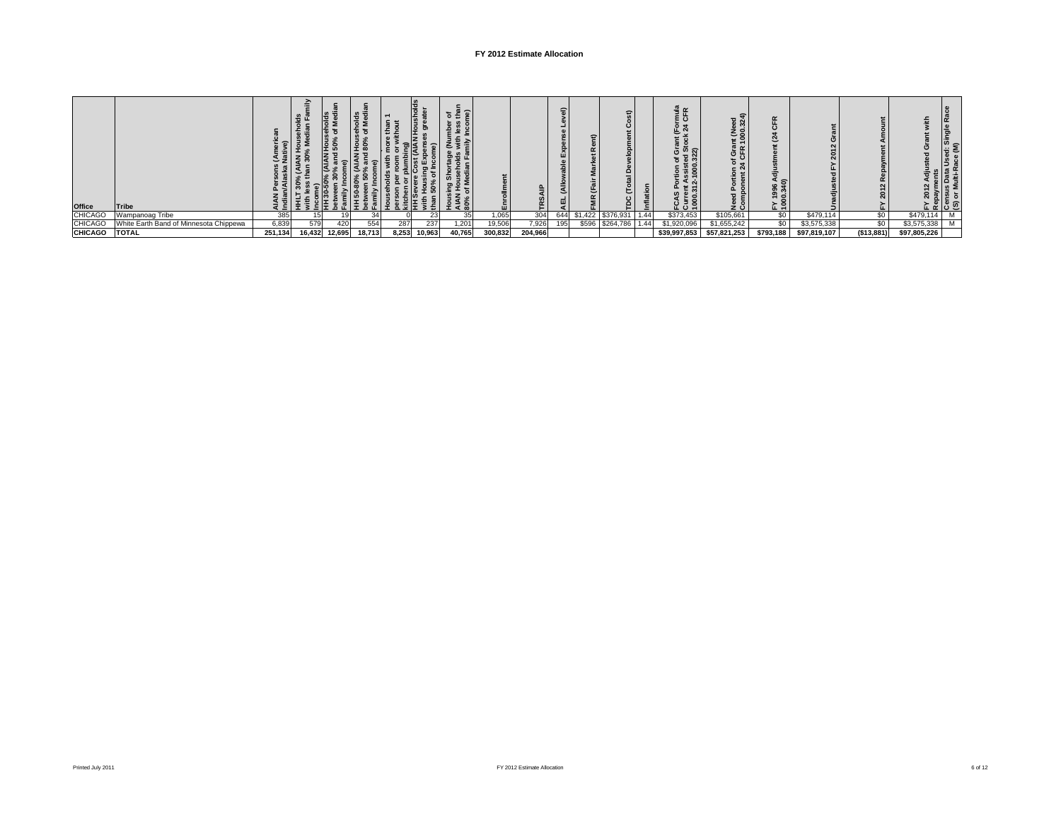# FY 2012 Estimate Allocation

| Office | Tribe | AIAN Persons (American Indian/Alaska Native) | HHLT 30% (AIAN Households with less than 30% Median Family Income) | HH 30-50% (AIAN Households between 30% and 50% of Median Family Income) | HH 50-80% (AIAN Households between 50% and 80% of Median Family Income) | Households with more than 1 person per room or without kitchen or plumbing) | HH Severe Cost (AIAN Housholds with Housing Expenses greater than 50% of Income) | Housing Shortage (Number of AIAN Households with less than 80% of Median Family Income) | Enrollment | TRSAIP | AEL (Allowable Expense Level) | FMR (Fair Market Rent) | TDC (Total Development Cost) | Inflation | FCAS Portion of Grant (Formula Current Assisted Stock 24 CFR 1000.312-1000.322) | Need Portion of Grant (Need Component 24 CFR 1000.324) | FY 1996 Adjustment (24 CFR 1000.340) | Unadjusted FY 2012 Grant | FY 2012 Repayment Amount | FY 2012 Adjusted Grant with Repayments | Census Data Used: Single Race (S) or Multi-Race (M) |
|---|---|---|---|---|---|---|---|---|---|---|---|---|---|---|---|---|---|---|---|---|---|
| CHICAGO | Wampanoag Tribe | 385 | 15 | 19 | 34 | 0 | 23 | 35 | 1,065 | 304 | 644 | $1,422 | $376,931 | 1.44 | $373,453 | $105,661 | $0 | $479,114 | $0 | $479,114 | M |
| CHICAGO | White Earth Band of Minnesota Chippewa | 6,839 | 579 | 420 | 554 | 287 | 237 | 1,201 | 19,506 | 7,926 | 195 | $596 | $264,786 | 1.44 | $1,920,096 | $1,655,242 | $0 | $3,575,338 | $0 | $3,575,338 | M |
| **CHICAGO** | **TOTAL** | **251,134** | **16,432** | **12,695** | **18,713** | **8,253** | **10,963** | **40,765** | **300,832** | **204,966** | | | | | **$39,997,853** | **$57,821,253** | **$793,188** | **$97,819,107** | **($13,881)** | **$97,805,226** | |

Printed July 2011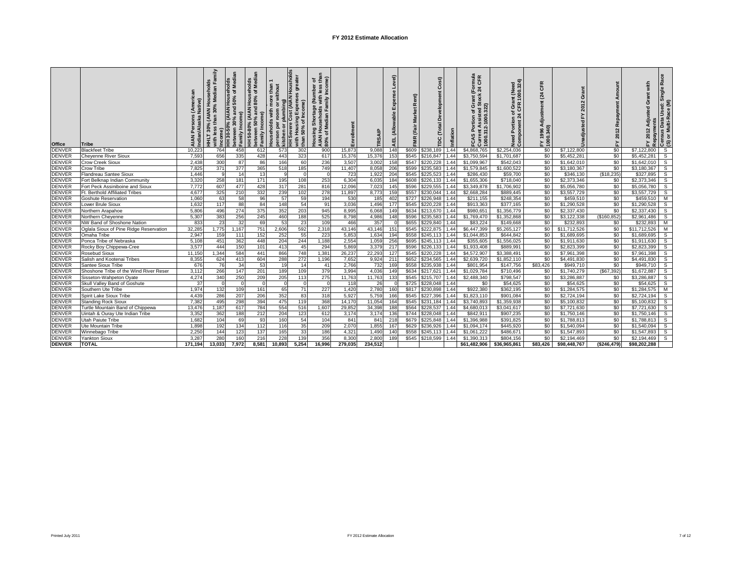# FY 2012 Estimate Allocation

| Office | Tribe | AIAN Persons (American Indian/Alaska Native) | HHLT 30% (AIAN Households with less than 30% Median Family Income) | HH 30-50% (AIAN Households between 30% and 50% of Median Family Income) | HH 50-80% (AIAN Households between 50% and 80% of Median Family Income) | Households with more than 1 person per room or without kitchen or plumbing) | HH Severe Cost (AIAN Housholds with Housing Expenses greater than 50% of Income) | Housing Shortage (Number of AIAN Households with less than 80% of Median Family Income) | Enrollment | TRSAIP | AEL (Allowable Expense Level) | FMR (Fair Market Rent) | TDC (Total Development Cost) | Inflation | FCAS Portion of Grant (Formula Current Assisted Stock 24 CFR 1000.312-1000.322) | Need Portion of Grant (Need Component 24 CFR 1000.324) | FY 1996 Adjustment (24 CFR 1000.340) | Unadjusted FY 2012 Grant | FY 2012 Repayment Amount | FY 2012 Adjusted Grant with Repayments | Census Data Used: Single Race (S) or Multi-Race (M) |
|---|---|---|---|---|---|---|---|---|---|---|---|---|---|---|---|---|---|---|---|---|---|
| DENVER | Blackfeet Tribe | 10,223 | 764 | 458 | 612 | 573 | 302 | 900 | 15,873 | 9,088 | 148 | $609 | $238,189 | 1.44 | $4,868,765 | $2,254,036 | $0 | $7,122,800 | $0 | $7,122,800 | S |
| DENVER | Cheyenne River Sioux | 7,593 | 656 | 335 | 428 | 443 | 323 | 617 | 15,376 | 15,376 | 153 | $545 | $216,847 | 1.44 | $3,750,594 | $1,701,687 | $0 | $5,452,281 | $0 | $5,452,281 | S |
| DENVER | Crow Creek Sioux | 2,438 | 300 | 87 | 86 | 166 | 60 | 236 | 3,507 | 3,002 | 158 | $547 | $220,228 | 1.44 | $1,099,967 | $542,043 | $0 | $1,642,010 | $0 | $1,642,010 | S |
| DENVER | Crow Tribe | 7,825 | 371 | 377 | 365 | 518 | 185 | 749 | 11,407 | 8,058 | 206 | $599 | $235,583 | 1.44 | $1,579,845 | $1,600,522 | $0 | $3,180,367 | $0 | $3,180,367 | S |
| DENVER | Flandreau Santee Sioux | 1,446 | 9 | 14 | 13 | 9 | 0 | 0 | 723 | 1,922 | 204 | $545 | $225,523 | 1.44 | $286,430 | $59,700 | $0 | $346,130 | ($18,235) | $327,895 | S |
| DENVER | Fort Belknap Indian Community | 3,320 | 258 | 181 | 171 | 195 | 108 | 253 | 6,304 | 6,035 | 184 | $608 | $226,133 | 1.44 | $1,655,306 | $718,040 | $0 | $2,373,346 | $0 | $2,373,346 | S |
| DENVER | Fort Peck Assiniboine and Sioux | 7,772 | 607 | 477 | 428 | 317 | 281 | 816 | 12,096 | 7,023 | 145 | $596 | $229,555 | 1.44 | $3,349,878 | $1,706,902 | $0 | $5,056,780 | $0 | $5,056,780 | S |
| DENVER | Ft. Berthold Affiliated Tribes | 4,677 | 325 | 210 | 332 | 239 | 102 | 278 | 11,897 | 8,773 | 159 | $557 | $230,044 | 1.44 | $2,668,284 | $889,445 | $0 | $3,557,729 | $0 | $3,557,729 | S |
| DENVER | Goshute Reservation | 1,060 | 63 | 58 | 96 | 57 | 59 | 194 | 530 | 185 | 402 | $727 | $226,948 | 1.44 | $211,155 | $248,354 | $0 | $459,510 | $0 | $459,510 | M |
| DENVER | Lower Brule Sioux | 1,632 | 117 | 88 | 84 | 148 | 54 | 91 | 3,036 | 1,496 | 177 | $545 | $220,228 | 1.44 | $913,363 | $377,165 | $0 | $1,290,528 | $0 | $1,290,528 | S |
| DENVER | Northern Arapahoe | 5,806 | 496 | 274 | 375 | 352 | 203 | 945 | 8,995 | 6,068 | 149 | $634 | $213,670 | 1.44 | $980,651 | $1,356,779 | $0 | $2,337,430 | $0 | $2,337,430 | S |
| DENVER | Northern Cheyenne | 5,307 | 383 | 256 | 245 | 460 | 188 | 525 | 8,798 | 4,986 | 148 | $596 | $235,583 | 1.44 | $1,769,470 | $1,352,868 | $0 | $3,122,338 | ($160,852) | $2,961,486 | S |
| DENVER | NW Band of Shoshone Nation | 833 | 23 | 32 | 69 | 53 | 23 | 109 | 466 | 357 | 0 | $655 | $229,840 | 1.44 | $83,224 | $149,668 | $0 | $232,893 | $0 | $232,893 | M |
| DENVER | Oglala Sioux of Pine Ridge Reservation | 32,285 | 1,775 | 1,167 | 751 | 2,606 | 592 | 2,318 | 43,146 | 43,146 | 151 | $545 | $222,875 | 1.44 | $6,447,399 | $5,265,127 | $0 | $11,712,526 | $0 | $11,712,526 | M |
| DENVER | Omaha Tribe | 2,947 | 159 | 111 | 152 | 252 | 55 | 223 | 5,853 | 1,634 | 194 | $558 | $245,113 | 1.44 | $1,044,853 | $644,842 | $0 | $1,689,695 | $0 | $1,689,695 | S |
| DENVER | Ponca Tribe of Nebraska | 5,108 | 451 | 362 | 448 | 204 | 244 | 1,188 | 2,554 | 1,059 | 256 | $695 | $245,113 | 1.44 | $355,605 | $1,556,025 | $0 | $1,911,630 | $0 | $1,911,630 | S |
| DENVER | Rocky Boy Chippewa-Cree | 3,577 | 444 | 150 | 101 | 413 | 45 | 294 | 5,869 | 3,379 | 217 | $596 | $226,133 | 1.44 | $1,933,408 | $889,991 | $0 | $2,823,399 | $0 | $2,823,399 | S |
| DENVER | Rosebud Sioux | 11,150 | 1,344 | 584 | 441 | 866 | 748 | 1,381 | 26,237 | 22,293 | 127 | $545 | $220,228 | 1.44 | $4,572,907 | $3,388,491 | $0 | $7,961,398 | $0 | $7,961,398 | S |
| DENVER | Salish and Kootenai Tribes | 8,355 | 624 | 413 | 604 | 288 | 272 | 1,196 | 7,652 | 9,924 | 211 | $652 | $234,565 | 1.44 | $2,639,720 | $1,852,110 | $0 | $4,491,830 | $0 | $4,491,830 | S |
| DENVER | Santee Sioux Tribe | 676 | 76 | 34 | 53 | 19 | 14 | 41 | 2,766 | 732 | 169 | $558 | $235,938 | 1.44 | $801,954 | $147,756 | $83,426 | $949,710 | $0 | $949,710 | S |
| DENVER | Shoshone Tribe of the Wind River Reser | 3,112 | 266 | 147 | 201 | 189 | 109 | 379 | 3,994 | 4,036 | 149 | $634 | $217,621 | 1.44 | $1,029,784 | $710,496 | $0 | $1,740,279 | ($67,392) | $1,672,887 | S |
| DENVER | Sisseton-Wahpeton Oyate | 4,274 | 340 | 250 | 209 | 205 | 113 | 275 | 11,763 | 11,763 | 133 | $545 | $215,707 | 1.44 | $2,488,340 | $798,547 | $0 | $3,286,887 | $0 | $3,286,887 | S |
| DENVER | Skull Valley Band of Goshute | 37 | 0 | 0 | 0 | 0 | 0 | 0 | 118 | 26 | 0 | $725 | $228,048 | 1.44 | $0 | $54,625 | $0 | $54,625 | $0 | $54,625 | S |
| DENVER | Southern Ute Tribe | 1,974 | 132 | 109 | 161 | 65 | 71 | 227 | 1,420 | 2,780 | 160 | $817 | $230,898 | 1.44 | $922,380 | $362,195 | $0 | $1,284,575 | $0 | $1,284,575 | M |
| DENVER | Spirit Lake Sioux Tribe | 4,439 | 286 | 207 | 206 | 352 | 83 | 318 | 5,927 | 5,759 | 166 | $545 | $227,396 | 1.44 | $1,823,110 | $901,084 | $0 | $2,724,194 | $0 | $2,724,194 | S |
| DENVER | Standing Rock Sioux | 7,382 | 495 | 298 | 394 | 475 | 119 | 368 | 14,170 | 11,054 | 164 | $545 | $231,184 | 1.44 | $3,740,893 | $1,359,938 | $0 | $5,100,832 | $0 | $5,100,832 | S |
| DENVER | Turtle Mountain Band of Chippewa | 13,476 | 1,187 | 617 | 784 | 554 | 516 | 1,607 | 29,852 | 34,398 | 188 | $564 | $228,537 | 1.44 | $4,680,013 | $3,041,617 | $0 | $7,721,630 | $0 | $7,721,630 | S |
| DENVER | Uintah & Ouray Ute Indian Tribe | 3,352 | 362 | 188 | 212 | 204 | 123 | 612 | 3,174 | 3,174 | 136 | $744 | $228,048 | 1.44 | $842,911 | $907,235 | $0 | $1,750,146 | $0 | $1,750,146 | S |
| DENVER | Utah Paiute Tribe | 1,682 | 104 | 69 | 93 | 160 | 54 | 104 | 841 | 841 | 218 | $679 | $225,848 | 1.44 | $1,396,988 | $391,825 | $0 | $1,788,813 | $0 | $1,788,813 | S |
| DENVER | Ute Mountain Tribe | 1,898 | 192 | 134 | 112 | 116 | 35 | 209 | 2,070 | 1,855 | 167 | $629 | $236,926 | 1.44 | $1,094,174 | $445,920 | $0 | $1,540,094 | $0 | $1,540,094 | S |
| DENVER | Winnebago Tribe | 2,250 | 144 | 123 | 137 | 165 | 33 | 186 | 4,321 | 1,490 | 140 | $558 | $245,113 | 1.44 | $1,061,222 | $486,671 | $0 | $1,547,893 | $0 | $1,547,893 | S |
| DENVER | Yankton Sioux | 3,287 | 280 | 160 | 216 | 228 | 139 | 356 | 8,300 | 2,800 | 189 | $545 | $218,599 | 1.44 | $1,390,313 | $804,156 | $0 | $2,194,469 | $0 | $2,194,469 | S |
| **DENVER** | **TOTAL** | **171,194** | **13,033** | **7,972** | **8,581** | **10,893** | **5,254** | **16,996** | **279,035** | **234,512** | | | | | **$61,482,906** | **$36,965,861** | **$83,426** | **$98,448,767** | **($246,479)** | **$98,202,288** | |

Printed July 2011

FY 2012 Estimate Allocation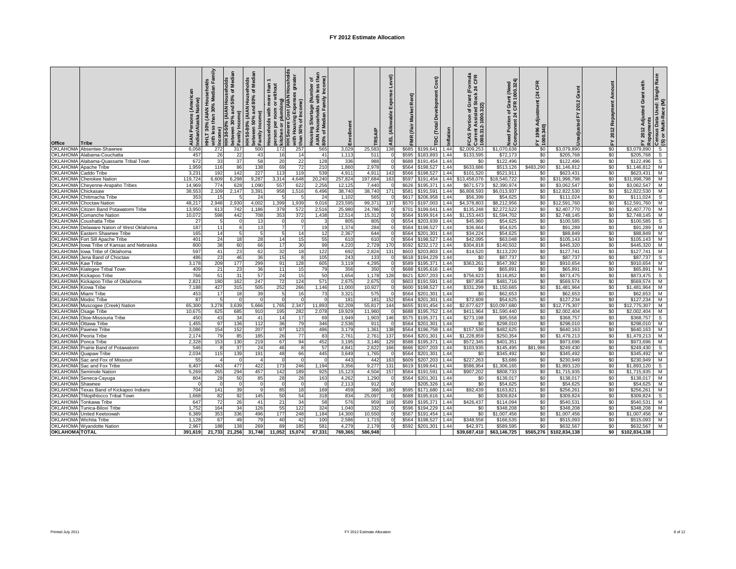# FY 2012 Estimate Allocation

| Office | Tribe | AIAN Persons (American Indian/Alaska Native) | HHLT 30% (AIAN Households with less than 30% Median Family Income) | HH 30-50% (AIAN Households between 30% and 50% of Median Family Income) | HH 50-80% (AIAN Households between 50% and 80% of Median Family Income) | Households with more than 1 person per room or without kitchen or plumbing) | HH Severe Cost (AIAN Housholds with Housing Expenses greater than 50% of Income) | Housing Shortage (Number of AIAN Households with less than 80% of Median Family Income) | Enrollment | TRSAIP | AEL (Allowable Expense Level) | FMR (Fair Market Rent) | TDC (Total Development Cost) | Inflation | FCAS Portion of Grant (Formula Current Assisted Stock 24 CFR 1000.312-1000.322) | Need Portion of Grant (Need Component 24 CFR 1000.324) | FY 1996 Adjustment (24 CFR 1000.340) | Unadjusted FY 2012 Grant | FY 2012 Repayment Amount | FY 2012 Adjusted Grant with Repayments | Census Data Used: Single Race (S) or Multi-Race (M) |
|---|---|---|---|---|---|---|---|---|---|---|---|---|---|---|---|---|---|---|---|---|---|
| OKLAHOMA | Absentee-Shawnee | 6,058 | 272 | 317 | 500 | 172 | 257 | 565 | 3,029 | 25,583 | 138 | $685 | $199,641 | 1.44 | $2,009,253 | $1,070,638 | $0 | $3,079,890 | $0 | $3,079,890 | S |
| OKLAHOMA | Alabama-Couchatta | 457 | 26 | 22 | 43 | 16 | 14 | 41 | 1,113 | 511 | 0 | $595 | $183,893 | 1.44 | $133,595 | $72,173 | $0 | $205,768 | $0 | $205,768 | S |
| OKLAHOMA | Alabama-Quassarte Tribal Town | 672 | 33 | 37 | 58 | 20 | 22 | 128 | 336 | 988 | 0 | $688 | $191,454 | 1.44 | $0 | $122,496 | $0 | $122,496 | $0 | $122,496 | S |
| OKLAHOMA | Apache Tribe | 1,959 | 116 | 86 | 138 | 69 | 72 | 210 | 1,860 | 2,978 | 0 | $564 | $198,527 | 1.44 | $633,686 | $513,126 | $483,290 | $1,146,812 | $0 | $1,146,812 | M |
| OKLAHOMA | Caddo Tribe | 3,231 | 192 | 142 | 227 | 113 | 119 | 539 | 4,911 | 4,911 | 143 | $566 | $198,527 | 1.44 | $101,520 | $521,911 | $0 | $623,431 | $0 | $623,431 | M |
| OKLAHOMA | Cherokee Nation | 119,724 | 6,609 | 6,298 | 9,287 | 3,314 | 4,648 | 20,240 | 257,824 | 197,684 | 163 | $597 | $191,454 | 1.44 | $13,458,076 | $18,540,722 | $0 | $31,998,798 | $0 | $31,998,798 | M |
| OKLAHOMA | Cheyenne-Arapaho Tribes | 14,969 | 774 | 628 | 1,090 | 557 | 622 | 2,256 | 12,125 | 7,440 | 0 | $626 | $195,371 | 1.44 | $671,573 | $2,390,974 | $0 | $3,062,547 | $0 | $3,062,547 | M |
| OKLAHOMA | Chickasaw | 38,553 | 2,109 | 2,147 | 3,391 | 958 | 1,516 | 6,496 | 38,740 | 38,740 | 171 | $581 | $191,591 | 1.44 | $6,808,593 | $6,013,937 | $0 | $12,822,530 | $0 | $12,822,530 | M |
| OKLAHOMA | Chitimacha Tribe | 353 | 15 | 5 | 24 | 5 | 5 | 24 | 1,102 | 565 | 0 | $617 | $206,958 | 1.44 | $56,399 | $54,625 | $0 | $111,024 | $0 | $111,024 | S |
| OKLAHOMA | Choctaw Nation | 48,217 | 2,948 | 2,930 | 4,002 | 1,399 | 1,939 | 9,016 | 223,595 | 99,371 | 137 | $570 | $197,003 | 1.44 | $4,378,803 | $8,212,956 | $0 | $12,591,760 | $0 | $12,591,760 | M |
| OKLAHOMA | Citizen Band Potawatomi Tribe | 13,950 | 613 | 742 | 1,186 | 379 | 572 | 2,516 | 25,980 | 24,786 | 0 | $701 | $199,641 | 1.44 | $135,248 | $2,272,522 | $0 | $2,407,770 | $0 | $2,407,770 | M |
| OKLAHOMA | Comanche Nation | 10,072 | 598 | 442 | 708 | 353 | 372 | 1,438 | 12,514 | 15,312 | 0 | $564 | $199,914 | 1.44 | $1,153,443 | $1,594,702 | $0 | $2,748,145 | $0 | $2,748,145 | M |
| OKLAHOMA | Coushatta Tribe | 27 | 5 | 0 | 13 | 0 | 0 | 3 | 805 | 805 | 0 | $554 | $203,939 | 1.44 | $45,960 | $54,625 | $0 | $100,585 | $0 | $100,585 | S |
| OKLAHOMA | Delaware Nation of West Oklahoma | 187 | 11 | 8 | 13 | 7 | 7 | 19 | 1,374 | 284 | 0 | $564 | $198,527 | 1.44 | $36,664 | $54,625 | $0 | $91,289 | $0 | $91,289 | M |
| OKLAHOMA | Eastern Shawnee Tribe | 165 | 14 | 5 | 5 | 5 | 14 | 12 | 2,367 | 644 | 0 | $564 | $201,301 | 1.44 | $34,224 | $54,625 | $0 | $88,849 | $0 | $88,849 | M |
| OKLAHOMA | Fort Sill Apache Tribe | 401 | 24 | 18 | 28 | 14 | 15 | 55 | 610 | 610 | 0 | $564 | $198,527 | 1.44 | $42,095 | $63,048 | $0 | $105,143 | $0 | $105,143 | M |
| OKLAHOMA | Iowa Tribe of Kansas and Nebraska | 800 | 38 | 60 | 66 | 17 | 30 | 99 | 4,220 | 2,729 | 170 | $592 | $232,172 | 1.44 | $304,818 | $140,502 | $0 | $445,320 | $0 | $445,320 | M |
| OKLAHOMA | Iowa Tribe of Oklahoma | 597 | 41 | 23 | 62 | 32 | 18 | 122 | 692 | 2,824 | 131 | $603 | $203,803 | 1.44 | $14,520 | $113,220 | $0 | $127,741 | $0 | $127,741 | M |
| OKLAHOMA | Jena Band of Choctaw | 486 | 23 | 46 | 36 | 15 | 8 | 105 | 243 | 133 | 0 | $618 | $194,229 | 1.44 | $0 | $87,737 | $0 | $87,737 | $0 | $87,737 | S |
| OKLAHOMA | Kaw Tribe | 3,178 | 209 | 177 | 299 | 91 | 128 | 605 | 3,119 | 4,295 | 0 | $589 | $195,371 | 1.44 | $363,261 | $547,392 | $0 | $910,654 | $0 | $910,654 | M |
| OKLAHOMA | Kialegee Tribal Town | 409 | 21 | 23 | 36 | 11 | 15 | 79 | 356 | 350 | 0 | $688 | $195,616 | 1.44 | $0 | $65,891 | $0 | $65,891 | $0 | $65,891 | M |
| OKLAHOMA | Kickapoo Tribe | 766 | 51 | 31 | 57 | 24 | 15 | 50 | 1,654 | 1,178 | 128 | $621 | $207,203 | 1.44 | $756,623 | $116,852 | $0 | $873,475 | $0 | $873,475 | S |
| OKLAHOMA | Kickapoo Tribe of Oklahoma | 2,821 | 180 | 162 | 247 | 72 | 124 | 571 | 2,675 | 2,675 | 0 | $603 | $191,591 | 1.44 | $87,858 | $481,716 | $0 | $569,574 | $0 | $569,574 | M |
| OKLAHOMA | Kiowa Tribe | 7,188 | 427 | 315 | 505 | 252 | 266 | 1,146 | 11,000 | 10,927 | 0 | $600 | $198,527 | 1.44 | $331,299 | $1,150,665 | $0 | $1,481,964 | $0 | $1,481,964 | M |
| OKLAHOMA | Miami Tribe | 453 | 17 | 18 | 39 | 5 | 16 | 73 | 3,321 | 575 | 0 | $564 | $201,301 | 1.44 | $0 | $62,653 | $0 | $62,653 | $0 | $62,653 | M |
| OKLAHOMA | Modoc Tribe | 87 | 5 | 0 | 0 | 0 | 0 | 0 | 181 | 181 | 152 | $564 | $201,301 | 1.44 | $72,609 | $54,625 | $0 | $127,234 | $0 | $127,234 | M |
| OKLAHOMA | Muscogee (Creek) Nation | 65,300 | 3,278 | 3,639 | 5,666 | 1,765 | 2,347 | 11,893 | 62,209 | 55,817 | 144 | $655 | $191,454 | 1.44 | $2,677,627 | $10,097,680 | $0 | $12,775,307 | $0 | $12,775,307 | M |
| OKLAHOMA | Osage Tribe | 10,675 | 625 | 685 | 910 | 195 | 282 | 2,078 | 19,929 | 11,960 | 0 | $688 | $195,752 | 1.44 | $411,964 | $1,590,440 | $0 | $2,002,404 | $0 | $2,002,404 | M |
| OKLAHOMA | Otoe-Missouria Tribe | 450 | 43 | 34 | 41 | 14 | 17 | 69 | 1,949 | 1,903 | 146 | $575 | $195,371 | 1.44 | $273,198 | $95,558 | $0 | $368,757 | $0 | $368,757 | S |
| OKLAHOMA | Ottawa Tribe | 1,455 | 97 | 136 | 112 | 36 | 79 | 346 | 2,536 | 911 | 0 | $564 | $201,301 | 1.44 | $0 | $298,010 | $0 | $298,010 | $0 | $298,010 | M |
| OKLAHOMA | Pawnee Tribe | 3,086 | 154 | 152 | 207 | 97 | 123 | 486 | 3,179 | 1,361 | 138 | $564 | $196,758 | 1.44 | $157,538 | $482,625 | $0 | $640,163 | $0 | $640,163 | M |
| OKLAHOMA | Peoria Tribe | 2,174 | 79 | 85 | 185 | 26 | 77 | 83 | 2,761 | 2,761 | 137 | $564 | $201,301 | 1.44 | $1,228,859 | $250,354 | $0 | $1,479,213 | $0 | $1,479,213 | M |
| OKLAHOMA | Ponca Tribe | 2,328 | 153 | 130 | 219 | 67 | 94 | 452 | 3,195 | 3,146 | 129 | $588 | $195,371 | 1.44 | $572,345 | $401,351 | $0 | $973,696 | $0 | $973,696 | M |
| OKLAHOMA | Prairie Band of Potawatomi | 546 | 8 | 37 | 24 | 46 | 8 | 57 | 4,841 | 2,622 | 166 | $666 | $207,203 | 1.44 | $103,935 | $145,495 | $81,986 | $249,430 | $0 | $249,430 | S |
| OKLAHOMA | Quapaw Tribe | 2,034 | 115 | 139 | 191 | 48 | 66 | 445 | 3,649 | 1,765 | 0 | $564 | $201,301 | 1.44 | $0 | $345,492 | $0 | $345,492 | $0 | $345,492 | M |
| OKLAHOMA | Sac and Fox of Missouri | 55 | 4 | 0 | 4 | 0 | 0 | 0 | 443 | 442 | 163 | $609 | $207,203 | 1.44 | $227,263 | $3,686 | $0 | $230,949 | $0 | $230,949 | M |
| OKLAHOMA | Sac and Fox Tribe | 6,407 | 443 | 477 | 422 | 173 | 246 | 1,194 | 3,356 | 9,277 | 131 | $619 | $199,641 | 1.44 | $586,954 | $1,306,165 | $0 | $1,893,120 | $0 | $1,893,120 | S |
| OKLAHOMA | Seminole Nation | 5,269 | 265 | 294 | 457 | 142 | 189 | 925 | 15,123 | 4,504 | 157 | $564 | $191,591 | 1.44 | $907,202 | $808,733 | $0 | $1,715,935 | $0 | $1,715,935 | M |
| OKLAHOMA | Seneca-Cayuga | 804 | 28 | 50 | 85 | 28 | 28 | 163 | 4,262 | 1,290 | 0 | $564 | $201,301 | 1.44 | $0 | $138,017 | $0 | $138,017 | $0 | $138,017 | M |
| OKLAHOMA | Shawnee | 0 | 0 | 0 | 0 | 0 | 0 | 0 | 2,113 | 912 | 0 | | $205,326 | 1.44 | $0 | $54,625 | $0 | $54,625 | $0 | $54,625 | M |
| OKLAHOMA | Texas Band of Kickapoo Indians | 704 | 141 | 39 | 9 | 85 | 18 | 169 | 459 | 366 | 180 | $595 | $171,680 | 1.44 | $92,439 | $163,821 | $0 | $256,261 | $0 | $256,261 | M |
| OKLAHOMA | Thlopthlocco Tribal Town | 1,668 | 82 | 92 | 145 | 50 | 54 | 318 | 834 | 25,097 | 0 | $688 | $195,616 | 1.44 | $0 | $309,824 | $0 | $309,824 | $0 | $309,824 | S |
| OKLAHOMA | Tonkawa Tribe | 647 | 72 | 26 | 41 | 21 | 34 | 58 | 576 | 959 | 169 | $589 | $195,371 | 1.44 | $426,437 | $114,094 | $0 | $540,531 | $0 | $540,531 | M |
| OKLAHOMA | Tunica-Biloxi Tribe | 1,752 | 164 | 34 | 126 | 55 | 122 | 324 | 1,040 | 332 | 0 | $596 | $194,229 | 1.44 | $0 | $348,208 | $0 | $348,208 | $0 | $348,208 | M |
| OKLAHOMA | United Keetoowah | 6,389 | 353 | 336 | 496 | 177 | 248 | 1,184 | 14,300 | 10,550 | 0 | $567 | $191,454 | 1.44 | $0 | $1,007,456 | $0 | $1,007,456 | $0 | $1,007,456 | M |
| OKLAHOMA | Wichita Tribe | 1,128 | 67 | 49 | 79 | 40 | 42 | 100 | 2,586 | 1,715 | 0 | $564 | $198,527 | 1.44 | $348,558 | $166,535 | $0 | $515,093 | $0 | $515,093 | M |
| OKLAHOMA | Wyandotte Nation | 2,967 | 188 | 138 | 269 | 89 | 185 | 581 | 4,279 | 2,179 | 0 | $592 | $201,301 | 1.44 | $42,971 | $589,595 | $0 | $632,567 | $0 | $632,567 | M |
| **OKLAHOMA** | **TOTAL** | **391,619** | **21,733** | **21,256** | **31,748** | **11,052** | **15,074** | **67,331** | **769,365** | **586,948** | | | | | **$39,687,410** | **$63,146,725** | **$565,276** | **$102,834,138** | **$0** | **$102,834,138** | |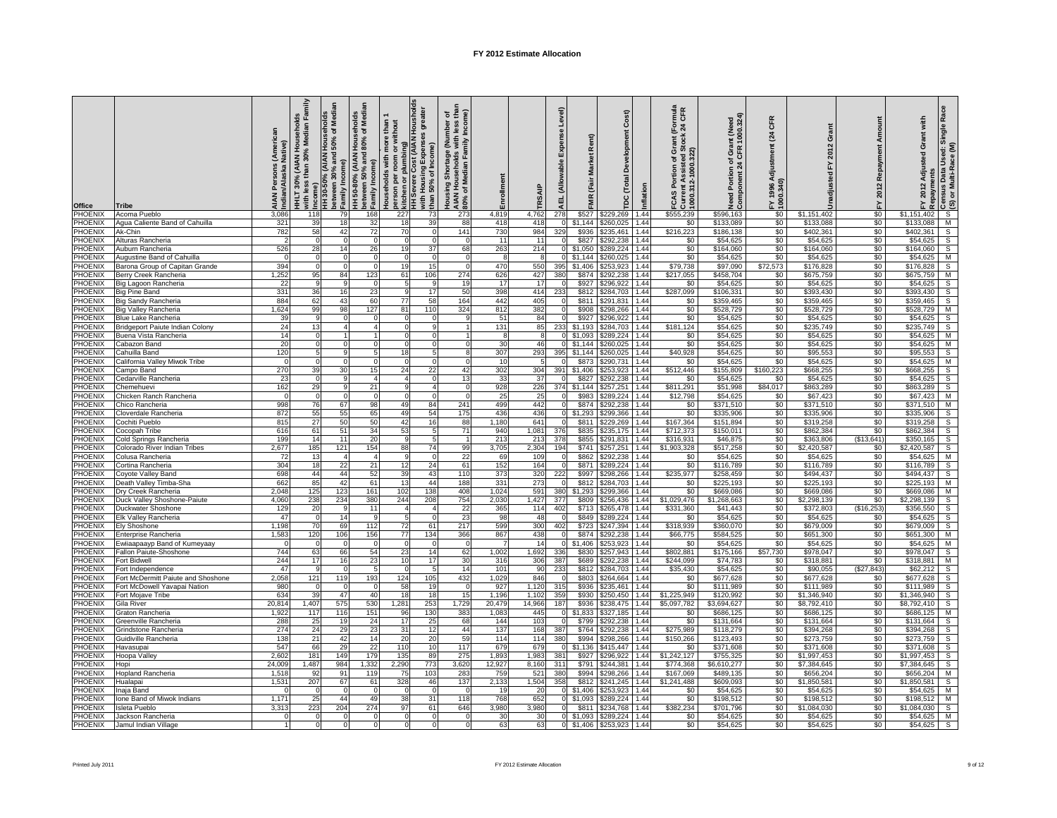# FY 2012 Estimate Allocation

| Office | Tribe | AIAN Persons (American Indian/Alaska Native) | HHLT 30% (AIAN Households with less than 30% Median Family Income) | HH 30-50% (AIAN Households between 30% and 50% of Median Family Income) | HH 50-80% (AIAN Households between 50% and 80% of Median Family Income) | Households with more than 1 person per room or without kitchen or plumbing) | HH Severe Cost (AIAN Housholds with Housing Expenses greater than 50% of Income) | Housing Shortage (Number of AIAN Households with less than 80% of Median Family Income) | Enrollment | TRSAIP | AEL (Allowable Expense Level) | FMR (Fair Market Rent) | TDC (Total Development Cost) | Inflation | FCAS Portion of Grant (Formula Current Assisted Stock 24 CFR 1000.312-1000.322) | Need Portion of Grant (Need Component 24 CFR 1000.324) | FY 1996 Adjustment (24 CFR 1000.340) | Unadjusted FY 2012 Grant | FY 2012 Repayment Amount | FY 2012 Adjusted Grant with Repayments | Census Data Used: Single Race (S) or Multi-Race (M) |
|---|---|---|---|---|---|---|---|---|---|---|---|---|---|---|---|---|---|---|---|---|---|
| PHOENIX | Acoma Pueblo | 3,086 | 118 | 79 | 168 | 227 | 73 | 273 | 4,819 | 4,762 | 278 | $527 | $229,269 | 1.44 | $555,239 | $596,163 | $0 | $1,151,402 | $0 | $1,151,402 | S |
| PHOENIX | Agua Caliente Band of Cahuilla | 321 | 39 | 18 | 32 | 18 | 39 | 88 | 418 | 418 | 0 | $1,144 | $260,025 | 1.44 | $0 | $133,088 | $0 | $133,088 | $0 | $133,088 | M |
| PHOENIX | Ak-Chin | 782 | 58 | 42 | 72 | 70 | 0 | 141 | 730 | 984 | 329 | $936 | $235,461 | 1.44 | $216,223 | $186,138 | $0 | $402,361 | $0 | $402,361 | S |
| PHOENIX | Alturas Rancheria | 2 | 0 | 0 | 0 | 0 | 0 | 0 | 11 | 11 | 0 | $827 | $292,238 | 1.44 | $0 | $54,625 | $0 | $54,625 | $0 | $54,625 | S |
| PHOENIX | Auburn Rancheria | 526 | 28 | 14 | 26 | 19 | 37 | 68 | 263 | 214 | 0 | $1,050 | $289,224 | 1.44 | $0 | $164,060 | $0 | $164,060 | $0 | $164,060 | S |
| PHOENIX | Augustine Band of Cahuilla | 0 | 0 | 0 | 0 | 0 | 0 | 0 | 8 | 8 | 0 | $1,144 | $260,025 | 1.44 | $0 | $54,625 | $0 | $54,625 | $0 | $54,625 | M |
| PHOENIX | Barona Group of Capitan Grande | 394 | 0 | 0 | 0 | 19 | 15 | 0 | 470 | 550 | 395 | $1,406 | $253,923 | 1.44 | $79,738 | $97,090 | $72,573 | $176,828 | $0 | $176,828 | S |
| PHOENIX | Berry Creek Rancheria | 1,252 | 95 | 84 | 123 | 61 | 106 | 274 | 626 | 427 | 380 | $874 | $292,238 | 1.44 | $217,055 | $458,704 | $0 | $675,759 | $0 | $675,759 | M |
| PHOENIX | Big Lagoon Rancheria | 22 | 9 | 9 | 0 | 5 | 9 | 19 | 17 | 17 | 0 | $927 | $296,922 | 1.44 | $0 | $54,625 | $0 | $54,625 | $0 | $54,625 | S |
| PHOENIX | Big Pine Band | 331 | 36 | 16 | 23 | 9 | 17 | 50 | 398 | 414 | 233 | $812 | $284,703 | 1.44 | $287,099 | $106,331 | $0 | $393,430 | $0 | $393,430 | S |
| PHOENIX | Big Sandy Rancheria | 884 | 62 | 43 | 60 | 77 | 58 | 164 | 442 | 405 | 0 | $811 | $291,831 | 1.44 | $0 | $359,465 | $0 | $359,465 | $0 | $359,465 | S |
| PHOENIX | Big Valley Rancheria | 1,624 | 99 | 98 | 127 | 81 | 110 | 324 | 812 | 382 | 0 | $908 | $298,266 | 1.44 | $0 | $528,729 | $0 | $528,729 | $0 | $528,729 | M |
| PHOENIX | Blue Lake Rancheria | 39 | 9 | 0 | 0 | 0 | 0 | 9 | 51 | 84 | 0 | $927 | $296,922 | 1.44 | $0 | $54,625 | $0 | $54,625 | $0 | $54,625 | S |
| PHOENIX | Bridgeport Paiute Indian Colony | 24 | 13 | 4 | 4 | 0 | 9 | 1 | 131 | 85 | 233 | $1,193 | $284,703 | 1.44 | $181,124 | $54,625 | $0 | $235,749 | $0 | $235,749 | S |
| PHOENIX | Buena Vista Rancheria | 14 | 0 | 1 | 1 | 0 | 0 | 1 | 8 | 8 | 0 | $1,093 | $289,224 | 1.44 | $0 | $54,625 | $0 | $54,625 | $0 | $54,625 | M |
| PHOENIX | Cabazon Band | 20 | 0 | 0 | 0 | 0 | 0 | 0 | 30 | 46 | 0 | $1,144 | $260,025 | 1.44 | $0 | $54,625 | $0 | $54,625 | $0 | $54,625 | M |
| PHOENIX | Cahuilla Band | 120 | 5 | 9 | 5 | 18 | 5 | 8 | 307 | 293 | 395 | $1,144 | $260,025 | 1.44 | $40,928 | $54,625 | $0 | $95,553 | $0 | $95,553 | S |
| PHOENIX | California Valley Miwok Tribe | 0 | 0 | 0 | 0 | 0 | 0 | 0 | 10 | 5 | 0 | $873 | $290,731 | 1.44 | $0 | $54,625 | $0 | $54,625 | $0 | $54,625 | M |
| PHOENIX | Campo Band | 270 | 39 | 30 | 15 | 24 | 22 | 42 | 302 | 304 | 391 | $1,406 | $253,923 | 1.44 | $512,446 | $155,809 | $160,223 | $668,255 | $0 | $668,255 | S |
| PHOENIX | Cedarville Rancheria | 23 | 0 | 9 | 4 | 4 | 0 | 13 | 33 | 37 | 0 | $827 | $292,238 | 1.44 | $0 | $54,625 | $0 | $54,625 | $0 | $54,625 | S |
| PHOENIX | Chemehuevi | 162 | 29 | 9 | 21 | 9 | 4 | 0 | 928 | 226 | 374 | $1,144 | $257,251 | 1.44 | $811,291 | $51,998 | $84,017 | $863,289 | $0 | $863,289 | S |
| PHOENIX | Chicken Ranch Rancheria | 0 | 0 | 0 | 0 | 0 | 0 | 0 | 25 | 25 | 0 | $983 | $289,224 | 1.44 | $12,798 | $54,625 | $0 | $67,423 | $0 | $67,423 | M |
| PHOENIX | Chico Rancheria | 998 | 76 | 67 | 98 | 49 | 84 | 241 | 499 | 442 | 0 | $874 | $292,238 | 1.44 | $0 | $371,510 | $0 | $371,510 | $0 | $371,510 | M |
| PHOENIX | Cloverdale Rancheria | 872 | 55 | 55 | 65 | 49 | 54 | 175 | 436 | 436 | 0 | $1,293 | $299,366 | 1.44 | $0 | $335,906 | $0 | $335,906 | $0 | $335,906 | S |
| PHOENIX | Cochiti Pueblo | 815 | 27 | 50 | 50 | 42 | 16 | 88 | 1,180 | 641 | 0 | $811 | $229,269 | 1.44 | $167,364 | $151,894 | $0 | $319,258 | $0 | $319,258 | S |
| PHOENIX | Cocopah Tribe | 616 | 61 | 51 | 34 | 53 | 5 | 71 | 940 | 1,081 | 376 | $835 | $235,175 | 1.44 | $712,373 | $150,011 | $0 | $862,384 | $0 | $862,384 | S |
| PHOENIX | Cold Springs Rancheria | 199 | 14 | 11 | 20 | 9 | 5 | 1 | 213 | 213 | 378 | $855 | $291,831 | 1.44 | $316,931 | $46,875 | $0 | $363,806 | ($13,641) | $350,165 | S |
| PHOENIX | Colorado River Indian Tribes | 2,677 | 185 | 121 | 154 | 88 | 74 | 99 | 3,705 | 2,304 | 194 | $741 | $257,251 | 1.44 | $1,903,328 | $517,258 | $0 | $2,420,587 | $0 | $2,420,587 | S |
| PHOENIX | Colusa Rancheria | 72 | 13 | 4 | 4 | 9 | 0 | 22 | 69 | 109 | 0 | $862 | $292,238 | 1.44 | $0 | $54,625 | $0 | $54,625 | $0 | $54,625 | M |
| PHOENIX | Cortina Rancheria | 304 | 18 | 22 | 21 | 12 | 24 | 61 | 152 | 164 | 0 | $871 | $289,224 | 1.44 | $0 | $116,789 | $0 | $116,789 | $0 | $116,789 | S |
| PHOENIX | Coyote Valley Band | 698 | 44 | 44 | 52 | 39 | 43 | 110 | 373 | 320 | 222 | $997 | $298,266 | 1.44 | $235,977 | $258,459 | $0 | $494,437 | $0 | $494,437 | S |
| PHOENIX | Death Valley Timba-Sha | 662 | 85 | 42 | 61 | 13 | 44 | 188 | 331 | 273 | 0 | $812 | $284,703 | 1.44 | $0 | $225,193 | $0 | $225,193 | $0 | $225,193 | M |
| PHOENIX | Dry Creek Rancheria | 2,048 | 125 | 123 | 161 | 102 | 138 | 408 | 1,024 | 591 | 380 | $1,293 | $299,366 | 1.44 | $0 | $669,086 | $0 | $669,086 | $0 | $669,086 | M |
| PHOENIX | Duck Valley Shoshone-Paiute | 4,060 | 238 | 234 | 380 | 244 | 208 | 754 | 2,030 | 1,427 | 377 | $809 | $256,436 | 1.44 | $1,029,476 | $1,268,663 | $0 | $2,298,139 | $0 | $2,298,139 | S |
| PHOENIX | Duckwater Shoshone | 129 | 20 | 9 | 11 | 4 | 4 | 22 | 365 | 114 | 402 | $713 | $265,478 | 1.44 | $331,360 | $41,443 | $0 | $372,803 | ($16,253) | $356,550 | S |
| PHOENIX | Elk Valley Rancheria | 47 | 0 | 14 | 9 | 5 | 0 | 23 | 98 | 48 | 0 | $849 | $289,224 | 1.44 | $0 | $54,625 | $0 | $54,625 | $0 | $54,625 | S |
| PHOENIX | Ely Shoshone | 1,198 | 70 | 69 | 112 | 72 | 61 | 217 | 599 | 300 | 402 | $723 | $247,394 | 1.44 | $318,939 | $360,070 | $0 | $679,009 | $0 | $679,009 | S |
| PHOENIX | Enterprise Rancheria | 1,583 | 120 | 106 | 156 | 77 | 134 | 366 | 867 | 438 | 0 | $874 | $292,238 | 1.44 | $66,775 | $584,525 | $0 | $651,300 | $0 | $651,300 | M |
| PHOENIX | Ewiiaapaayp Band of Kumeyaay | 0 | 0 | 0 | 0 | 0 | 0 | 0 | 7 | 14 | 0 | $1,406 | $253,923 | 1.44 | $0 | $54,625 | $0 | $54,625 | $0 | $54,625 | M |
| PHOENIX | Fallon Paiute-Shoshone | 744 | 63 | 66 | 54 | 23 | 14 | 62 | 1,002 | 1,692 | 336 | $830 | $257,943 | 1.44 | $802,881 | $175,166 | $57,730 | $978,047 | $0 | $978,047 | S |
| PHOENIX | Fort Bidwell | 244 | 17 | 16 | 23 | 10 | 17 | 30 | 316 | 306 | 387 | $689 | $292,238 | 1.44 | $244,099 | $74,783 | $0 | $318,881 | $0 | $318,881 | M |
| PHOENIX | Fort Independence | 47 | 9 | 0 | 5 | 0 | 5 | 14 | 101 | 90 | 233 | $812 | $284,703 | 1.44 | $35,430 | $54,625 | $0 | $90,055 | ($27,843) | $62,212 | S |
| PHOENIX | Fort McDermitt Paiute and Shoshone | 2,058 | 121 | 119 | 193 | 124 | 105 | 432 | 1,029 | 846 | 0 | $803 | $264,664 | 1.44 | $0 | $677,628 | $0 | $677,628 | $0 | $677,628 | S |
| PHOENIX | Fort McDowell Yavapai Nation | 980 | 0 | 0 | 0 | 58 | 19 | 0 | 927 | 1,120 | 315 | $936 | $235,461 | 1.44 | $0 | $111,989 | $0 | $111,989 | $0 | $111,989 | S |
| PHOENIX | Fort Mojave Tribe | 634 | 39 | 47 | 40 | 18 | 18 | 15 | 1,196 | 1,102 | 359 | $930 | $250,450 | 1.44 | $1,225,949 | $120,992 | $0 | $1,346,940 | $0 | $1,346,940 | S |
| PHOENIX | Gila River | 20,814 | 1,407 | 575 | 530 | 1,281 | 253 | 1,729 | 20,479 | 14,966 | 187 | $936 | $238,475 | 1.44 | $5,097,782 | $3,694,627 | $0 | $8,792,410 | $0 | $8,792,410 | S |
| PHOENIX | Graton Rancheria | 1,922 | 117 | 116 | 151 | 96 | 130 | 383 | 1,083 | 445 | 0 | $1,833 | $327,185 | 1.44 | $0 | $686,125 | $0 | $686,125 | $0 | $686,125 | M |
| PHOENIX | Greenville Rancheria | 288 | 25 | 19 | 24 | 17 | 25 | 68 | 144 | 103 | 0 | $799 | $292,238 | 1.44 | $0 | $131,664 | $0 | $131,664 | $0 | $131,664 | S |
| PHOENIX | Grindstone Rancheria | 274 | 24 | 29 | 23 | 31 | 12 | 44 | 137 | 168 | 387 | $764 | $292,238 | 1.44 | $275,989 | $118,279 | $0 | $394,268 | $0 | $394,268 | S |
| PHOENIX | Guidiville Rancheria | 138 | 21 | 42 | 14 | 20 | 20 | 59 | 114 | 114 | 380 | $994 | $298,266 | 1.44 | $150,266 | $123,493 | $0 | $273,759 | $0 | $273,759 | S |
| PHOENIX | Havasupai | 547 | 66 | 29 | 22 | 110 | 10 | 117 | 679 | 679 | 0 | $1,136 | $415,447 | 1.44 | $0 | $371,608 | $0 | $371,608 | $0 | $371,608 | S |
| PHOENIX | Hoopa Valley | 2,602 | 181 | 149 | 179 | 135 | 89 | 275 | 1,893 | 1,983 | 381 | $927 | $296,922 | 1.44 | $1,242,127 | $755,325 | $0 | $1,997,453 | $0 | $1,997,453 | S |
| PHOENIX | Hopi | 24,009 | 1,487 | 984 | 1,332 | 2,290 | 773 | 3,620 | 12,927 | 8,160 | 311 | $791 | $244,381 | 1.44 | $774,368 | $6,610,277 | $0 | $7,384,645 | $0 | $7,384,645 | S |
| PHOENIX | Hopland Rancheria | 1,518 | 92 | 91 | 119 | 75 | 103 | 283 | 759 | 521 | 380 | $994 | $298,266 | 1.44 | $167,069 | $489,135 | $0 | $656,204 | $0 | $656,204 | M |
| PHOENIX | Hualapai | 1,531 | 207 | 67 | 61 | 328 | 46 | 137 | 2,133 | 1,504 | 358 | $812 | $241,245 | 1.44 | $1,241,488 | $609,093 | $0 | $1,850,581 | $0 | $1,850,581 | S |
| PHOENIX | Inaja Band | 0 | 0 | 0 | 0 | 0 | 0 | 0 | 19 | 20 | 0 | $1,406 | $253,923 | 1.44 | $0 | $54,625 | $0 | $54,625 | $0 | $54,625 | M |
| PHOENIX | Ione Band of Miwok Indians | 1,171 | 25 | 44 | 49 | 38 | 31 | 118 | 768 | 652 | 0 | $1,093 | $289,224 | 1.44 | $0 | $198,512 | $0 | $198,512 | $0 | $198,512 | M |
| PHOENIX | Isleta Pueblo | 3,313 | 223 | 204 | 274 | 97 | 61 | 646 | 3,980 | 3,980 | 0 | $811 | $234,768 | 1.44 | $382,234 | $701,796 | $0 | $1,084,030 | $0 | $1,084,030 | S |
| PHOENIX | Jackson Rancheria | 0 | 0 | 0 | 0 | 0 | 0 | 0 | 30 | 30 | 0 | $1,093 | $289,224 | 1.44 | $0 | $54,625 | $0 | $54,625 | $0 | $54,625 | M |
| PHOENIX | Jamul Indian Village | 1 | 0 | 0 | 0 | 0 | 0 | 0 | 63 | 63 | 0 | $1,406 | $253,923 | 1.44 | $0 | $54,625 | $0 | $54,625 | $0 | $54,625 | S |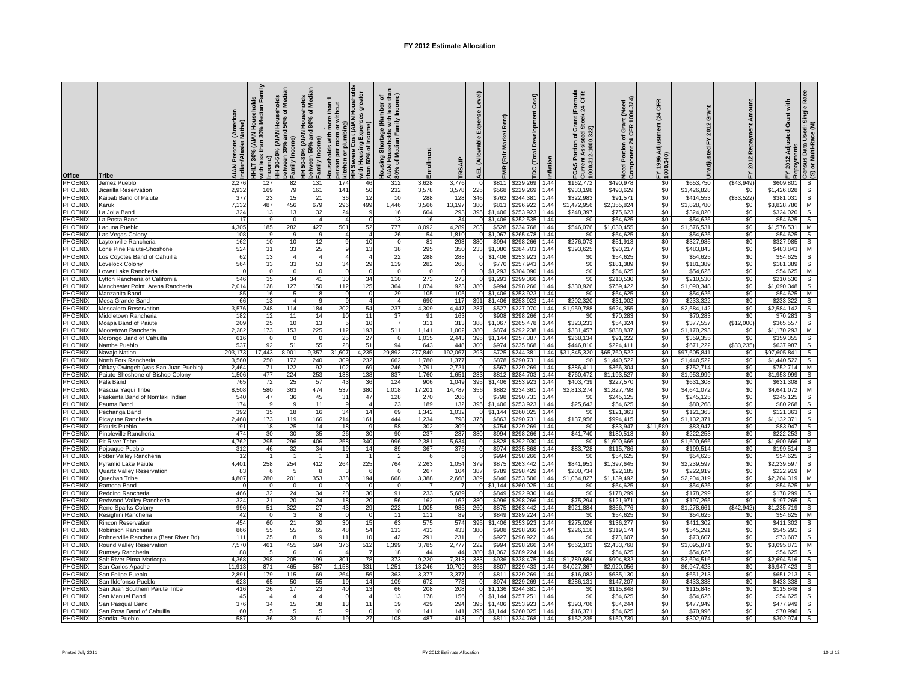# FY 2012 Estimate Allocation

| Office | Tribe | AIAN Persons (American Indian/Alaska Native) | HHLT 30% (AIAN Households with less than 30% Median Family Income) | HH 30-50% (AIAN Households between 30% and 50% of Median Family Income) | HH 50-80% (AIAN Households between 50% and 80% of Median Family Income) | Households with more than 1 person per room or without kitchen or plumbing) | HH Severe Cost (AIAN Housholds with Housing Expenses greater than 50% of Income) | Housing Shortage (Number of AIAN Households with less than 80% of Median Family Income) | Enrollment | TRSAIP | AEL (Allowable Expense Level) | FMR (Fair Market Rent) | TDC (Total Development Cost) | Inflation | FCAS Portion of Grant (Formula Current Assisted Stock 24 CFR 1000.312-1000.322) | Need Portion of Grant (Need Component 24 CFR 1000.324) | FY 1996 Adjustment (24 CFR 1000.340) | Unadjusted FY 2012 Grant | FY 2012 Repayment Amount | FY 2012 Adjusted Grant with Repayments | Census Data Used: Single Race (S) or Multi-Race (M) |
|---|---|---|---|---|---|---|---|---|---|---|---|---|---|---|---|---|---|---|---|---|---|
| PHOENIX | Jemez Pueblo | 2,276 | 127 | 82 | 131 | 174 | 46 | 312 | 3,628 | 3,776 | 0 | $811 | $229,269 | 1.44 | $162,772 | $490,978 | $0 | $653,750 | ($43,949) | $609,801 | S |
| PHOENIX | Jicarilla Reservation | 2,932 | 169 | 79 | 161 | 141 | 50 | 232 | 3,578 | 3,578 | 225 | $568 | $229,269 | 1.44 | $933,198 | $493,629 | $0 | $1,426,828 | $0 | $1,426,828 | S |
| PHOENIX | Kaibab Band of Paiute | 377 | 23 | 15 | 21 | 36 | 12 | 10 | 288 | 128 | 346 | $762 | $244,381 | 1.44 | $322,983 | $91,571 | $0 | $414,553 | ($33,522) | $381,031 | S |
| PHOENIX | Karuk | 7,132 | 487 | 456 | 679 | 296 | 499 | 1,446 | 3,566 | 13,197 | 380 | $813 | $296,922 | 1.44 | $1,472,956 | $2,355,824 | $0 | $3,828,780 | $0 | $3,828,780 | M |
| PHOENIX | La Jolla Band | 324 | 13 | 13 | 32 | 24 | 9 | 16 | 604 | 293 | 395 | $1,406 | $253,923 | 1.44 | $248,397 | $75,623 | $0 | $324,020 | $0 | $324,020 | S |
| PHOENIX | La Posta Band | 17 | 9 | 0 | 4 | 4 | 0 | 13 | 16 | 34 | 0 | $1,406 | $252,535 | 1.44 | $0 | $54,625 | $0 | $54,625 | $0 | $54,625 | S |
| PHOENIX | Laguna Pueblo | 4,305 | 185 | 282 | 427 | 501 | 52 | 777 | 8,092 | 4,289 | 203 | $528 | $234,768 | 1.44 | $546,076 | $1,030,455 | $0 | $1,576,531 | $0 | $1,576,531 | M |
| PHOENIX | Las Vegas Colony | 108 | 9 | 9 | 9 | 4 | 4 | 26 | 54 | 1,810 | 0 | $1,067 | $265,478 | 1.44 | $0 | $54,625 | $0 | $54,625 | $0 | $54,625 | S |
| PHOENIX | Laytonville Rancheria | 162 | 10 | 10 | 12 | 9 | 10 | 0 | 81 | 293 | 380 | $994 | $298,266 | 1.44 | $276,073 | $51,913 | $0 | $327,985 | $0 | $327,985 | S |
| PHOENIX | Lone Pine Paiute-Shoshone | 524 | 31 | 33 | 25 | 9 | 13 | 38 | 295 | 350 | 233 | $1,080 | $284,703 | 1.44 | $393,625 | $90,217 | $0 | $483,843 | $0 | $483,843 | M |
| PHOENIX | Los Coyotes Band of Cahuilla | 62 | 13 | 4 | 4 | 4 | 4 | 22 | 288 | 288 | 0 | $1,406 | $253,923 | 1.44 | $0 | $54,625 | $0 | $54,625 | $0 | $54,625 | S |
| PHOENIX | Lovelock Colony | 564 | 33 | 33 | 53 | 34 | 29 | 119 | 282 | 268 | 0 | $770 | $257,943 | 1.44 | $0 | $181,389 | $0 | $181,389 | $0 | $181,389 | S |
| PHOENIX | Lower Lake Rancheria | 0 | 0 | 0 | 0 | 0 | 0 | 0 | 0 | 0 | 0 | $1,293 | $304,090 | 1.44 | $0 | $54,625 | $0 | $54,625 | $0 | $54,625 | M |
| PHOENIX | Lytton Rancheria of California | 546 | 35 | 34 | 41 | 30 | 34 | 110 | 273 | 273 | 0 | $1,293 | $299,366 | 1.44 | $0 | $210,530 | $0 | $210,530 | $0 | $210,530 | S |
| PHOENIX | Manchester Point Arena Rancheria | 2,014 | 128 | 127 | 150 | 112 | 125 | 364 | 1,074 | 923 | 380 | $994 | $298,266 | 1.44 | $330,926 | $759,422 | $0 | $1,090,348 | $0 | $1,090,348 | S |
| PHOENIX | Manzanita Band | 85 | 16 | 5 | 8 | 0 | 0 | 29 | 105 | 105 | 0 | $1,406 | $253,923 | 1.44 | $0 | $54,625 | $0 | $54,625 | $0 | $54,625 | M |
| PHOENIX | Mesa Grande Band | 66 | 13 | 4 | 9 | 9 | 4 | 4 | 690 | 117 | 391 | $1,406 | $253,923 | 1.44 | $202,320 | $31,002 | $0 | $233,322 | $0 | $233,322 | S |
| PHOENIX | Mescalero Reservation | 3,576 | 248 | 114 | 184 | 202 | 54 | 237 | 4,309 | 4,447 | 287 | $527 | $227,070 | 1.44 | $1,959,788 | $624,355 | $0 | $2,584,142 | $0 | $2,584,142 | S |
| PHOENIX | Middletown Rancheria | 182 | 12 | 11 | 14 | 10 | 11 | 37 | 91 | 163 | 0 | $908 | $298,266 | 1.44 | $0 | $70,283 | $0 | $70,283 | $0 | $70,283 | S |
| PHOENIX | Moapa Band of Paiute | 209 | 25 | 10 | 13 | 5 | 10 | 7 | 311 | 313 | 388 | $1,067 | $265,478 | 1.44 | $323,233 | $54,324 | $0 | $377,557 | ($12,000) | $365,557 | S |
| PHOENIX | Mooretown Rancheria | 2,282 | 173 | 153 | 225 | 112 | 193 | 511 | 1,141 | 1,002 | 380 | $874 | $292,238 | 1.44 | $331,457 | $838,837 | $0 | $1,170,293 | $0 | $1,170,293 | M |
| PHOENIX | Morongo Band of Cahuilla | 616 | 0 | 0 | 0 | 25 | 27 | 0 | 1,015 | 2,443 | 395 | $1,144 | $257,387 | 1.44 | $268,134 | $91,222 | $0 | $359,355 | $0 | $359,355 | S |
| PHOENIX | Nambe Pueblo | 537 | 92 | 51 | 55 | 28 | 51 | 94 | 643 | 448 | 300 | $974 | $235,868 | 1.44 | $446,810 | $224,411 | $0 | $671,222 | ($33,235) | $637,987 | S |
| PHOENIX | Navajo Nation | 203,173 | 17,443 | 8,901 | 9,357 | 31,607 | 4,235 | 29,892 | 277,840 | 192,067 | 293 | $725 | $244,381 | 1.44 | $31,845,320 | $65,760,522 | $0 | $97,605,841 | $0 | $97,605,841 | S |
| PHOENIX | North Fork Rancheria | 3,560 | 250 | 172 | 240 | 309 | 232 | 662 | 1,780 | 1,377 | 0 | $878 | $290,731 | 1.44 | $0 | $1,440,522 | $0 | $1,440,522 | $0 | $1,440,522 | S |
| PHOENIX | Ohkay Owingeh (was San Juan Pueblo) | 2,464 | 71 | 122 | 92 | 102 | 69 | 246 | 2,791 | 2,721 | 0 | $567 | $229,269 | 1.44 | $386,411 | $366,304 | $0 | $752,714 | $0 | $752,714 | M |
| PHOENIX | Paiute-Shoshone of Bishop Colony | 1,506 | 477 | 224 | 253 | 138 | 138 | 837 | 1,760 | 1,651 | 233 | $812 | $284,703 | 1.44 | $760,472 | $1,193,527 | $0 | $1,953,999 | $0 | $1,953,999 | S |
| PHOENIX | Pala Band | 765 | 72 | 25 | 57 | 43 | 36 | 124 | 906 | 1,049 | 395 | $1,406 | $253,923 | 1.44 | $403,739 | $227,570 | $0 | $631,308 | $0 | $631,308 | S |
| PHOENIX | Pascua Yaqui Tribe | 8,508 | 580 | 363 | 474 | 537 | 380 | 1,018 | 17,201 | 14,787 | 356 | $882 | $234,361 | 1.44 | $2,813,274 | $1,827,798 | $0 | $4,641,072 | $0 | $4,641,072 | M |
| PHOENIX | Paskenta Band of Nomlaki Indian | 540 | 47 | 36 | 45 | 31 | 47 | 128 | 270 | 206 | 0 | $798 | $290,731 | 1.44 | $0 | $245,125 | $0 | $245,125 | $0 | $245,125 | S |
| PHOENIX | Pauma Band | 174 | 9 | 9 | 11 | 9 | 4 | 23 | 189 | 132 | 395 | $1,406 | $253,923 | 1.44 | $25,643 | $54,625 | $0 | $80,268 | $0 | $80,268 | S |
| PHOENIX | Pechanga Band | 392 | 35 | 18 | 16 | 34 | 14 | 69 | 1,342 | 1,032 | 0 | $1,144 | $260,025 | 1.44 | $0 | $121,363 | $0 | $121,363 | $0 | $121,363 | S |
| PHOENIX | Picayune Rancheria | 2,468 | 173 | 119 | 166 | 214 | 161 | 444 | 1,234 | 798 | 378 | $863 | $290,731 | 1.44 | $137,956 | $994,415 | $0 | $1,132,371 | $0 | $1,132,371 | S |
| PHOENIX | Picuris Pueblo | 191 | 18 | 25 | 14 | 18 | 9 | 58 | 302 | 309 | 0 | $754 | $229,269 | 1.44 | $0 | $72,358 | $11,589 | $83,947 | $0 | $83,947 | S |
| PHOENIX | Pinoleville Rancheria | 474 | 30 | 30 | 35 | 26 | 30 | 90 | 237 | 237 | 380 | $994 | $298,266 | 1.44 | $41,740 | $180,513 | $0 | $222,253 | $0 | $222,253 | S |
| PHOENIX | Pit River Tribe | 4,762 | 295 | 296 | 406 | 258 | 340 | 996 | 2,381 | 5,634 | 0 | $828 | $292,930 | 1.44 | $0 | $1,600,666 | $0 | $1,600,666 | $0 | $1,600,666 | M |
| PHOENIX | Pojoaque Pueblo | 312 | 46 | 32 | 34 | 19 | 14 | 89 | 367 | 376 | 0 | $974 | $235,868 | 1.44 | $83,728 | $115,786 | $0 | $199,514 | $0 | $199,514 | S |
| PHOENIX | Potter Valley Rancheria | 12 | 1 | 1 | 1 | 1 | 1 | 2 | 6 | 6 | 0 | $994 | $298,266 | 1.44 | $0 | $54,625 | $0 | $54,625 | $0 | $54,625 | S |
| PHOENIX | Pyramid Lake Paiute | 4,401 | 258 | 254 | 412 | 264 | 225 | 764 | 2,263 | 1,054 | 379 | $875 | $263,442 | 1.44 | $841,951 | $1,397,645 | $0 | $2,239,597 | $0 | $2,239,597 | S |
| PHOENIX | Quartz Valley Reservation | 83 | 6 | 5 | 8 | 3 | 6 | 0 | 267 | 104 | 387 | $789 | $298,429 | 1.44 | $200,734 | $22,185 | $0 | $222,919 | $0 | $222,919 | M |
| PHOENIX | Quechan Tribe | 4,807 | 280 | 201 | 353 | 338 | 194 | 668 | 3,388 | 2,668 | 389 | $846 | $253,506 | 1.44 | $1,064,827 | $1,139,492 | $0 | $2,204,319 | $0 | $2,204,319 | M |
| PHOENIX | Ramona Band | 0 | 0 | 0 | 0 | 0 | 0 | 0 | 7 | 7 | 0 | $1,144 | $260,025 | 1.44 | $0 | $54,625 | $0 | $54,625 | $0 | $54,625 | M |
| PHOENIX | Redding Rancheria | 466 | 32 | 24 | 34 | 28 | 30 | 91 | 233 | 5,689 | 0 | $849 | $292,930 | 1.44 | $0 | $178,299 | $0 | $178,299 | $0 | $178,299 | S |
| PHOENIX | Redwood Valley Rancheria | 324 | 21 | 20 | 24 | 18 | 20 | 56 | 162 | 162 | 380 | $996 | $298,266 | 1.44 | $75,294 | $121,971 | $0 | $197,265 | $0 | $197,265 | S |
| PHOENIX | Reno-Sparks Colony | 996 | 51 | 322 | 27 | 43 | 29 | 222 | 1,005 | 985 | 260 | $875 | $263,442 | 1.44 | $921,884 | $356,776 | $0 | $1,278,661 | ($42,942) | $1,235,719 | S |
| PHOENIX | Resighini Rancheria | 42 | 0 | 3 | 8 | 0 | 0 | 11 | 111 | 89 | 0 | $849 | $289,224 | 1.44 | $0 | $54,625 | $0 | $54,625 | $0 | $54,625 | M |
| PHOENIX | Rincon Reservation | 454 | 60 | 21 | 30 | 30 | 15 | 63 | 575 | 574 | 395 | $1,406 | $253,923 | 1.44 | $275,026 | $136,277 | $0 | $411,302 | $0 | $411,302 | S |
| PHOENIX | Robinson Rancheria | 866 | 55 | 55 | 65 | 48 | 54 | 133 | 433 | 433 | 380 | $908 | $298,266 | 1.44 | $226,118 | $319,174 | $0 | $545,291 | $0 | $545,291 | S |
| PHOENIX | Rohnerville Rancheria (Bear River Bd) | 111 | 25 | 8 | 9 | 11 | 10 | 42 | 291 | 231 | 0 | $927 | $296,922 | 1.44 | $0 | $73,607 | $0 | $73,607 | $0 | $73,607 | S |
| PHOENIX | Round Valley Reservation | 7,570 | 461 | 455 | 594 | 376 | 512 | 1,399 | 3,785 | 2,777 | 222 | $994 | $298,266 | 1.44 | $662,103 | $2,433,768 | $0 | $3,095,871 | $0 | $3,095,871 | M |
| PHOENIX | Rumsey Rancheria | 88 | 5 | 6 | 6 | 4 | 7 | 18 | 44 | 44 | 380 | $1,062 | $289,224 | 1.44 | $0 | $54,625 | $0 | $54,625 | $0 | $54,625 | S |
| PHOENIX | Salt River Plma-Maricopa | 4,368 | 298 | 205 | 199 | 301 | 78 | 373 | 9,220 | 7,313 | 333 | $936 | $238,475 | 1.44 | $1,789,684 | $904,832 | $0 | $2,694,516 | $0 | $2,694,516 | S |
| PHOENIX | San Carlos Apache | 11,913 | 871 | 465 | 587 | 1,158 | 331 | 1,251 | 13,246 | 10,709 | 368 | $807 | $229,433 | 1.44 | $4,027,367 | $2,920,056 | $0 | $6,947,423 | $0 | $6,947,423 | S |
| PHOENIX | San Felipe Pueblo | 2,891 | 179 | 115 | 69 | 264 | 56 | 363 | 3,377 | 3,377 | 0 | $811 | $229,269 | 1.44 | $16,083 | $635,130 | $0 | $651,213 | $0 | $651,213 | S |
| PHOENIX | San Ildefonso Pueblo | 623 | 65 | 50 | 55 | 19 | 14 | 109 | 672 | 773 | 0 | $974 | $229,269 | 1.44 | $286,131 | $147,207 | $0 | $433,338 | $0 | $433,338 | S |
| PHOENIX | San Juan Southern Paiute Tribe | 416 | 26 | 17 | 23 | 40 | 13 | 66 | 208 | 208 | 0 | $1,136 | $244,381 | 1.44 | $0 | $115,848 | $0 | $115,848 | $0 | $115,848 | S |
| PHOENIX | San Manuel Band | 45 | 4 | 4 | 4 | 0 | 4 | 13 | 178 | 156 | 0 | $1,144 | $257,251 | 1.44 | $0 | $54,625 | $0 | $54,625 | $0 | $54,625 | S |
| PHOENIX | San Pasqual Band | 376 | 34 | 15 | 38 | 13 | 11 | 19 | 429 | 294 | 395 | $1,406 | $253,923 | 1.44 | $393,706 | $84,244 | $0 | $477,949 | $0 | $477,949 | S |
| PHOENIX | San Rosa Band of Cahuilla | 60 | 5 | 5 | 5 | 9 | 0 | 10 | 141 | 141 | 395 | $1,144 | $260,025 | 1.44 | $16,371 | $54,625 | $0 | $70,996 | $0 | $70,996 | S |
| PHOENIX | Sandia Pueblo | 587 | 36 | 33 | 61 | 19 | 27 | 108 | 487 | 413 | 0 | $811 | $234,768 | 1.44 | $152,235 | $150,739 | $0 | $302,974 | $0 | $302,974 | S |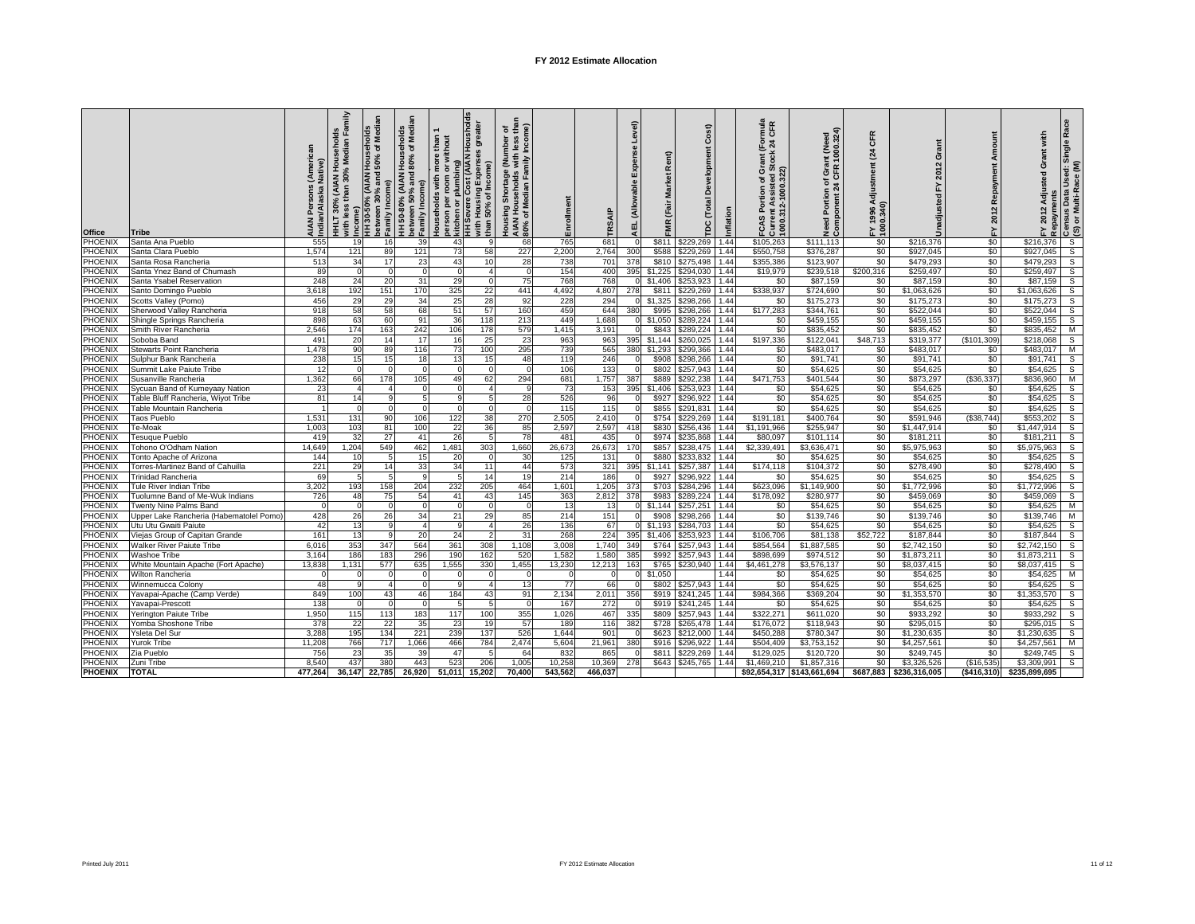# FY 2012 Estimate Allocation

| Office | Tribe | AIAN Persons (American Indian/Alaska Native) | HHLT 30% (AIAN Households with less than 30% Median Family Income) | HH 30-50% (AIAN Households between 30% and 50% of Median Family Income) | HH 50-80% (AIAN Households between 50% and 80% of Median Family Income) | Households with more than 1 person per room or without kitchen or plumbing) | HH Severe Cost (AIAN Housholds with Housing Expenses greater than 50% of Income) | Housing Shortage (Number of AIAN Households with less than 80% of Median Family Income) | Enrollment | TRSAIP | AEL (Allowable Expense Level) | FMR (Fair Market Rent) | TDC (Total Development Cost) | Inflation | FCAS Portion of Grant (Formula Current Assisted Stock 24 CFR 1000.312-1000.322) | Need Portion of Grant (Need Component 24 CFR 1000.324) | FY 1996 Adjustment (24 CFR 1000.340) | Unadjusted FY 2012 Grant | FY 2012 Repayment Amount | FY 2012 Adjusted Grant with Repayments | Census Data Used: Single Race (S) or Multi-Race (M) |
|---|---|---|---|---|---|---|---|---|---|---|---|---|---|---|---|---|---|---|---|---|---|
| PHOENIX | Santa Ana Pueblo | 555 | 19 | 16 | 39 | 43 | 9 | 68 | 765 | 681 | 0 | $811 | $229,269 | 1.44 | $105,263 | $111,113 | $0 | $216,376 | $0 | $216,376 | S |
| PHOENIX | Santa Clara Pueblo | 1,574 | 121 | 89 | 121 | 73 | 58 | 227 | 2,200 | 2,764 | 300 | $588 | $229,269 | 1.44 | $550,758 | $376,287 | $0 | $927,045 | $0 | $927,045 | S |
| PHOENIX | Santa Rosa Rancheria | 513 | 34 | 17 | 23 | 43 | 10 | 28 | 738 | 701 | 378 | $810 | $275,498 | 1.44 | $355,386 | $123,907 | $0 | $479,293 | $0 | $479,293 | S |
| PHOENIX | Santa Ynez Band of Chumash | 89 | 0 | 0 | 0 | 0 | 4 | 0 | 154 | 400 | 395 | $1,225 | $294,030 | 1.44 | $19,979 | $239,518 | $200,316 | $259,497 | $0 | $259,497 | S |
| PHOENIX | Santa Ysabel Reservation | 248 | 24 | 20 | 31 | 29 | 0 | 75 | 768 | 768 | 0 | $1,406 | $253,923 | 1.44 | $0 | $87,159 | $0 | $87,159 | $0 | $87,159 | S |
| PHOENIX | Santo Domingo Pueblo | 3,618 | 192 | 151 | 170 | 325 | 22 | 441 | 4,492 | 4,807 | 278 | $811 | $229,269 | 1.44 | $338,937 | $724,690 | $0 | $1,063,626 | $0 | $1,063,626 | S |
| PHOENIX | Scotts Valley (Pomo) | 456 | 29 | 29 | 34 | 25 | 28 | 92 | 228 | 294 | 0 | $1,325 | $298,266 | 1.44 | $0 | $175,273 | $0 | $175,273 | $0 | $175,273 | S |
| PHOENIX | Sherwood Valley Rancheria | 918 | 58 | 58 | 68 | 51 | 57 | 160 | 459 | 644 | 380 | $995 | $298,266 | 1.44 | $177,283 | $344,761 | $0 | $522,044 | $0 | $522,044 | S |
| PHOENIX | Shingle Springs Rancheria | 898 | 63 | 60 | 91 | 36 | 118 | 213 | 449 | 1,688 | 0 | $1,050 | $289,224 | 1.44 | $0 | $459,155 | $0 | $459,155 | $0 | $459,155 | S |
| PHOENIX | Smith River Rancheria | 2,546 | 174 | 163 | 242 | 106 | 178 | 579 | 1,415 | 3,191 | 0 | $843 | $289,224 | 1.44 | $0 | $835,452 | $0 | $835,452 | $0 | $835,452 | M |
| PHOENIX | Soboba Band | 491 | 20 | 14 | 17 | 16 | 25 | 23 | 963 | 963 | 395 | $1,144 | $260,025 | 1.44 | $197,336 | $122,041 | $48,713 | $319,377 | ($101,309) | $218,068 | S |
| PHOENIX | Stewarts Point Rancheria | 1,478 | 90 | 89 | 116 | 73 | 100 | 295 | 739 | 565 | 380 | $1,293 | $299,366 | 1.44 | $0 | $483,017 | $0 | $483,017 | $0 | $483,017 | M |
| PHOENIX | Sulphur Bank Rancheria | 238 | 15 | 15 | 18 | 13 | 15 | 48 | 119 | 246 | 0 | $908 | $298,266 | 1.44 | $0 | $91,741 | $0 | $91,741 | $0 | $91,741 | S |
| PHOENIX | Summit Lake Paiute Tribe | 12 | 0 | 0 | 0 | 0 | 0 | 0 | 106 | 133 | 0 | $802 | $257,943 | 1.44 | $0 | $54,625 | $0 | $54,625 | $0 | $54,625 | S |
| PHOENIX | Susanville Rancheria | 1,362 | 66 | 178 | 105 | 49 | 62 | 294 | 681 | 1,757 | 387 | $889 | $292,238 | 1.44 | $471,753 | $401,544 | $0 | $873,297 | ($36,337) | $836,960 | M |
| PHOENIX | Sycuan Band of Kumeyaay Nation | 23 | 4 | 4 | 0 | 0 | 4 | 9 | 73 | 153 | 395 | $1,406 | $253,923 | 1.44 | $0 | $54,625 | $0 | $54,625 | $0 | $54,625 | S |
| PHOENIX | Table Bluff Rancheria, Wiyot Tribe | 81 | 14 | 9 | 5 | 9 | 5 | 28 | 526 | 96 | 0 | $927 | $296,922 | 1.44 | $0 | $54,625 | $0 | $54,625 | $0 | $54,625 | S |
| PHOENIX | Table Mountain Rancheria | 1 | 0 | 0 | 0 | 0 | 0 | 0 | 115 | 115 | 0 | $855 | $291,831 | 1.44 | $0 | $54,625 | $0 | $54,625 | $0 | $54,625 | S |
| PHOENIX | Taos Pueblo | 1,531 | 131 | 90 | 106 | 122 | 38 | 270 | 2,505 | 2,410 | 0 | $754 | $229,269 | 1.44 | $191,181 | $400,764 | $0 | $591,946 | ($38,744) | $553,202 | S |
| PHOENIX | Te-Moak | 1,003 | 103 | 81 | 100 | 22 | 36 | 85 | 2,597 | 2,597 | 418 | $830 | $256,436 | 1.44 | $1,191,966 | $255,947 | $0 | $1,447,914 | $0 | $1,447,914 | S |
| PHOENIX | Tesuque Pueblo | 419 | 32 | 27 | 41 | 26 | 5 | 78 | 481 | 435 | 0 | $974 | $235,868 | 1.44 | $80,097 | $101,114 | $0 | $181,211 | $0 | $181,211 | S |
| PHOENIX | Tohono O'Odham Nation | 14,649 | 1,204 | 549 | 462 | 1,481 | 303 | 1,660 | 26,673 | 26,673 | 170 | $857 | $238,475 | 1.44 | $2,339,491 | $3,636,471 | $0 | $5,975,963 | $0 | $5,975,963 | S |
| PHOENIX | Tonto Apache of Arizona | 144 | 10 | 5 | 15 | 20 | 0 | 30 | 125 | 131 | 0 | $880 | $233,832 | 1.44 | $0 | $54,625 | $0 | $54,625 | $0 | $54,625 | S |
| PHOENIX | Torres-Martinez Band of Cahuilla | 221 | 29 | 14 | 33 | 34 | 11 | 44 | 573 | 321 | 395 | $1,141 | $257,387 | 1.44 | $174,118 | $104,372 | $0 | $278,490 | $0 | $278,490 | S |
| PHOENIX | Trinidad Rancheria | 69 | 5 | 5 | 9 | 5 | 14 | 19 | 214 | 186 | 0 | $927 | $296,922 | 1.44 | $0 | $54,625 | $0 | $54,625 | $0 | $54,625 | S |
| PHOENIX | Tule River Indian Tribe | 3,202 | 193 | 158 | 204 | 232 | 205 | 464 | 1,601 | 1,205 | 373 | $703 | $284,296 | 1.44 | $623,096 | $1,149,900 | $0 | $1,772,996 | $0 | $1,772,996 | S |
| PHOENIX | Tuolumne Band of Me-Wuk Indians | 726 | 48 | 75 | 54 | 41 | 43 | 145 | 363 | 2,812 | 378 | $983 | $289,224 | 1.44 | $178,092 | $280,977 | $0 | $459,069 | $0 | $459,069 | S |
| PHOENIX | Twenty Nine Palms Band | 0 | 0 | 0 | 0 | 0 | 0 | 0 | 13 | 13 | 0 | $1,144 | $257,251 | 1.44 | $0 | $54,625 | $0 | $54,625 | $0 | $54,625 | M |
| PHOENIX | Upper Lake Rancheria (Habematolel Pomo) | 428 | 26 | 26 | 34 | 21 | 29 | 85 | 214 | 151 | 0 | $908 | $298,266 | 1.44 | $0 | $139,746 | $0 | $139,746 | $0 | $139,746 | M |
| PHOENIX | Utu Utu Gwaiti Paiute | 42 | 13 | 9 | 4 | 9 | 4 | 26 | 136 | 67 | 0 | $1,193 | $284,703 | 1.44 | $0 | $54,625 | $0 | $54,625 | $0 | $54,625 | S |
| PHOENIX | Viejas Group of Capitan Grande | 161 | 13 | 9 | 20 | 24 | 2 | 31 | 268 | 224 | 395 | $1,406 | $253,923 | 1.44 | $106,706 | $81,138 | $52,722 | $187,844 | $0 | $187,844 | S |
| PHOENIX | Walker River Paiute Tribe | 6,016 | 353 | 347 | 564 | 361 | 308 | 1,108 | 3,008 | 1,740 | 349 | $764 | $257,943 | 1.44 | $854,564 | $1,887,585 | $0 | $2,742,150 | $0 | $2,742,150 | S |
| PHOENIX | Washoe Tribe | 3,164 | 186 | 183 | 296 | 190 | 162 | 520 | 1,582 | 1,580 | 385 | $992 | $257,943 | 1.44 | $898,699 | $974,512 | $0 | $1,873,211 | $0 | $1,873,211 | S |
| PHOENIX | White Mountain Apache (Fort Apache) | 13,838 | 1,131 | 577 | 635 | 1,555 | 330 | 1,455 | 13,230 | 12,213 | 163 | $765 | $230,940 | 1.44 | $4,461,278 | $3,576,137 | $0 | $8,037,415 | $0 | $8,037,415 | S |
| PHOENIX | Wilton Rancheria | 0 | 0 | 0 | 0 | 0 | 0 | 0 | 0 | 0 | 0 | $1,050 | | 1.44 | $0 | $54,625 | $0 | $54,625 | $0 | $54,625 | M |
| PHOENIX | Winnemucca Colony | 48 | 9 | 4 | 0 | 9 | 4 | 13 | 77 | 66 | 0 | $802 | $257,943 | 1.44 | $0 | $54,625 | $0 | $54,625 | $0 | $54,625 | S |
| PHOENIX | Yavapai-Apache (Camp Verde) | 849 | 100 | 43 | 46 | 184 | 43 | 91 | 2,134 | 2,011 | 356 | $919 | $241,245 | 1.44 | $984,366 | $369,204 | $0 | $1,353,570 | $0 | $1,353,570 | S |
| PHOENIX | Yavapai-Prescott | 138 | 0 | 0 | 0 | 5 | 5 | 0 | 167 | 272 | 0 | $919 | $241,245 | 1.44 | $0 | $54,625 | $0 | $54,625 | $0 | $54,625 | S |
| PHOENIX | Yerington Paiute Tribe | 1,950 | 115 | 113 | 183 | 117 | 100 | 355 | 1,026 | 467 | 335 | $809 | $257,943 | 1.44 | $322,271 | $611,020 | $0 | $933,292 | $0 | $933,292 | S |
| PHOENIX | Yomba Shoshone Tribe | 378 | 22 | 22 | 35 | 23 | 19 | 57 | 189 | 116 | 382 | $728 | $265,478 | 1.44 | $176,072 | $118,943 | $0 | $295,015 | $0 | $295,015 | S |
| PHOENIX | Ysleta Del Sur | 3,288 | 195 | 134 | 221 | 239 | 137 | 526 | 1,644 | 901 | 0 | $623 | $212,000 | 1.44 | $450,288 | $780,347 | $0 | $1,230,635 | $0 | $1,230,635 | S |
| PHOENIX | Yurok Tribe | 11,208 | 766 | 717 | 1,066 | 466 | 784 | 2,474 | 5,604 | 21,961 | 380 | $916 | $296,922 | 1.44 | $504,409 | $3,753,152 | $0 | $4,257,561 | $0 | $4,257,561 | M |
| PHOENIX | Zia Pueblo | 756 | 23 | 35 | 39 | 47 | 5 | 64 | 832 | 865 | 0 | $811 | $229,269 | 1.44 | $129,025 | $120,720 | $0 | $249,745 | $0 | $249,745 | S |
| PHOENIX | Zuni Tribe | 8,540 | 437 | 380 | 443 | 523 | 206 | 1,005 | 10,258 | 10,369 | 278 | $643 | $245,765 | 1.44 | $1,469,210 | $1,857,316 | $0 | $3,326,526 | ($16,535) | $3,309,991 | S |
| **PHOENIX** | **TOTAL** | **477,264** | **36,147** | **22,785** | **26,920** | **51,011** | **15,202** | **70,400** | **543,562** | **466,037** | | | | | **$92,654,317** | **$143,661,694** | **$687,883** | **$236,316,005** | **($416,310)** | **$235,899,695** | |

Printed July 2011 — FY 2012 Estimate Allocation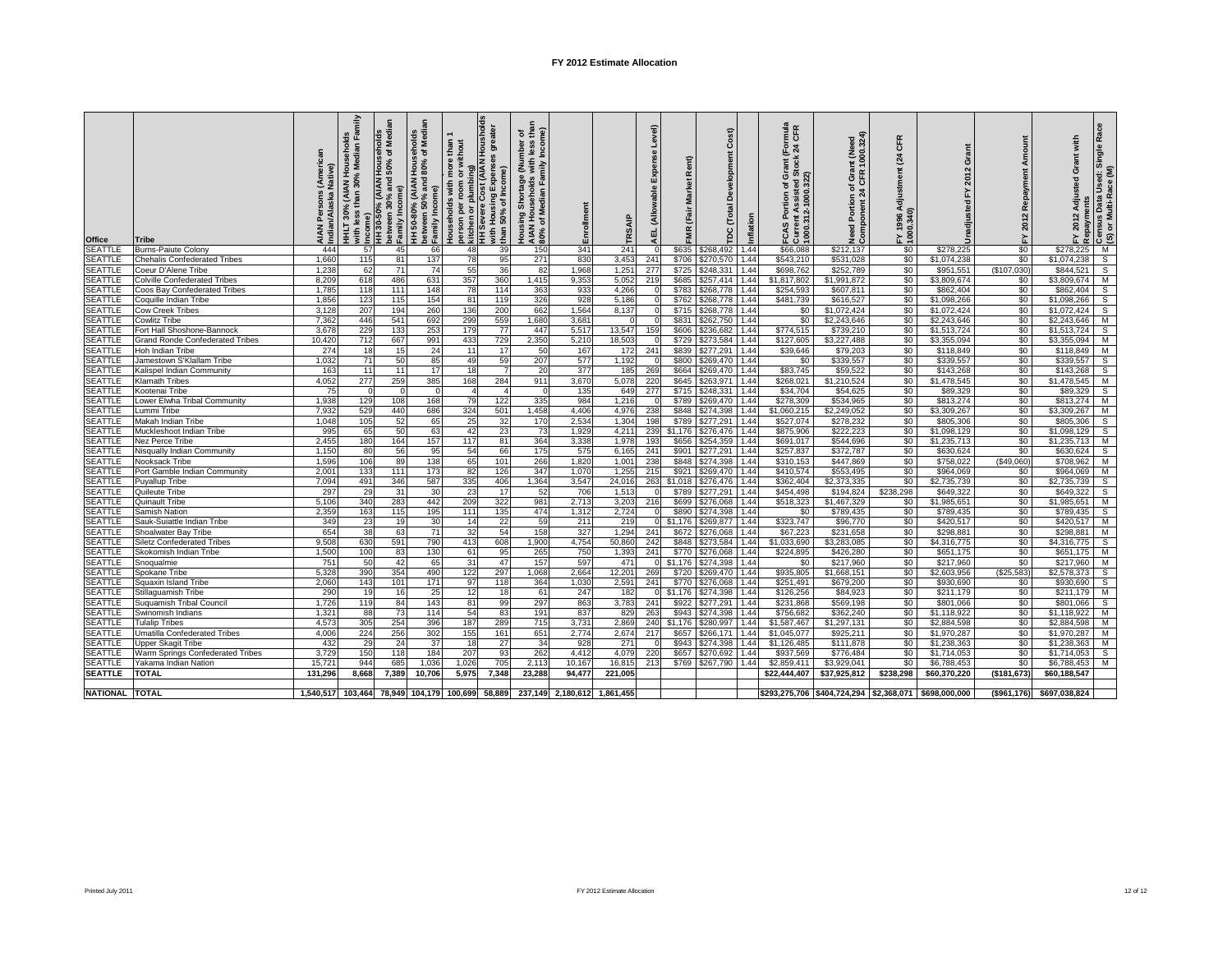# FY 2012 Estimate Allocation

| Office | Tribe | AIAN Persons (American Indian/Alaska Native) | HHLT 30% (AIAN Households with less than 30% Median Family Income) | HH 30-50% (AIAN Households between 30% and 50% of Median Family Income) | HH 50-80% (AIAN Households between 50% and 80% of Median Family Income) | Households with more than 1 person per room or without kitchen or plumbing) | HH Severe Cost (AIAN Housholds with Housing Expenses greater than 50% of Income) | Housing Shortage (Number of AIAN Households with less than 80% of Median Family Income) | Enrollment | TRSAIP | AEL (Allowable Expense Level) | FMR (Fair Market Rent) | TDC (Total Development Cost) | Inflation | FCAS Portion of Grant (Formula Current Assisted Stock 24 CFR 1000.312-1000.322) | Need Portion of Grant (Need Component 24 CFR 1000.324) | FY 1996 Adjustment (24 CFR 1000.340) | Unadjusted FY 2012 Grant | FY 2012 Repayment Amount | FY 2012 Adjusted Grant with Repayments | Census Data Used: Single Race (S) or Multi-Race (M) |
|---|---|---|---|---|---|---|---|---|---|---|---|---|---|---|---|---|---|---|---|---|---|
| SEATTLE | Burns-Paiute Colony | 444 | 57 | 45 | 66 | 48 | 39 | 150 | 341 | 241 | 0 | $635 | $268,492 | 1.44 | $66,088 | $212,137 | $0 | $278,225 | $0 | $278,225 | M |
| SEATTLE | Chehalis Confederated Tribes | 1,660 | 115 | 81 | 137 | 78 | 95 | 271 | 830 | 3,453 | 241 | $706 | $270,570 | 1.44 | $543,210 | $531,028 | $0 | $1,074,238 | $0 | $1,074,238 | S |
| SEATTLE | Coeur D'Alene Tribe | 1,238 | 62 | 71 | 74 | 55 | 36 | 82 | 1,968 | 1,251 | 277 | $725 | $248,331 | 1.44 | $698,762 | $252,789 | $0 | $951,551 | ($107,030) | $844,521 | S |
| SEATTLE | Colville Confederated Tribes | 8,209 | 618 | 486 | 631 | 357 | 360 | 1,415 | 9,353 | 5,052 | 219 | $685 | $257,414 | 1.44 | $1,817,802 | $1,991,872 | $0 | $3,809,674 | $0 | $3,809,674 | M |
| SEATTLE | Coos Bay Confederated Tribes | 1,785 | 118 | 111 | 148 | 78 | 114 | 363 | 933 | 4,266 | 0 | $783 | $268,778 | 1.44 | $254,593 | $607,811 | $0 | $862,404 | $0 | $862,404 | S |
| SEATTLE | Coquille Indian Tribe | 1,856 | 123 | 115 | 154 | 81 | 119 | 326 | 928 | 5,186 | 0 | $762 | $268,778 | 1.44 | $481,739 | $616,527 | $0 | $1,098,266 | $0 | $1,098,266 | S |
| SEATTLE | Cow Creek Tribes | 3,128 | 207 | 194 | 260 | 136 | 200 | 662 | 1,564 | 8,137 | 0 | $715 | $268,778 | 1.44 | $0 | $1,072,424 | $0 | $1,072,424 | $0 | $1,072,424 | S |
| SEATTLE | Cowlitz Tribe | 7,362 | 446 | 541 | 692 | 299 | 559 | 1,680 | 3,681 | 0 | 0 | $831 | $262,750 | 1.44 | $0 | $2,243,646 | $0 | $2,243,646 | $0 | $2,243,646 | M |
| SEATTLE | Fort Hall Shoshone-Bannock | 3,678 | 229 | 133 | 253 | 179 | 77 | 447 | 5,517 | 13,547 | 159 | $606 | $236,682 | 1.44 | $774,515 | $739,210 | $0 | $1,513,724 | $0 | $1,513,724 | S |
| SEATTLE | Grand Ronde Confederated Tribes | 10,420 | 712 | 667 | 991 | 433 | 729 | 2,350 | 5,210 | 18,503 | 0 | $729 | $273,584 | 1.44 | $127,605 | $3,227,488 | $0 | $3,355,094 | $0 | $3,355,094 | M |
| SEATTLE | Hoh Indian Tribe | 274 | 18 | 15 | 24 | 11 | 17 | 50 | 167 | 172 | 241 | $839 | $277,291 | 1.44 | $39,646 | $79,203 | $0 | $118,849 | $0 | $118,849 | M |
| SEATTLE | Jamestown S'Klallam Tribe | 1,032 | 71 | 50 | 85 | 49 | 59 | 207 | 577 | 1,192 | 0 | $800 | $269,470 | 1.44 | $0 | $339,557 | $0 | $339,557 | $0 | $339,557 | S |
| SEATTLE | Kalispel Indian Community | 163 | 11 | 11 | 17 | 18 | 7 | 20 | 377 | 185 | 269 | $664 | $269,470 | 1.44 | $83,745 | $59,522 | $0 | $143,268 | $0 | $143,268 | S |
| SEATTLE | Klamath Tribes | 4,052 | 277 | 259 | 385 | 168 | 284 | 911 | 3,670 | 5,078 | 220 | $645 | $263,971 | 1.44 | $268,021 | $1,210,524 | $0 | $1,478,545 | $0 | $1,478,545 | M |
| SEATTLE | Kootenai Tribe | 75 | 0 | 0 | 0 | 4 | 4 | 0 | 135 | 649 | 277 | $715 | $248,331 | 1.44 | $34,704 | $54,625 | $0 | $89,329 | $0 | $89,329 | S |
| SEATTLE | Lower Elwha Tribal Community | 1,938 | 129 | 108 | 168 | 79 | 122 | 335 | 984 | 1,216 | 0 | $789 | $269,470 | 1.44 | $278,309 | $534,965 | $0 | $813,274 | $0 | $813,274 | M |
| SEATTLE | Lummi Tribe | 7,932 | 529 | 440 | 686 | 324 | 501 | 1,458 | 4,406 | 4,976 | 238 | $848 | $274,398 | 1.44 | $1,060,215 | $2,249,052 | $0 | $3,309,267 | $0 | $3,309,267 | M |
| SEATTLE | Makah Indian Tribe | 1,048 | 105 | 52 | 65 | 25 | 32 | 170 | 2,534 | 1,304 | 198 | $789 | $277,291 | 1.44 | $527,074 | $278,232 | $0 | $805,306 | $0 | $805,306 | S |
| SEATTLE | Muckleshoot Indian Tribe | 995 | 65 | 50 | 63 | 42 | 23 | 73 | 1,929 | 4,211 | 239 | $1,176 | $276,476 | 1.44 | $875,906 | $222,223 | $0 | $1,098,129 | $0 | $1,098,129 | S |
| SEATTLE | Nez Perce Tribe | 2,455 | 180 | 164 | 157 | 117 | 81 | 364 | 3,338 | 1,978 | 193 | $656 | $254,359 | 1.44 | $691,017 | $544,696 | $0 | $1,235,713 | $0 | $1,235,713 | M |
| SEATTLE | Nisqually Indian Community | 1,150 | 80 | 56 | 95 | 54 | 66 | 175 | 575 | 6,165 | 241 | $901 | $277,291 | 1.44 | $257,837 | $372,787 | $0 | $630,624 | $0 | $630,624 | S |
| SEATTLE | Nooksack Tribe | 1,596 | 106 | 89 | 138 | 65 | 101 | 266 | 1,820 | 1,001 | 238 | $848 | $274,398 | 1.44 | $310,153 | $447,869 | $0 | $758,022 | ($49,060) | $708,962 | M |
| SEATTLE | Port Gamble Indian Community | 2,001 | 133 | 111 | 173 | 82 | 126 | 347 | 1,070 | 1,255 | 215 | $921 | $269,470 | 1.44 | $410,574 | $553,495 | $0 | $964,069 | $0 | $964,069 | M |
| SEATTLE | Puyallup Tribe | 7,094 | 491 | 346 | 587 | 335 | 406 | 1,364 | 3,547 | 24,016 | 263 | $1,018 | $276,476 | 1.44 | $362,404 | $2,373,335 | $0 | $2,735,739 | $0 | $2,735,739 | S |
| SEATTLE | Quileute Tribe | 297 | 29 | 31 | 30 | 23 | 17 | 52 | 706 | 1,513 | 0 | $789 | $277,291 | 1.44 | $454,498 | $194,824 | $238,298 | $649,322 | $0 | $649,322 | S |
| SEATTLE | Quinault Tribe | 5,106 | 340 | 283 | 442 | 209 | 322 | 981 | 2,713 | 3,203 | 216 | $699 | $276,068 | 1.44 | $518,323 | $1,467,329 | $0 | $1,985,651 | $0 | $1,985,651 | M |
| SEATTLE | Samish Nation | 2,359 | 163 | 115 | 195 | 111 | 135 | 474 | 1,312 | 2,724 | 0 | $890 | $274,398 | 1.44 | $0 | $789,435 | $0 | $789,435 | $0 | $789,435 | S |
| SEATTLE | Sauk-Suiattle Indian Tribe | 349 | 23 | 19 | 30 | 14 | 22 | 59 | 211 | 219 | 0 | $1,176 | $269,877 | 1.44 | $323,747 | $96,770 | $0 | $420,517 | $0 | $420,517 | M |
| SEATTLE | Shoalwater Bay Tribe | 654 | 38 | 63 | 71 | 32 | 54 | 158 | 327 | 1,294 | 241 | $672 | $276,068 | 1.44 | $67,223 | $231,658 | $0 | $298,881 | $0 | $298,881 | M |
| SEATTLE | Siletz Confederated Tribes | 9,508 | 630 | 591 | 790 | 413 | 608 | 1,900 | 4,754 | 50,860 | 242 | $848 | $273,584 | 1.44 | $1,033,690 | $3,283,085 | $0 | $4,316,775 | $0 | $4,316,775 | S |
| SEATTLE | Skokomish Indian Tribe | 1,500 | 100 | 83 | 130 | 61 | 95 | 265 | 750 | 1,393 | 241 | $770 | $276,068 | 1.44 | $224,895 | $426,280 | $0 | $651,175 | $0 | $651,175 | M |
| SEATTLE | Snoqualmie | 751 | 50 | 42 | 65 | 31 | 47 | 157 | 597 | 471 | 0 | $1,176 | $274,398 | 1.44 | $0 | $217,960 | $0 | $217,960 | $0 | $217,960 | M |
| SEATTLE | Spokane Tribe | 5,328 | 390 | 354 | 490 | 122 | 297 | 1,068 | 2,664 | 12,201 | 269 | $720 | $269,470 | 1.44 | $935,805 | $1,668,151 | $0 | $2,603,956 | ($25,583) | $2,578,373 | S |
| SEATTLE | Squaxin Island Tribe | 2,060 | 143 | 101 | 171 | 97 | 118 | 364 | 1,030 | 2,591 | 241 | $770 | $276,068 | 1.44 | $251,491 | $679,200 | $0 | $930,690 | $0 | $930,690 | S |
| SEATTLE | Stillaguamish Tribe | 290 | 19 | 16 | 25 | 12 | 18 | 61 | 247 | 182 | 0 | $1,176 | $274,398 | 1.44 | $126,256 | $84,923 | $0 | $211,179 | $0 | $211,179 | M |
| SEATTLE | Suquamish Tribal Council | 1,726 | 119 | 84 | 143 | 81 | 99 | 297 | 863 | 3,783 | 241 | $922 | $277,291 | 1.44 | $231,868 | $569,198 | $0 | $801,066 | $0 | $801,066 | S |
| SEATTLE | Swinomish Indians | 1,321 | 88 | 73 | 114 | 54 | 83 | 191 | 837 | 829 | 263 | $943 | $274,398 | 1.44 | $756,682 | $362,240 | $0 | $1,118,922 | $0 | $1,118,922 | M |
| SEATTLE | Tulalip Tribes | 4,573 | 305 | 254 | 396 | 187 | 289 | 715 | 3,731 | 2,869 | 240 | $1,176 | $280,997 | 1.44 | $1,587,467 | $1,297,131 | $0 | $2,884,598 | $0 | $2,884,598 | M |
| SEATTLE | Umatilla Confederated Tribes | 4,006 | 224 | 256 | 302 | 155 | 161 | 651 | 2,774 | 2,674 | 217 | $657 | $266,171 | 1.44 | $1,045,077 | $925,211 | $0 | $1,970,287 | $0 | $1,970,287 | M |
| SEATTLE | Upper Skagit Tribe | 432 | 29 | 24 | 37 | 18 | 27 | 34 | 928 | 271 | 0 | $943 | $274,398 | 1.44 | $1,126,485 | $111,878 | $0 | $1,238,363 | $0 | $1,238,363 | M |
| SEATTLE | Warm Springs Confederated Tribes | 3,729 | 150 | 118 | 184 | 207 | 93 | 262 | 4,412 | 4,079 | 220 | $657 | $270,692 | 1.44 | $937,569 | $776,484 | $0 | $1,714,053 | $0 | $1,714,053 | S |
| SEATTLE | Yakama Indian Nation | 15,721 | 944 | 685 | 1,036 | 1,026 | 705 | 2,113 | 10,167 | 16,815 | 213 | $769 | $267,790 | 1.44 | $2,859,411 | $3,929,041 | $0 | $6,788,453 | $0 | $6,788,453 | M |
| **SEATTLE** | **TOTAL** | **131,296** | **8,668** | **7,389** | **10,706** | **5,975** | **7,348** | **23,288** | **94,477** | **221,005** | | | | | **$22,444,407** | **$37,925,812** | **$238,298** | **$60,370,220** | **($181,673)** | **$60,188,547** | |
| **NATIONAL** | **TOTAL** | **1,540,517** | **103,464** | **78,949** | **104,179** | **100,699** | **58,889** | **237,149** | **2,180,612** | **1,861,455** | | | | | **$293,275,706** | **$404,724,294** | **$2,368,071** | **$698,000,000** | **($961,176)** | **$697,038,824** | |

Printed July 2011